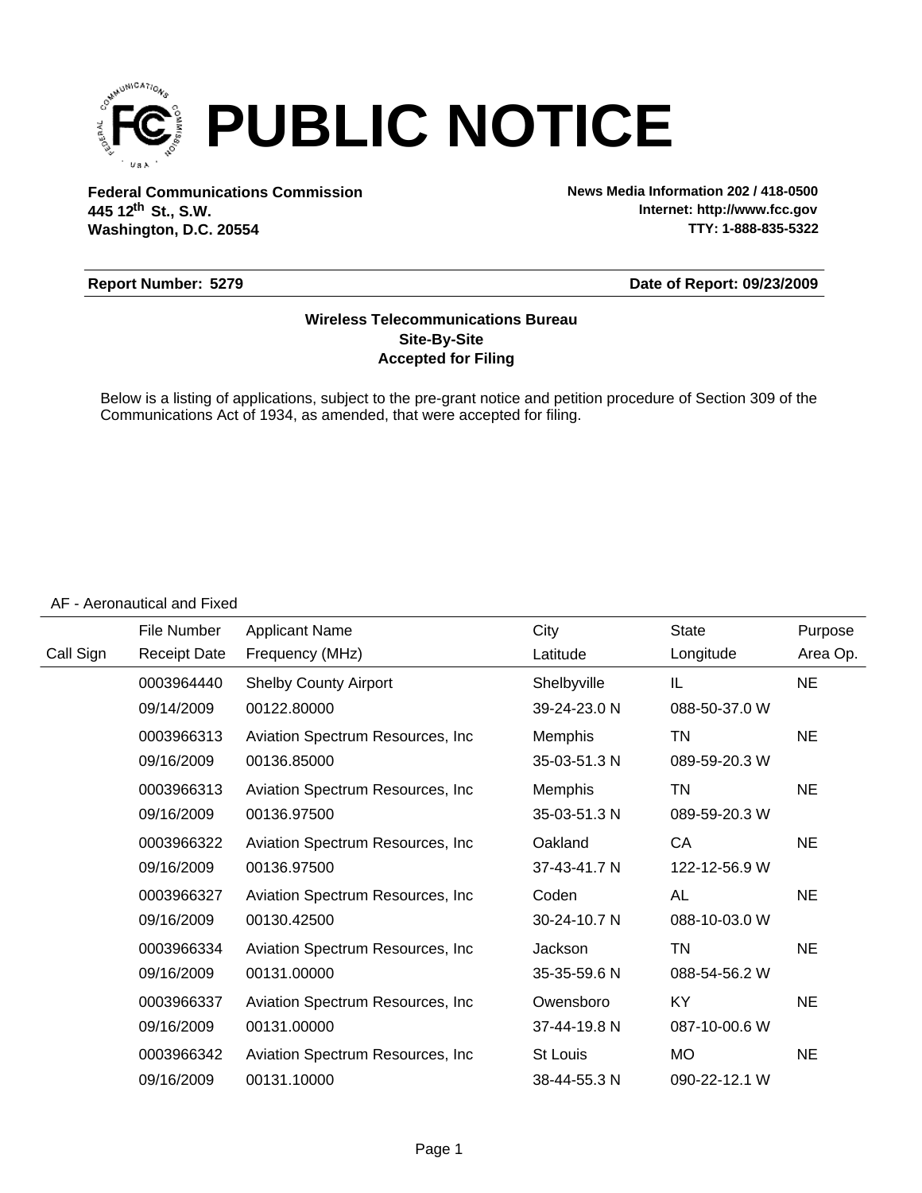# PUBLIC NOTICE

**Federal Communications Commission**
**445 12th St., S.W.**
**Washington, D.C. 20554**

**News Media Information 202 / 418-0500**
**Internet: http://www.fcc.gov**
**TTY: 1-888-835-5322**

**Report Number: 5279** | **Date of Report: 09/23/2009**

**Wireless Telecommunications Bureau**
**Site-By-Site**
**Accepted for Filing**

Below is a listing of applications, subject to the pre-grant notice and petition procedure of Section 309 of the Communications Act of 1934, as amended, that were accepted for filing.

AF - Aeronautical and Fixed

| Call Sign | File Number / Receipt Date | Applicant Name / Frequency (MHz) | City / Latitude | State / Longitude | Purpose / Area Op. |
|---|---|---|---|---|---|
| | 0003964440 | Shelby County Airport | Shelbyville | IL | NE |
| | 09/14/2009 | 00122.80000 | 39-24-23.0 N | 088-50-37.0 W | |
| | 0003966313 | Aviation Spectrum Resources, Inc | Memphis | TN | NE |
| | 09/16/2009 | 00136.85000 | 35-03-51.3 N | 089-59-20.3 W | |
| | 0003966313 | Aviation Spectrum Resources, Inc | Memphis | TN | NE |
| | 09/16/2009 | 00136.97500 | 35-03-51.3 N | 089-59-20.3 W | |
| | 0003966322 | Aviation Spectrum Resources, Inc | Oakland | CA | NE |
| | 09/16/2009 | 00136.97500 | 37-43-41.7 N | 122-12-56.9 W | |
| | 0003966327 | Aviation Spectrum Resources, Inc | Coden | AL | NE |
| | 09/16/2009 | 00130.42500 | 30-24-10.7 N | 088-10-03.0 W | |
| | 0003966334 | Aviation Spectrum Resources, Inc | Jackson | TN | NE |
| | 09/16/2009 | 00131.00000 | 35-35-59.6 N | 088-54-56.2 W | |
| | 0003966337 | Aviation Spectrum Resources, Inc | Owensboro | KY | NE |
| | 09/16/2009 | 00131.00000 | 37-44-19.8 N | 087-10-00.6 W | |
| | 0003966342 | Aviation Spectrum Resources, Inc | St Louis | MO | NE |
| | 09/16/2009 | 00131.10000 | 38-44-55.3 N | 090-22-12.1 W | |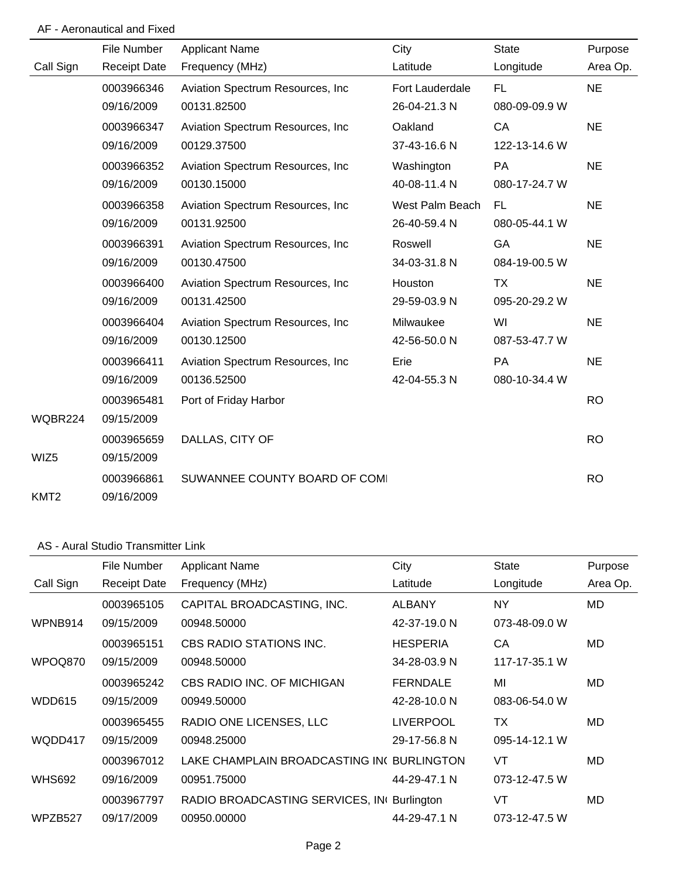## AF - Aeronautical and Fixed

| Call Sign | File Number / Receipt Date | Applicant Name / Frequency (MHz) | City / Latitude | State / Longitude | Purpose / Area Op. |
|---|---|---|---|---|---|
| | 0003966346<br>09/16/2009 | Aviation Spectrum Resources, Inc<br>00131.82500 | Fort Lauderdale<br>26-04-21.3 N | FL<br>080-09-09.9 W | NE |
| | 0003966347<br>09/16/2009 | Aviation Spectrum Resources, Inc<br>00129.37500 | Oakland<br>37-43-16.6 N | CA<br>122-13-14.6 W | NE |
| | 0003966352<br>09/16/2009 | Aviation Spectrum Resources, Inc<br>00130.15000 | Washington<br>40-08-11.4 N | PA<br>080-17-24.7 W | NE |
| | 0003966358<br>09/16/2009 | Aviation Spectrum Resources, Inc<br>00131.92500 | West Palm Beach<br>26-40-59.4 N | FL<br>080-05-44.1 W | NE |
| | 0003966391<br>09/16/2009 | Aviation Spectrum Resources, Inc<br>00130.47500 | Roswell<br>34-03-31.8 N | GA<br>084-19-00.5 W | NE |
| | 0003966400<br>09/16/2009 | Aviation Spectrum Resources, Inc<br>00131.42500 | Houston<br>29-59-03.9 N | TX<br>095-20-29.2 W | NE |
| | 0003966404<br>09/16/2009 | Aviation Spectrum Resources, Inc<br>00130.12500 | Milwaukee<br>42-56-50.0 N | WI<br>087-53-47.7 W | NE |
| | 0003966411<br>09/16/2009 | Aviation Spectrum Resources, Inc<br>00136.52500 | Erie<br>42-04-55.3 N | PA<br>080-10-34.4 W | NE |
| WQBR224 | 0003965481<br>09/15/2009 | Port of Friday Harbor | | | RO |
| WIZ5 | 0003965659<br>09/15/2009 | DALLAS, CITY OF | | | RO |
| KMT2 | 0003966861<br>09/16/2009 | SUWANNEE COUNTY BOARD OF COMI | | | RO |

## AS - Aural Studio Transmitter Link

| Call Sign | File Number / Receipt Date | Applicant Name / Frequency (MHz) | City / Latitude | State / Longitude | Purpose / Area Op. |
|---|---|---|---|---|---|
| WPNB914 | 0003965105<br>09/15/2009 | CAPITAL BROADCASTING, INC.<br>00948.50000 | ALBANY<br>42-37-19.0 N | NY<br>073-48-09.0 W | MD |
| WPOQ870 | 0003965151<br>09/15/2009 | CBS RADIO STATIONS INC.<br>00948.50000 | HESPERIA<br>34-28-03.9 N | CA<br>117-17-35.1 W | MD |
| WDD615 | 0003965242<br>09/15/2009 | CBS RADIO INC. OF MICHIGAN<br>00949.50000 | FERNDALE<br>42-28-10.0 N | MI<br>083-06-54.0 W | MD |
| WQDD417 | 0003965455<br>09/15/2009 | RADIO ONE LICENSES, LLC<br>00948.25000 | LIVERPOOL<br>29-17-56.8 N | TX<br>095-14-12.1 W | MD |
| WHS692 | 0003967012<br>09/16/2009 | LAKE CHAMPLAIN BROADCASTING IN(<br>00951.75000 | BURLINGTON<br>44-29-47.1 N | VT<br>073-12-47.5 W | MD |
| WPZB527 | 0003967797<br>09/17/2009 | RADIO BROADCASTING SERVICES, IN(<br>00950.00000 | Burlington<br>44-29-47.1 N | VT<br>073-12-47.5 W | MD |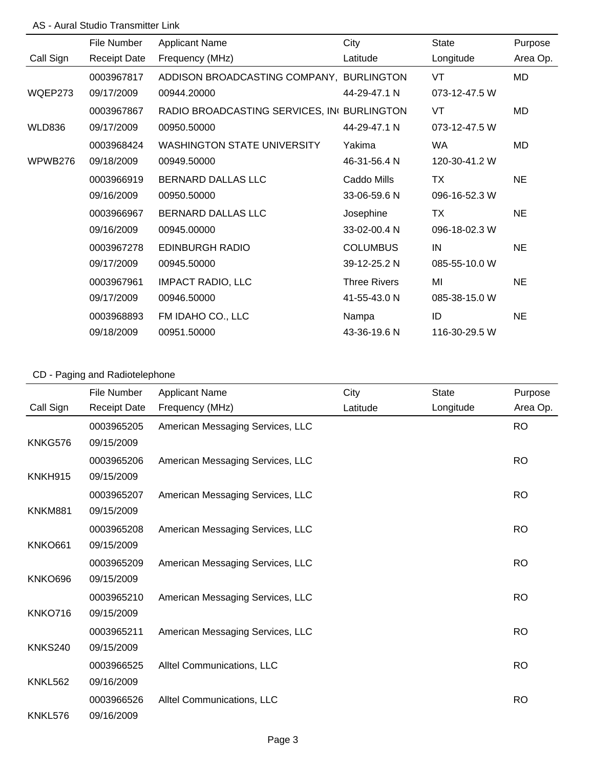AS - Aural Studio Transmitter Link

| Call Sign | File Number<br>Receipt Date | Applicant Name<br>Frequency (MHz) | City<br>Latitude | State<br>Longitude | Purpose<br>Area Op. |
|---|---|---|---|---|---|
| WQEP273 | 0003967817<br>09/17/2009 | ADDISON BROADCASTING COMPANY,<br>00944.20000 | BURLINGTON<br>44-29-47.1 N | VT<br>073-12-47.5 W | MD |
| WLD836 | 0003967867<br>09/17/2009 | RADIO BROADCASTING SERVICES, IN(<br>00950.50000 | BURLINGTON<br>44-29-47.1 N | VT<br>073-12-47.5 W | MD |
| WPWB276 | 0003968424<br>09/18/2009 | WASHINGTON STATE UNIVERSITY<br>00949.50000 | Yakima<br>46-31-56.4 N | WA<br>120-30-41.2 W | MD |
| | 0003966919<br>09/16/2009 | BERNARD DALLAS LLC<br>00950.50000 | Caddo Mills<br>33-06-59.6 N | TX<br>096-16-52.3 W | NE |
| | 0003966967<br>09/16/2009 | BERNARD DALLAS LLC<br>00945.00000 | Josephine<br>33-02-00.4 N | TX<br>096-18-02.3 W | NE |
| | 0003967278<br>09/17/2009 | EDINBURGH RADIO<br>00945.50000 | COLUMBUS<br>39-12-25.2 N | IN<br>085-55-10.0 W | NE |
| | 0003967961<br>09/17/2009 | IMPACT RADIO, LLC<br>00946.50000 | Three Rivers<br>41-55-43.0 N | MI<br>085-38-15.0 W | NE |
| | 0003968893<br>09/18/2009 | FM IDAHO CO., LLC<br>00951.50000 | Nampa<br>43-36-19.6 N | ID<br>116-30-29.5 W | NE |

CD - Paging and Radiotelephone

| Call Sign | File Number<br>Receipt Date | Applicant Name<br>Frequency (MHz) | City<br>Latitude | State<br>Longitude | Purpose<br>Area Op. |
|---|---|---|---|---|---|
| KNKG576 | 0003965205<br>09/15/2009 | American Messaging Services, LLC | | | RO |
| KNKH915 | 0003965206<br>09/15/2009 | American Messaging Services, LLC | | | RO |
| KNKM881 | 0003965207<br>09/15/2009 | American Messaging Services, LLC | | | RO |
| KNKO661 | 0003965208<br>09/15/2009 | American Messaging Services, LLC | | | RO |
| KNKO696 | 0003965209<br>09/15/2009 | American Messaging Services, LLC | | | RO |
| KNKO716 | 0003965210<br>09/15/2009 | American Messaging Services, LLC | | | RO |
| KNKS240 | 0003965211<br>09/15/2009 | American Messaging Services, LLC | | | RO |
| KNKL562 | 0003966525<br>09/16/2009 | Alltel Communications, LLC | | | RO |
| KNKL576 | 0003966526<br>09/16/2009 | Alltel Communications, LLC | | | RO |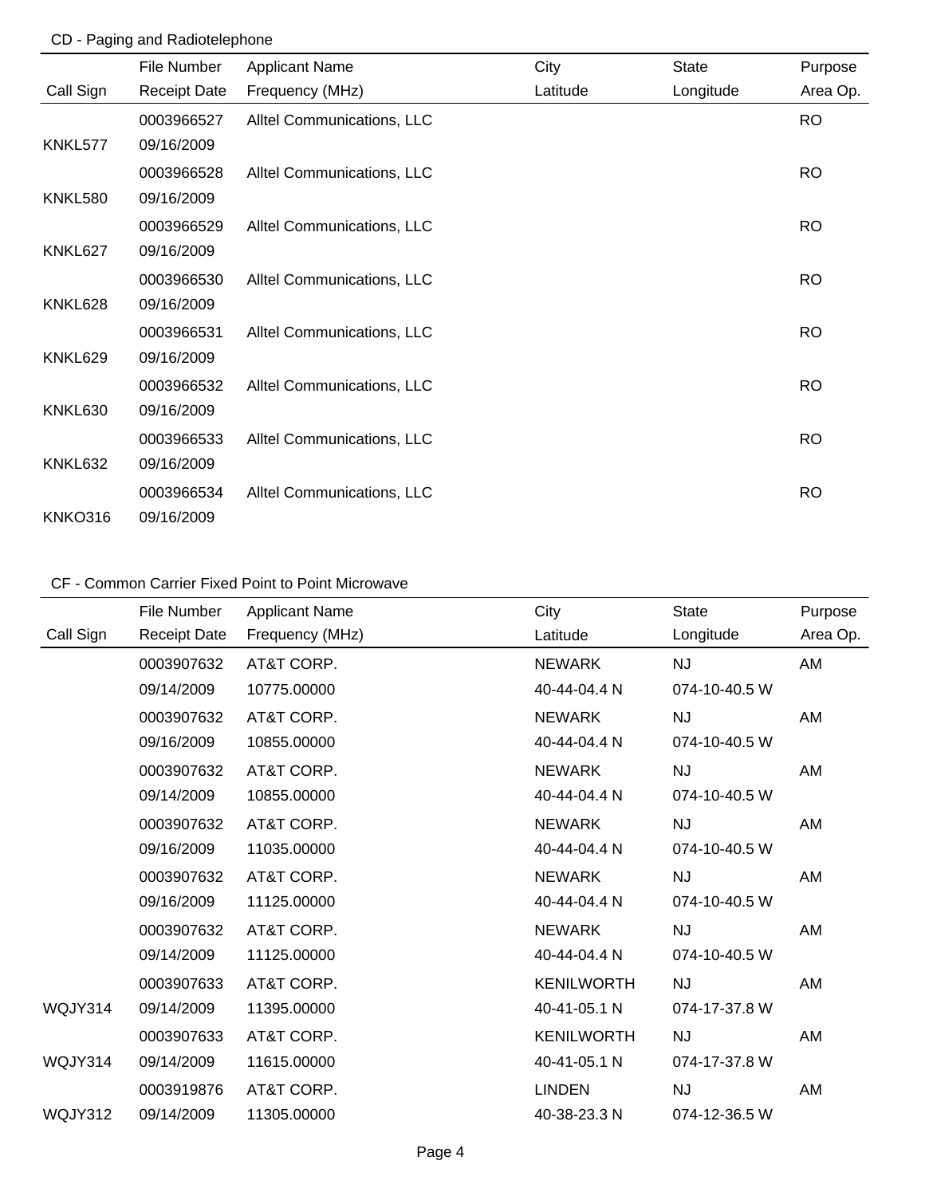## CD - Paging and Radiotelephone

| Call Sign | File Number / Receipt Date | Applicant Name / Frequency (MHz) | City / Latitude | State / Longitude | Purpose / Area Op. |
|---|---|---|---|---|---|
| KNKL577 | 0003966527 / 09/16/2009 | Alltel Communications, LLC | | | RO |
| KNKL580 | 0003966528 / 09/16/2009 | Alltel Communications, LLC | | | RO |
| KNKL627 | 0003966529 / 09/16/2009 | Alltel Communications, LLC | | | RO |
| KNKL628 | 0003966530 / 09/16/2009 | Alltel Communications, LLC | | | RO |
| KNKL629 | 0003966531 / 09/16/2009 | Alltel Communications, LLC | | | RO |
| KNKL630 | 0003966532 / 09/16/2009 | Alltel Communications, LLC | | | RO |
| KNKL632 | 0003966533 / 09/16/2009 | Alltel Communications, LLC | | | RO |
| KNKO316 | 0003966534 / 09/16/2009 | Alltel Communications, LLC | | | RO |

## CF - Common Carrier Fixed Point to Point Microwave

| Call Sign | File Number / Receipt Date | Applicant Name / Frequency (MHz) | City / Latitude | State / Longitude | Purpose / Area Op. |
|---|---|---|---|---|---|
| | 0003907632 / 09/14/2009 | AT&T CORP. / 10775.00000 | NEWARK / 40-44-04.4 N | NJ / 074-10-40.5 W | AM |
| | 0003907632 / 09/16/2009 | AT&T CORP. / 10855.00000 | NEWARK / 40-44-04.4 N | NJ / 074-10-40.5 W | AM |
| | 0003907632 / 09/14/2009 | AT&T CORP. / 10855.00000 | NEWARK / 40-44-04.4 N | NJ / 074-10-40.5 W | AM |
| | 0003907632 / 09/16/2009 | AT&T CORP. / 11035.00000 | NEWARK / 40-44-04.4 N | NJ / 074-10-40.5 W | AM |
| | 0003907632 / 09/16/2009 | AT&T CORP. / 11125.00000 | NEWARK / 40-44-04.4 N | NJ / 074-10-40.5 W | AM |
| | 0003907632 / 09/14/2009 | AT&T CORP. / 11125.00000 | NEWARK / 40-44-04.4 N | NJ / 074-10-40.5 W | AM |
| WQJY314 | 0003907633 / 09/14/2009 | AT&T CORP. / 11395.00000 | KENILWORTH / 40-41-05.1 N | NJ / 074-17-37.8 W | AM |
| WQJY314 | 0003907633 / 09/14/2009 | AT&T CORP. / 11615.00000 | KENILWORTH / 40-41-05.1 N | NJ / 074-17-37.8 W | AM |
| WQJY312 | 0003919876 / 09/14/2009 | AT&T CORP. / 11305.00000 | LINDEN / 40-38-23.3 N | NJ / 074-12-36.5 W | AM |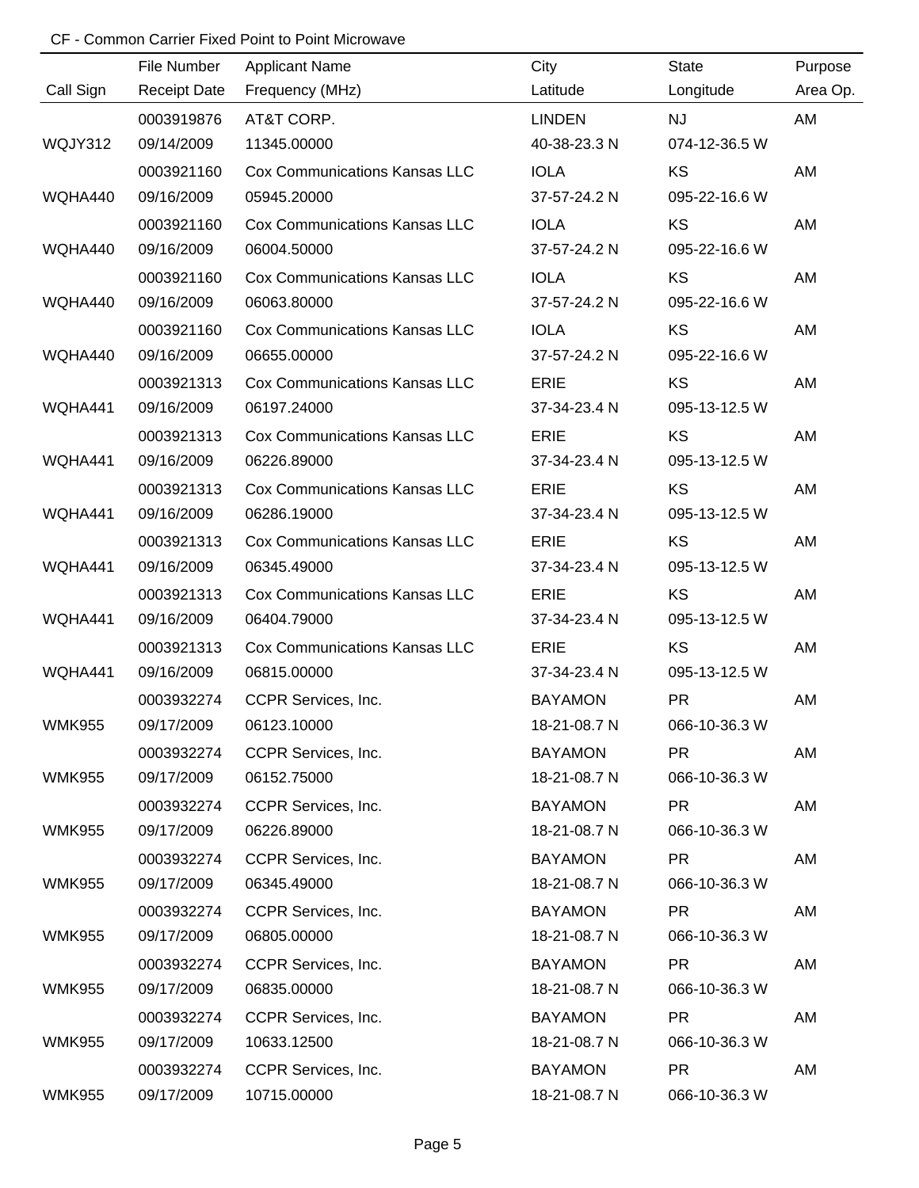CF - Common Carrier Fixed Point to Point Microwave

| Call Sign | File Number / Receipt Date | Applicant Name / Frequency (MHz) | City / Latitude | State / Longitude | Purpose / Area Op. |
|---|---|---|---|---|---|
| | 0003919876 | AT&T CORP. | LINDEN | NJ | AM |
| WQJY312 | 09/14/2009 | 11345.00000 | 40-38-23.3 N | 074-12-36.5 W | |
| | 0003921160 | Cox Communications Kansas LLC | IOLA | KS | AM |
| WQHA440 | 09/16/2009 | 05945.20000 | 37-57-24.2 N | 095-22-16.6 W | |
| | 0003921160 | Cox Communications Kansas LLC | IOLA | KS | AM |
| WQHA440 | 09/16/2009 | 06004.50000 | 37-57-24.2 N | 095-22-16.6 W | |
| | 0003921160 | Cox Communications Kansas LLC | IOLA | KS | AM |
| WQHA440 | 09/16/2009 | 06063.80000 | 37-57-24.2 N | 095-22-16.6 W | |
| | 0003921160 | Cox Communications Kansas LLC | IOLA | KS | AM |
| WQHA440 | 09/16/2009 | 06655.00000 | 37-57-24.2 N | 095-22-16.6 W | |
| | 0003921313 | Cox Communications Kansas LLC | ERIE | KS | AM |
| WQHA441 | 09/16/2009 | 06197.24000 | 37-34-23.4 N | 095-13-12.5 W | |
| | 0003921313 | Cox Communications Kansas LLC | ERIE | KS | AM |
| WQHA441 | 09/16/2009 | 06226.89000 | 37-34-23.4 N | 095-13-12.5 W | |
| | 0003921313 | Cox Communications Kansas LLC | ERIE | KS | AM |
| WQHA441 | 09/16/2009 | 06286.19000 | 37-34-23.4 N | 095-13-12.5 W | |
| | 0003921313 | Cox Communications Kansas LLC | ERIE | KS | AM |
| WQHA441 | 09/16/2009 | 06345.49000 | 37-34-23.4 N | 095-13-12.5 W | |
| | 0003921313 | Cox Communications Kansas LLC | ERIE | KS | AM |
| WQHA441 | 09/16/2009 | 06404.79000 | 37-34-23.4 N | 095-13-12.5 W | |
| | 0003921313 | Cox Communications Kansas LLC | ERIE | KS | AM |
| WQHA441 | 09/16/2009 | 06815.00000 | 37-34-23.4 N | 095-13-12.5 W | |
| | 0003932274 | CCPR Services, Inc. | BAYAMON | PR | AM |
| WMK955 | 09/17/2009 | 06123.10000 | 18-21-08.7 N | 066-10-36.3 W | |
| | 0003932274 | CCPR Services, Inc. | BAYAMON | PR | AM |
| WMK955 | 09/17/2009 | 06152.75000 | 18-21-08.7 N | 066-10-36.3 W | |
| | 0003932274 | CCPR Services, Inc. | BAYAMON | PR | AM |
| WMK955 | 09/17/2009 | 06226.89000 | 18-21-08.7 N | 066-10-36.3 W | |
| | 0003932274 | CCPR Services, Inc. | BAYAMON | PR | AM |
| WMK955 | 09/17/2009 | 06345.49000 | 18-21-08.7 N | 066-10-36.3 W | |
| | 0003932274 | CCPR Services, Inc. | BAYAMON | PR | AM |
| WMK955 | 09/17/2009 | 06805.00000 | 18-21-08.7 N | 066-10-36.3 W | |
| | 0003932274 | CCPR Services, Inc. | BAYAMON | PR | AM |
| WMK955 | 09/17/2009 | 06835.00000 | 18-21-08.7 N | 066-10-36.3 W | |
| | 0003932274 | CCPR Services, Inc. | BAYAMON | PR | AM |
| WMK955 | 09/17/2009 | 10633.12500 | 18-21-08.7 N | 066-10-36.3 W | |
| | 0003932274 | CCPR Services, Inc. | BAYAMON | PR | AM |
| WMK955 | 09/17/2009 | 10715.00000 | 18-21-08.7 N | 066-10-36.3 W | |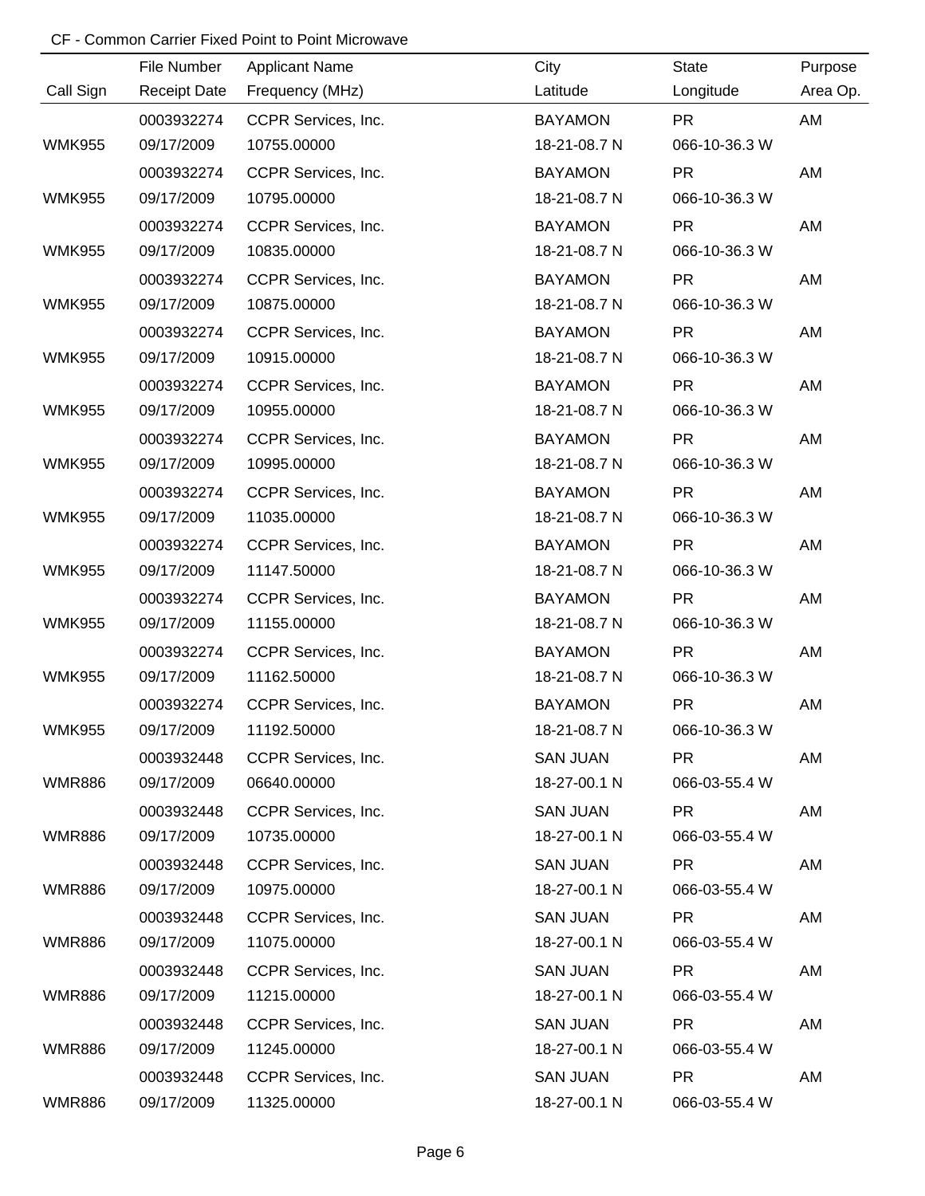CF - Common Carrier Fixed Point to Point Microwave

| Call Sign | File Number / Receipt Date | Applicant Name / Frequency (MHz) | City / Latitude | State / Longitude | Purpose / Area Op. |
|---|---|---|---|---|---|
| | 0003932274 | CCPR Services, Inc. | BAYAMON | PR | AM |
| WMK955 | 09/17/2009 | 10755.00000 | 18-21-08.7 N | 066-10-36.3 W | |
| | 0003932274 | CCPR Services, Inc. | BAYAMON | PR | AM |
| WMK955 | 09/17/2009 | 10795.00000 | 18-21-08.7 N | 066-10-36.3 W | |
| | 0003932274 | CCPR Services, Inc. | BAYAMON | PR | AM |
| WMK955 | 09/17/2009 | 10835.00000 | 18-21-08.7 N | 066-10-36.3 W | |
| | 0003932274 | CCPR Services, Inc. | BAYAMON | PR | AM |
| WMK955 | 09/17/2009 | 10875.00000 | 18-21-08.7 N | 066-10-36.3 W | |
| | 0003932274 | CCPR Services, Inc. | BAYAMON | PR | AM |
| WMK955 | 09/17/2009 | 10915.00000 | 18-21-08.7 N | 066-10-36.3 W | |
| | 0003932274 | CCPR Services, Inc. | BAYAMON | PR | AM |
| WMK955 | 09/17/2009 | 10955.00000 | 18-21-08.7 N | 066-10-36.3 W | |
| | 0003932274 | CCPR Services, Inc. | BAYAMON | PR | AM |
| WMK955 | 09/17/2009 | 10995.00000 | 18-21-08.7 N | 066-10-36.3 W | |
| | 0003932274 | CCPR Services, Inc. | BAYAMON | PR | AM |
| WMK955 | 09/17/2009 | 11035.00000 | 18-21-08.7 N | 066-10-36.3 W | |
| | 0003932274 | CCPR Services, Inc. | BAYAMON | PR | AM |
| WMK955 | 09/17/2009 | 11147.50000 | 18-21-08.7 N | 066-10-36.3 W | |
| | 0003932274 | CCPR Services, Inc. | BAYAMON | PR | AM |
| WMK955 | 09/17/2009 | 11155.00000 | 18-21-08.7 N | 066-10-36.3 W | |
| | 0003932274 | CCPR Services, Inc. | BAYAMON | PR | AM |
| WMK955 | 09/17/2009 | 11162.50000 | 18-21-08.7 N | 066-10-36.3 W | |
| | 0003932274 | CCPR Services, Inc. | BAYAMON | PR | AM |
| WMK955 | 09/17/2009 | 11192.50000 | 18-21-08.7 N | 066-10-36.3 W | |
| | 0003932448 | CCPR Services, Inc. | SAN JUAN | PR | AM |
| WMR886 | 09/17/2009 | 06640.00000 | 18-27-00.1 N | 066-03-55.4 W | |
| | 0003932448 | CCPR Services, Inc. | SAN JUAN | PR | AM |
| WMR886 | 09/17/2009 | 10735.00000 | 18-27-00.1 N | 066-03-55.4 W | |
| | 0003932448 | CCPR Services, Inc. | SAN JUAN | PR | AM |
| WMR886 | 09/17/2009 | 10975.00000 | 18-27-00.1 N | 066-03-55.4 W | |
| | 0003932448 | CCPR Services, Inc. | SAN JUAN | PR | AM |
| WMR886 | 09/17/2009 | 11075.00000 | 18-27-00.1 N | 066-03-55.4 W | |
| | 0003932448 | CCPR Services, Inc. | SAN JUAN | PR | AM |
| WMR886 | 09/17/2009 | 11215.00000 | 18-27-00.1 N | 066-03-55.4 W | |
| | 0003932448 | CCPR Services, Inc. | SAN JUAN | PR | AM |
| WMR886 | 09/17/2009 | 11245.00000 | 18-27-00.1 N | 066-03-55.4 W | |
| | 0003932448 | CCPR Services, Inc. | SAN JUAN | PR | AM |
| WMR886 | 09/17/2009 | 11325.00000 | 18-27-00.1 N | 066-03-55.4 W | |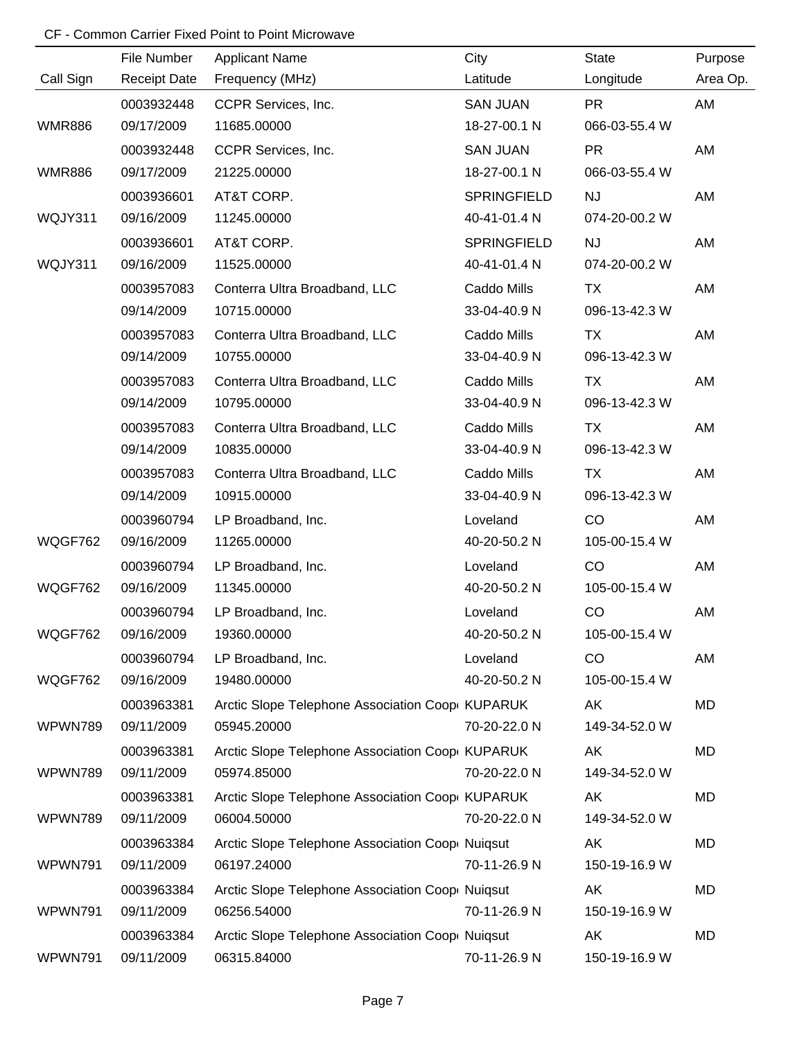CF - Common Carrier Fixed Point to Point Microwave

| Call Sign | File Number / Receipt Date | Applicant Name / Frequency (MHz) | City / Latitude | State / Longitude | Purpose / Area Op. |
|---|---|---|---|---|---|
| | 0003932448 | CCPR Services, Inc. | SAN JUAN | PR | AM |
| WMR886 | 09/17/2009 | 11685.00000 | 18-27-00.1 N | 066-03-55.4 W | |
| | 0003932448 | CCPR Services, Inc. | SAN JUAN | PR | AM |
| WMR886 | 09/17/2009 | 21225.00000 | 18-27-00.1 N | 066-03-55.4 W | |
| | 0003936601 | AT&T CORP. | SPRINGFIELD | NJ | AM |
| WQJY311 | 09/16/2009 | 11245.00000 | 40-41-01.4 N | 074-20-00.2 W | |
| | 0003936601 | AT&T CORP. | SPRINGFIELD | NJ | AM |
| WQJY311 | 09/16/2009 | 11525.00000 | 40-41-01.4 N | 074-20-00.2 W | |
| | 0003957083 | Conterra Ultra Broadband, LLC | Caddo Mills | TX | AM |
| | 09/14/2009 | 10715.00000 | 33-04-40.9 N | 096-13-42.3 W | |
| | 0003957083 | Conterra Ultra Broadband, LLC | Caddo Mills | TX | AM |
| | 09/14/2009 | 10755.00000 | 33-04-40.9 N | 096-13-42.3 W | |
| | 0003957083 | Conterra Ultra Broadband, LLC | Caddo Mills | TX | AM |
| | 09/14/2009 | 10795.00000 | 33-04-40.9 N | 096-13-42.3 W | |
| | 0003957083 | Conterra Ultra Broadband, LLC | Caddo Mills | TX | AM |
| | 09/14/2009 | 10835.00000 | 33-04-40.9 N | 096-13-42.3 W | |
| | 0003957083 | Conterra Ultra Broadband, LLC | Caddo Mills | TX | AM |
| | 09/14/2009 | 10915.00000 | 33-04-40.9 N | 096-13-42.3 W | |
| | 0003960794 | LP Broadband, Inc. | Loveland | CO | AM |
| WQGF762 | 09/16/2009 | 11265.00000 | 40-20-50.2 N | 105-00-15.4 W | |
| | 0003960794 | LP Broadband, Inc. | Loveland | CO | AM |
| WQGF762 | 09/16/2009 | 11345.00000 | 40-20-50.2 N | 105-00-15.4 W | |
| | 0003960794 | LP Broadband, Inc. | Loveland | CO | AM |
| WQGF762 | 09/16/2009 | 19360.00000 | 40-20-50.2 N | 105-00-15.4 W | |
| | 0003960794 | LP Broadband, Inc. | Loveland | CO | AM |
| WQGF762 | 09/16/2009 | 19480.00000 | 40-20-50.2 N | 105-00-15.4 W | |
| | 0003963381 | Arctic Slope Telephone Association Coope | KUPARUK | AK | MD |
| WPWN789 | 09/11/2009 | 05945.20000 | 70-20-22.0 N | 149-34-52.0 W | |
| | 0003963381 | Arctic Slope Telephone Association Coope | KUPARUK | AK | MD |
| WPWN789 | 09/11/2009 | 05974.85000 | 70-20-22.0 N | 149-34-52.0 W | |
| | 0003963381 | Arctic Slope Telephone Association Coope | KUPARUK | AK | MD |
| WPWN789 | 09/11/2009 | 06004.50000 | 70-20-22.0 N | 149-34-52.0 W | |
| | 0003963384 | Arctic Slope Telephone Association Coope | Nuiqsut | AK | MD |
| WPWN791 | 09/11/2009 | 06197.24000 | 70-11-26.9 N | 150-19-16.9 W | |
| | 0003963384 | Arctic Slope Telephone Association Coope | Nuiqsut | AK | MD |
| WPWN791 | 09/11/2009 | 06256.54000 | 70-11-26.9 N | 150-19-16.9 W | |
| | 0003963384 | Arctic Slope Telephone Association Coope | Nuiqsut | AK | MD |
| WPWN791 | 09/11/2009 | 06315.84000 | 70-11-26.9 N | 150-19-16.9 W | |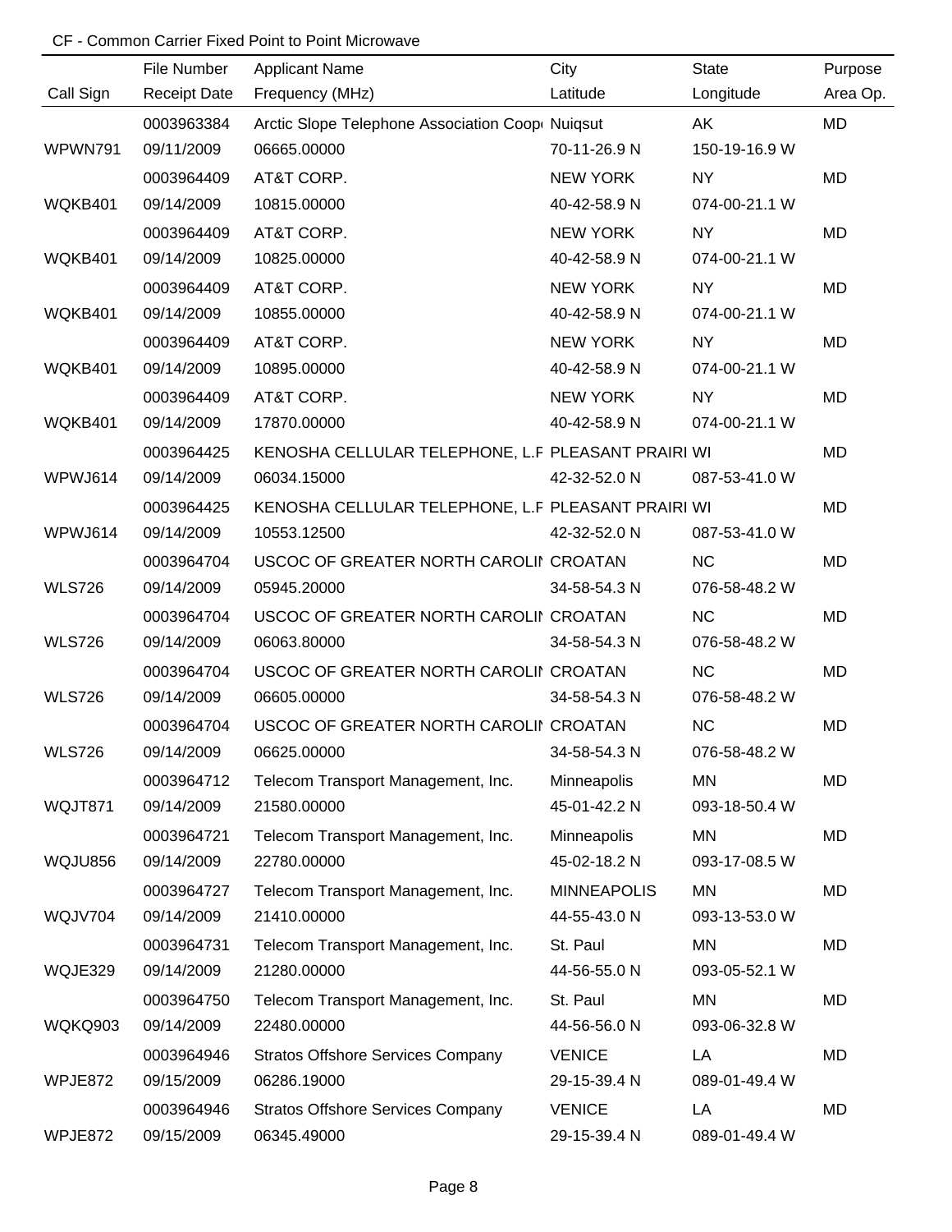CF - Common Carrier Fixed Point to Point Microwave

| Call Sign | File Number / Receipt Date | Applicant Name / Frequency (MHz) | City / Latitude | State / Longitude | Purpose / Area Op. |
|---|---|---|---|---|---|
| | 0003963384 | Arctic Slope Telephone Association Coop | Nuiqsut | AK | MD |
| WPWN791 | 09/11/2009 | 06665.00000 | 70-11-26.9 N | 150-19-16.9 W | |
| | 0003964409 | AT&T CORP. | NEW YORK | NY | MD |
| WQKB401 | 09/14/2009 | 10815.00000 | 40-42-58.9 N | 074-00-21.1 W | |
| | 0003964409 | AT&T CORP. | NEW YORK | NY | MD |
| WQKB401 | 09/14/2009 | 10825.00000 | 40-42-58.9 N | 074-00-21.1 W | |
| | 0003964409 | AT&T CORP. | NEW YORK | NY | MD |
| WQKB401 | 09/14/2009 | 10855.00000 | 40-42-58.9 N | 074-00-21.1 W | |
| | 0003964409 | AT&T CORP. | NEW YORK | NY | MD |
| WQKB401 | 09/14/2009 | 10895.00000 | 40-42-58.9 N | 074-00-21.1 W | |
| | 0003964409 | AT&T CORP. | NEW YORK | NY | MD |
| WQKB401 | 09/14/2009 | 17870.00000 | 40-42-58.9 N | 074-00-21.1 W | |
| | 0003964425 | KENOSHA CELLULAR TELEPHONE, L.F | PLEASANT PRAIRI | WI | MD |
| WPWJ614 | 09/14/2009 | 06034.15000 | 42-32-52.0 N | 087-53-41.0 W | |
| | 0003964425 | KENOSHA CELLULAR TELEPHONE, L.F | PLEASANT PRAIRI | WI | MD |
| WPWJ614 | 09/14/2009 | 10553.12500 | 42-32-52.0 N | 087-53-41.0 W | |
| | 0003964704 | USCOC OF GREATER NORTH CAROLII | CROATAN | NC | MD |
| WLS726 | 09/14/2009 | 05945.20000 | 34-58-54.3 N | 076-58-48.2 W | |
| | 0003964704 | USCOC OF GREATER NORTH CAROLII | CROATAN | NC | MD |
| WLS726 | 09/14/2009 | 06063.80000 | 34-58-54.3 N | 076-58-48.2 W | |
| | 0003964704 | USCOC OF GREATER NORTH CAROLII | CROATAN | NC | MD |
| WLS726 | 09/14/2009 | 06605.00000 | 34-58-54.3 N | 076-58-48.2 W | |
| | 0003964704 | USCOC OF GREATER NORTH CAROLII | CROATAN | NC | MD |
| WLS726 | 09/14/2009 | 06625.00000 | 34-58-54.3 N | 076-58-48.2 W | |
| | 0003964712 | Telecom Transport Management, Inc. | Minneapolis | MN | MD |
| WQJT871 | 09/14/2009 | 21580.00000 | 45-01-42.2 N | 093-18-50.4 W | |
| | 0003964721 | Telecom Transport Management, Inc. | Minneapolis | MN | MD |
| WQJU856 | 09/14/2009 | 22780.00000 | 45-02-18.2 N | 093-17-08.5 W | |
| | 0003964727 | Telecom Transport Management, Inc. | MINNEAPOLIS | MN | MD |
| WQJV704 | 09/14/2009 | 21410.00000 | 44-55-43.0 N | 093-13-53.0 W | |
| | 0003964731 | Telecom Transport Management, Inc. | St. Paul | MN | MD |
| WQJE329 | 09/14/2009 | 21280.00000 | 44-56-55.0 N | 093-05-52.1 W | |
| | 0003964750 | Telecom Transport Management, Inc. | St. Paul | MN | MD |
| WQKQ903 | 09/14/2009 | 22480.00000 | 44-56-56.0 N | 093-06-32.8 W | |
| | 0003964946 | Stratos Offshore Services Company | VENICE | LA | MD |
| WPJE872 | 09/15/2009 | 06286.19000 | 29-15-39.4 N | 089-01-49.4 W | |
| | 0003964946 | Stratos Offshore Services Company | VENICE | LA | MD |
| WPJE872 | 09/15/2009 | 06345.49000 | 29-15-39.4 N | 089-01-49.4 W | |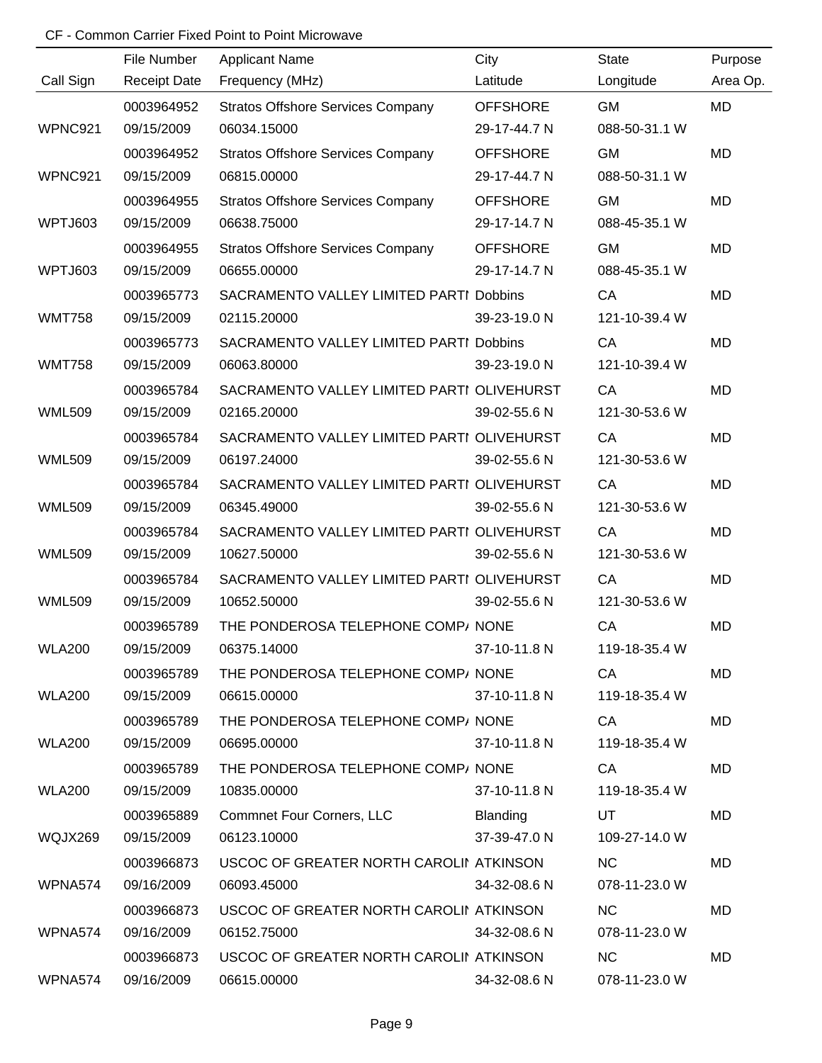CF - Common Carrier Fixed Point to Point Microwave

| Call Sign | File Number<br>Receipt Date | Applicant Name<br>Frequency (MHz) | City<br>Latitude | State<br>Longitude | Purpose<br>Area Op. |
|---|---|---|---|---|---|
| WPNC921 | 0003964952<br>09/15/2009 | Stratos Offshore Services Company<br>06034.15000 | OFFSHORE<br>29-17-44.7 N | GM<br>088-50-31.1 W | MD |
| WPNC921 | 0003964952<br>09/15/2009 | Stratos Offshore Services Company<br>06815.00000 | OFFSHORE<br>29-17-44.7 N | GM<br>088-50-31.1 W | MD |
| WPTJ603 | 0003964955<br>09/15/2009 | Stratos Offshore Services Company<br>06638.75000 | OFFSHORE<br>29-17-14.7 N | GM<br>088-45-35.1 W | MD |
| WPTJ603 | 0003964955<br>09/15/2009 | Stratos Offshore Services Company<br>06655.00000 | OFFSHORE<br>29-17-14.7 N | GM<br>088-45-35.1 W | MD |
| WMT758 | 0003965773<br>09/15/2009 | SACRAMENTO VALLEY LIMITED PARTI<br>02115.20000 | Dobbins<br>39-23-19.0 N | CA<br>121-10-39.4 W | MD |
| WMT758 | 0003965773<br>09/15/2009 | SACRAMENTO VALLEY LIMITED PARTI<br>06063.80000 | Dobbins<br>39-23-19.0 N | CA<br>121-10-39.4 W | MD |
| WML509 | 0003965784<br>09/15/2009 | SACRAMENTO VALLEY LIMITED PARTI<br>02165.20000 | OLIVEHURST<br>39-02-55.6 N | CA<br>121-30-53.6 W | MD |
| WML509 | 0003965784<br>09/15/2009 | SACRAMENTO VALLEY LIMITED PARTI<br>06197.24000 | OLIVEHURST<br>39-02-55.6 N | CA<br>121-30-53.6 W | MD |
| WML509 | 0003965784<br>09/15/2009 | SACRAMENTO VALLEY LIMITED PARTI<br>06345.49000 | OLIVEHURST<br>39-02-55.6 N | CA<br>121-30-53.6 W | MD |
| WML509 | 0003965784<br>09/15/2009 | SACRAMENTO VALLEY LIMITED PARTI<br>10627.50000 | OLIVEHURST<br>39-02-55.6 N | CA<br>121-30-53.6 W | MD |
| WML509 | 0003965784<br>09/15/2009 | SACRAMENTO VALLEY LIMITED PARTI<br>10652.50000 | OLIVEHURST<br>39-02-55.6 N | CA<br>121-30-53.6 W | MD |
| WLA200 | 0003965789<br>09/15/2009 | THE PONDEROSA TELEPHONE COMP/<br>06375.14000 | NONE<br>37-10-11.8 N | CA<br>119-18-35.4 W | MD |
| WLA200 | 0003965789<br>09/15/2009 | THE PONDEROSA TELEPHONE COMP/<br>06615.00000 | NONE<br>37-10-11.8 N | CA<br>119-18-35.4 W | MD |
| WLA200 | 0003965789<br>09/15/2009 | THE PONDEROSA TELEPHONE COMP/<br>06695.00000 | NONE<br>37-10-11.8 N | CA<br>119-18-35.4 W | MD |
| WLA200 | 0003965789<br>09/15/2009 | THE PONDEROSA TELEPHONE COMP/<br>10835.00000 | NONE<br>37-10-11.8 N | CA<br>119-18-35.4 W | MD |
| WQJX269 | 0003965889<br>09/15/2009 | Commnet Four Corners, LLC<br>06123.10000 | Blanding<br>37-39-47.0 N | UT<br>109-27-14.0 W | MD |
| WPNA574 | 0003966873<br>09/16/2009 | USCOC OF GREATER NORTH CAROLII<br>06093.45000 | ATKINSON<br>34-32-08.6 N | NC<br>078-11-23.0 W | MD |
| WPNA574 | 0003966873<br>09/16/2009 | USCOC OF GREATER NORTH CAROLII<br>06152.75000 | ATKINSON<br>34-32-08.6 N | NC<br>078-11-23.0 W | MD |
| WPNA574 | 0003966873<br>09/16/2009 | USCOC OF GREATER NORTH CAROLII<br>06615.00000 | ATKINSON<br>34-32-08.6 N | NC<br>078-11-23.0 W | MD |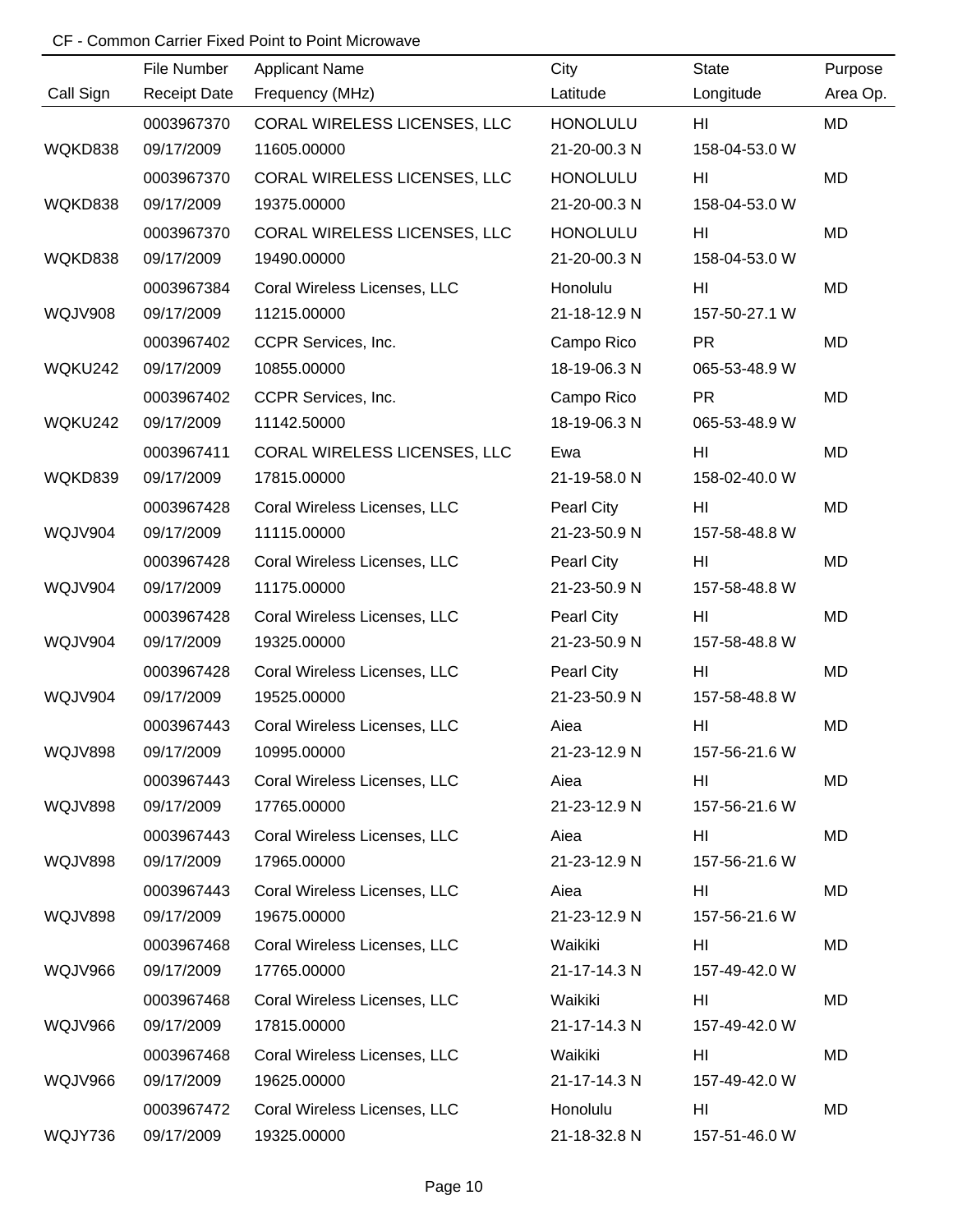CF - Common Carrier Fixed Point to Point Microwave

| Call Sign | File Number<br>Receipt Date | Applicant Name<br>Frequency (MHz) | City<br>Latitude | State<br>Longitude | Purpose<br>Area Op. |
|---|---|---|---|---|---|
| WQKD838 | 0003967370<br>09/17/2009 | CORAL WIRELESS LICENSES, LLC<br>11605.00000 | HONOLULU<br>21-20-00.3 N | HI<br>158-04-53.0 W | MD |
| WQKD838 | 0003967370<br>09/17/2009 | CORAL WIRELESS LICENSES, LLC<br>19375.00000 | HONOLULU<br>21-20-00.3 N | HI<br>158-04-53.0 W | MD |
| WQKD838 | 0003967370<br>09/17/2009 | CORAL WIRELESS LICENSES, LLC<br>19490.00000 | HONOLULU<br>21-20-00.3 N | HI<br>158-04-53.0 W | MD |
| WQJV908 | 0003967384<br>09/17/2009 | Coral Wireless Licenses, LLC<br>11215.00000 | Honolulu<br>21-18-12.9 N | HI<br>157-50-27.1 W | MD |
| WQKU242 | 0003967402<br>09/17/2009 | CCPR Services, Inc.<br>10855.00000 | Campo Rico<br>18-19-06.3 N | PR<br>065-53-48.9 W | MD |
| WQKU242 | 0003967402<br>09/17/2009 | CCPR Services, Inc.<br>11142.50000 | Campo Rico<br>18-19-06.3 N | PR<br>065-53-48.9 W | MD |
| WQKD839 | 0003967411<br>09/17/2009 | CORAL WIRELESS LICENSES, LLC<br>17815.00000 | Ewa<br>21-19-58.0 N | HI<br>158-02-40.0 W | MD |
| WQJV904 | 0003967428<br>09/17/2009 | Coral Wireless Licenses, LLC<br>11115.00000 | Pearl City<br>21-23-50.9 N | HI<br>157-58-48.8 W | MD |
| WQJV904 | 0003967428<br>09/17/2009 | Coral Wireless Licenses, LLC<br>11175.00000 | Pearl City<br>21-23-50.9 N | HI<br>157-58-48.8 W | MD |
| WQJV904 | 0003967428<br>09/17/2009 | Coral Wireless Licenses, LLC<br>19325.00000 | Pearl City<br>21-23-50.9 N | HI<br>157-58-48.8 W | MD |
| WQJV904 | 0003967428<br>09/17/2009 | Coral Wireless Licenses, LLC<br>19525.00000 | Pearl City<br>21-23-50.9 N | HI<br>157-58-48.8 W | MD |
| WQJV898 | 0003967443<br>09/17/2009 | Coral Wireless Licenses, LLC<br>10995.00000 | Aiea<br>21-23-12.9 N | HI<br>157-56-21.6 W | MD |
| WQJV898 | 0003967443<br>09/17/2009 | Coral Wireless Licenses, LLC<br>17765.00000 | Aiea<br>21-23-12.9 N | HI<br>157-56-21.6 W | MD |
| WQJV898 | 0003967443<br>09/17/2009 | Coral Wireless Licenses, LLC<br>17965.00000 | Aiea<br>21-23-12.9 N | HI<br>157-56-21.6 W | MD |
| WQJV898 | 0003967443<br>09/17/2009 | Coral Wireless Licenses, LLC<br>19675.00000 | Aiea<br>21-23-12.9 N | HI<br>157-56-21.6 W | MD |
| WQJV966 | 0003967468<br>09/17/2009 | Coral Wireless Licenses, LLC<br>17765.00000 | Waikiki<br>21-17-14.3 N | HI<br>157-49-42.0 W | MD |
| WQJV966 | 0003967468<br>09/17/2009 | Coral Wireless Licenses, LLC<br>17815.00000 | Waikiki<br>21-17-14.3 N | HI<br>157-49-42.0 W | MD |
| WQJV966 | 0003967468<br>09/17/2009 | Coral Wireless Licenses, LLC<br>19625.00000 | Waikiki<br>21-17-14.3 N | HI<br>157-49-42.0 W | MD |
| WQJY736 | 0003967472<br>09/17/2009 | Coral Wireless Licenses, LLC<br>19325.00000 | Honolulu<br>21-18-32.8 N | HI<br>157-51-46.0 W | MD |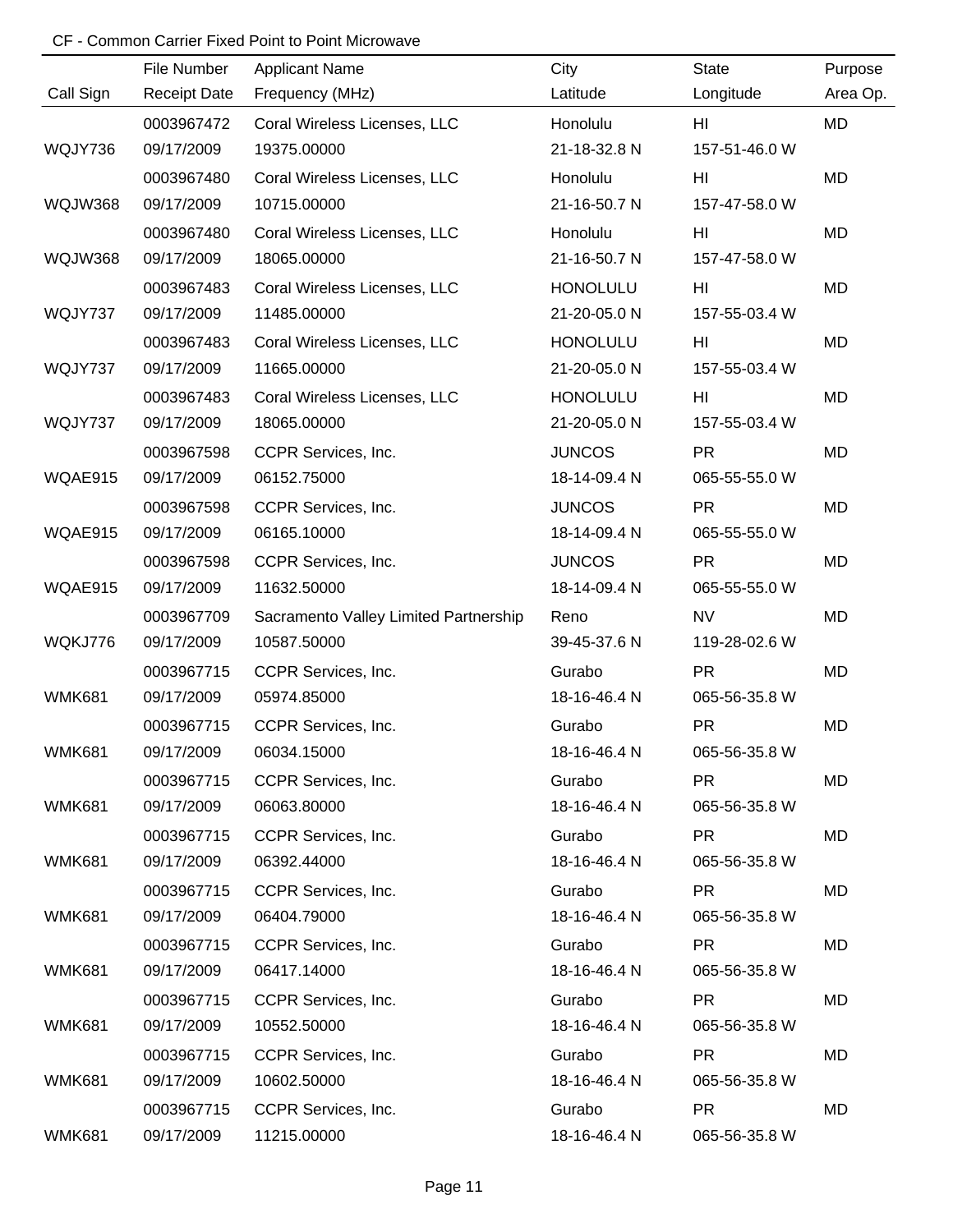CF - Common Carrier Fixed Point to Point Microwave

| Call Sign | File Number<br>Receipt Date | Applicant Name<br>Frequency (MHz) | City<br>Latitude | State<br>Longitude | Purpose<br>Area Op. |
|---|---|---|---|---|---|
| WQJY736 | 0003967472<br>09/17/2009 | Coral Wireless Licenses, LLC<br>19375.00000 | Honolulu<br>21-18-32.8 N | HI<br>157-51-46.0 W | MD |
| WQJW368 | 0003967480<br>09/17/2009 | Coral Wireless Licenses, LLC<br>10715.00000 | Honolulu<br>21-16-50.7 N | HI<br>157-47-58.0 W | MD |
| WQJW368 | 0003967480<br>09/17/2009 | Coral Wireless Licenses, LLC<br>18065.00000 | Honolulu<br>21-16-50.7 N | HI<br>157-47-58.0 W | MD |
| WQJY737 | 0003967483<br>09/17/2009 | Coral Wireless Licenses, LLC<br>11485.00000 | HONOLULU<br>21-20-05.0 N | HI<br>157-55-03.4 W | MD |
| WQJY737 | 0003967483<br>09/17/2009 | Coral Wireless Licenses, LLC<br>11665.00000 | HONOLULU<br>21-20-05.0 N | HI<br>157-55-03.4 W | MD |
| WQJY737 | 0003967483<br>09/17/2009 | Coral Wireless Licenses, LLC<br>18065.00000 | HONOLULU<br>21-20-05.0 N | HI<br>157-55-03.4 W | MD |
| WQAE915 | 0003967598<br>09/17/2009 | CCPR Services, Inc.<br>06152.75000 | JUNCOS<br>18-14-09.4 N | PR<br>065-55-55.0 W | MD |
| WQAE915 | 0003967598<br>09/17/2009 | CCPR Services, Inc.<br>06165.10000 | JUNCOS<br>18-14-09.4 N | PR<br>065-55-55.0 W | MD |
| WQAE915 | 0003967598<br>09/17/2009 | CCPR Services, Inc.<br>11632.50000 | JUNCOS<br>18-14-09.4 N | PR<br>065-55-55.0 W | MD |
| WQKJ776 | 0003967709<br>09/17/2009 | Sacramento Valley Limited Partnership<br>10587.50000 | Reno<br>39-45-37.6 N | NV<br>119-28-02.6 W | MD |
| WMK681 | 0003967715<br>09/17/2009 | CCPR Services, Inc.<br>05974.85000 | Gurabo<br>18-16-46.4 N | PR<br>065-56-35.8 W | MD |
| WMK681 | 0003967715<br>09/17/2009 | CCPR Services, Inc.<br>06034.15000 | Gurabo<br>18-16-46.4 N | PR<br>065-56-35.8 W | MD |
| WMK681 | 0003967715<br>09/17/2009 | CCPR Services, Inc.<br>06063.80000 | Gurabo<br>18-16-46.4 N | PR<br>065-56-35.8 W | MD |
| WMK681 | 0003967715<br>09/17/2009 | CCPR Services, Inc.<br>06392.44000 | Gurabo<br>18-16-46.4 N | PR<br>065-56-35.8 W | MD |
| WMK681 | 0003967715<br>09/17/2009 | CCPR Services, Inc.<br>06404.79000 | Gurabo<br>18-16-46.4 N | PR<br>065-56-35.8 W | MD |
| WMK681 | 0003967715<br>09/17/2009 | CCPR Services, Inc.<br>06417.14000 | Gurabo<br>18-16-46.4 N | PR<br>065-56-35.8 W | MD |
| WMK681 | 0003967715<br>09/17/2009 | CCPR Services, Inc.<br>10552.50000 | Gurabo<br>18-16-46.4 N | PR<br>065-56-35.8 W | MD |
| WMK681 | 0003967715<br>09/17/2009 | CCPR Services, Inc.<br>10602.50000 | Gurabo<br>18-16-46.4 N | PR<br>065-56-35.8 W | MD |
| WMK681 | 0003967715<br>09/17/2009 | CCPR Services, Inc.<br>11215.00000 | Gurabo<br>18-16-46.4 N | PR<br>065-56-35.8 W | MD |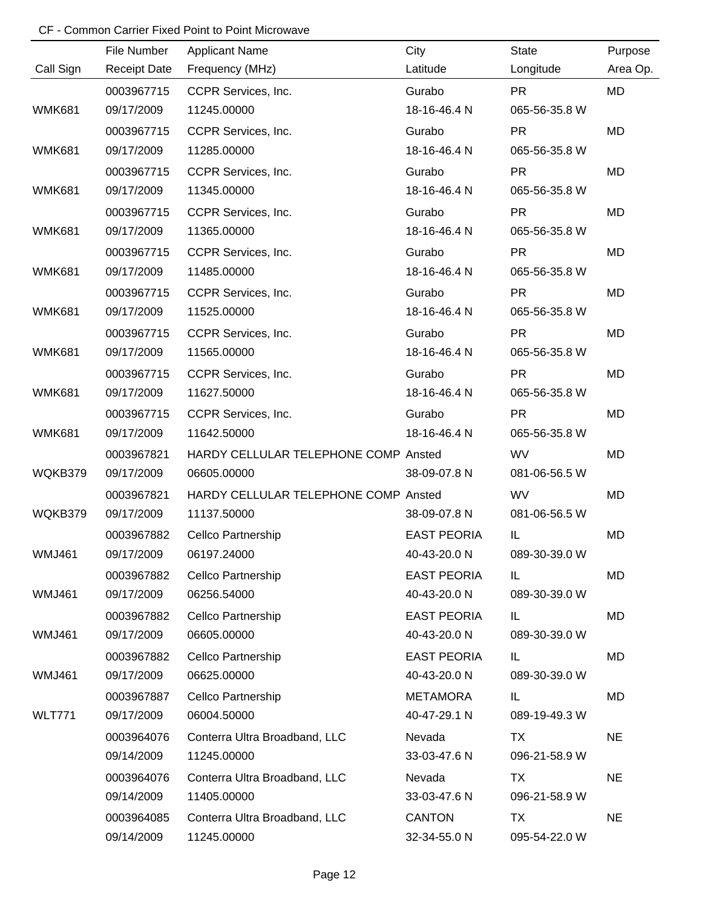CF - Common Carrier Fixed Point to Point Microwave

| Call Sign | File Number<br>Receipt Date | Applicant Name<br>Frequency (MHz) | City<br>Latitude | State<br>Longitude | Purpose<br>Area Op. |
|---|---|---|---|---|---|
| WMK681 | 0003967715<br>09/17/2009 | CCPR Services, Inc.<br>11245.00000 | Gurabo<br>18-16-46.4 N | PR<br>065-56-35.8 W | MD |
| WMK681 | 0003967715<br>09/17/2009 | CCPR Services, Inc.<br>11285.00000 | Gurabo<br>18-16-46.4 N | PR<br>065-56-35.8 W | MD |
| WMK681 | 0003967715<br>09/17/2009 | CCPR Services, Inc.<br>11345.00000 | Gurabo<br>18-16-46.4 N | PR<br>065-56-35.8 W | MD |
| WMK681 | 0003967715<br>09/17/2009 | CCPR Services, Inc.<br>11365.00000 | Gurabo<br>18-16-46.4 N | PR<br>065-56-35.8 W | MD |
| WMK681 | 0003967715<br>09/17/2009 | CCPR Services, Inc.<br>11485.00000 | Gurabo<br>18-16-46.4 N | PR<br>065-56-35.8 W | MD |
| WMK681 | 0003967715<br>09/17/2009 | CCPR Services, Inc.<br>11525.00000 | Gurabo<br>18-16-46.4 N | PR<br>065-56-35.8 W | MD |
| WMK681 | 0003967715<br>09/17/2009 | CCPR Services, Inc.<br>11565.00000 | Gurabo<br>18-16-46.4 N | PR<br>065-56-35.8 W | MD |
| WMK681 | 0003967715<br>09/17/2009 | CCPR Services, Inc.<br>11627.50000 | Gurabo<br>18-16-46.4 N | PR<br>065-56-35.8 W | MD |
| WMK681 | 0003967715<br>09/17/2009 | CCPR Services, Inc.<br>11642.50000 | Gurabo<br>18-16-46.4 N | PR<br>065-56-35.8 W | MD |
| WQKB379 | 0003967821<br>09/17/2009 | HARDY CELLULAR TELEPHONE COMP<br>06605.00000 | Ansted<br>38-09-07.8 N | WV<br>081-06-56.5 W | MD |
| WQKB379 | 0003967821<br>09/17/2009 | HARDY CELLULAR TELEPHONE COMP<br>11137.50000 | Ansted<br>38-09-07.8 N | WV<br>081-06-56.5 W | MD |
| WMJ461 | 0003967882<br>09/17/2009 | Cellco Partnership<br>06197.24000 | EAST PEORIA<br>40-43-20.0 N | IL<br>089-30-39.0 W | MD |
| WMJ461 | 0003967882<br>09/17/2009 | Cellco Partnership<br>06256.54000 | EAST PEORIA<br>40-43-20.0 N | IL<br>089-30-39.0 W | MD |
| WMJ461 | 0003967882<br>09/17/2009 | Cellco Partnership<br>06605.00000 | EAST PEORIA<br>40-43-20.0 N | IL<br>089-30-39.0 W | MD |
| WMJ461 | 0003967882<br>09/17/2009 | Cellco Partnership<br>06625.00000 | EAST PEORIA<br>40-43-20.0 N | IL<br>089-30-39.0 W | MD |
| WLT771 | 0003967887<br>09/17/2009 | Cellco Partnership<br>06004.50000 | METAMORA<br>40-47-29.1 N | IL<br>089-19-49.3 W | MD |
| | 0003964076<br>09/14/2009 | Conterra Ultra Broadband, LLC<br>11245.00000 | Nevada<br>33-03-47.6 N | TX<br>096-21-58.9 W | NE |
| | 0003964076<br>09/14/2009 | Conterra Ultra Broadband, LLC<br>11405.00000 | Nevada<br>33-03-47.6 N | TX<br>096-21-58.9 W | NE |
| | 0003964085<br>09/14/2009 | Conterra Ultra Broadband, LLC<br>11245.00000 | CANTON<br>32-34-55.0 N | TX<br>095-54-22.0 W | NE |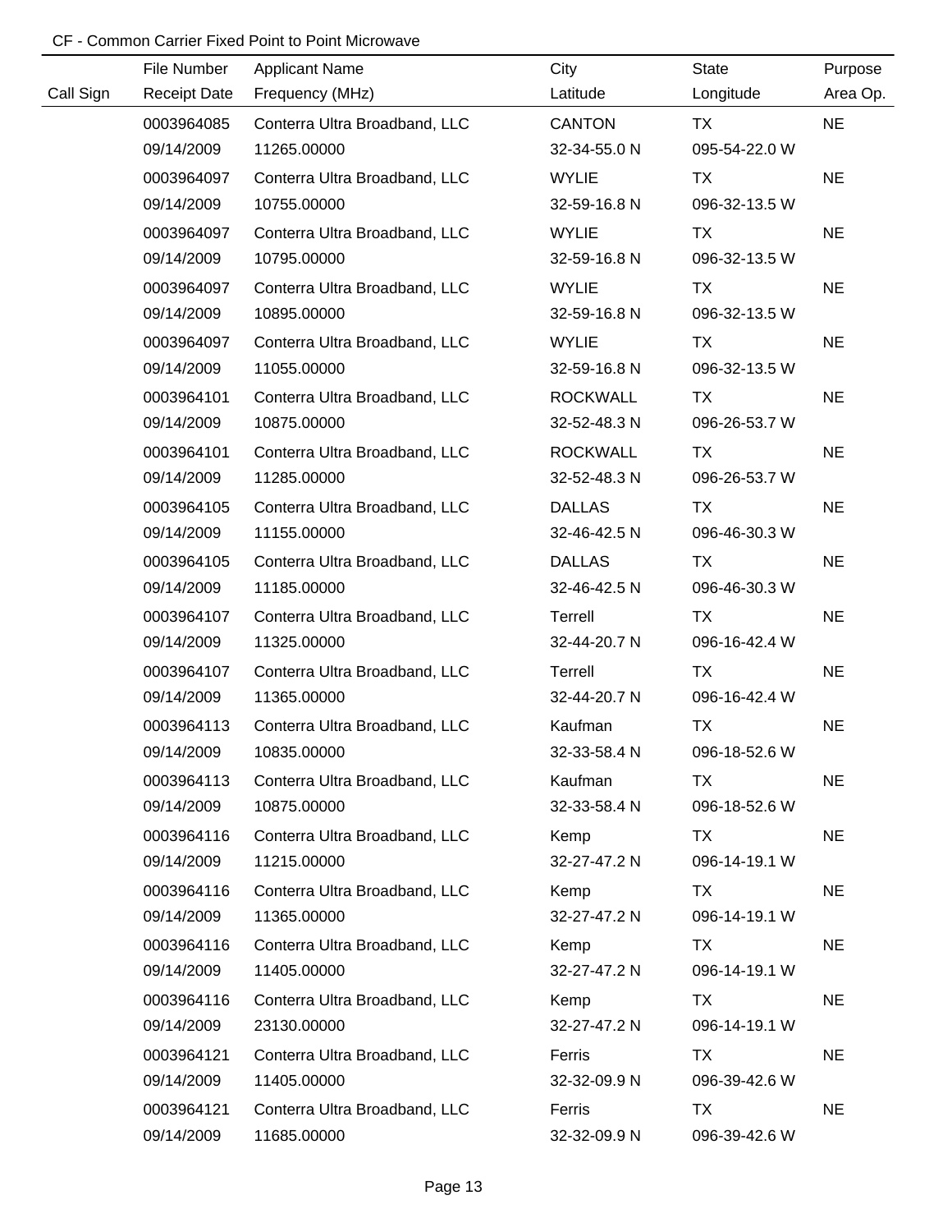CF - Common Carrier Fixed Point to Point Microwave

| Call Sign | File Number<br>Receipt Date | Applicant Name<br>Frequency (MHz) | City<br>Latitude | State<br>Longitude | Purpose<br>Area Op. |
|---|---|---|---|---|---|
| | 0003964085<br>09/14/2009 | Conterra Ultra Broadband, LLC<br>11265.00000 | CANTON<br>32-34-55.0 N | TX<br>095-54-22.0 W | NE |
| | 0003964097<br>09/14/2009 | Conterra Ultra Broadband, LLC<br>10755.00000 | WYLIE<br>32-59-16.8 N | TX<br>096-32-13.5 W | NE |
| | 0003964097<br>09/14/2009 | Conterra Ultra Broadband, LLC<br>10795.00000 | WYLIE<br>32-59-16.8 N | TX<br>096-32-13.5 W | NE |
| | 0003964097<br>09/14/2009 | Conterra Ultra Broadband, LLC<br>10895.00000 | WYLIE<br>32-59-16.8 N | TX<br>096-32-13.5 W | NE |
| | 0003964097<br>09/14/2009 | Conterra Ultra Broadband, LLC<br>11055.00000 | WYLIE<br>32-59-16.8 N | TX<br>096-32-13.5 W | NE |
| | 0003964101<br>09/14/2009 | Conterra Ultra Broadband, LLC<br>10875.00000 | ROCKWALL<br>32-52-48.3 N | TX<br>096-26-53.7 W | NE |
| | 0003964101<br>09/14/2009 | Conterra Ultra Broadband, LLC<br>11285.00000 | ROCKWALL<br>32-52-48.3 N | TX<br>096-26-53.7 W | NE |
| | 0003964105<br>09/14/2009 | Conterra Ultra Broadband, LLC<br>11155.00000 | DALLAS<br>32-46-42.5 N | TX<br>096-46-30.3 W | NE |
| | 0003964105<br>09/14/2009 | Conterra Ultra Broadband, LLC<br>11185.00000 | DALLAS<br>32-46-42.5 N | TX<br>096-46-30.3 W | NE |
| | 0003964107<br>09/14/2009 | Conterra Ultra Broadband, LLC<br>11325.00000 | Terrell<br>32-44-20.7 N | TX<br>096-16-42.4 W | NE |
| | 0003964107<br>09/14/2009 | Conterra Ultra Broadband, LLC<br>11365.00000 | Terrell<br>32-44-20.7 N | TX<br>096-16-42.4 W | NE |
| | 0003964113<br>09/14/2009 | Conterra Ultra Broadband, LLC<br>10835.00000 | Kaufman<br>32-33-58.4 N | TX<br>096-18-52.6 W | NE |
| | 0003964113<br>09/14/2009 | Conterra Ultra Broadband, LLC<br>10875.00000 | Kaufman<br>32-33-58.4 N | TX<br>096-18-52.6 W | NE |
| | 0003964116<br>09/14/2009 | Conterra Ultra Broadband, LLC<br>11215.00000 | Kemp<br>32-27-47.2 N | TX<br>096-14-19.1 W | NE |
| | 0003964116<br>09/14/2009 | Conterra Ultra Broadband, LLC<br>11365.00000 | Kemp<br>32-27-47.2 N | TX<br>096-14-19.1 W | NE |
| | 0003964116<br>09/14/2009 | Conterra Ultra Broadband, LLC<br>11405.00000 | Kemp<br>32-27-47.2 N | TX<br>096-14-19.1 W | NE |
| | 0003964116<br>09/14/2009 | Conterra Ultra Broadband, LLC<br>23130.00000 | Kemp<br>32-27-47.2 N | TX<br>096-14-19.1 W | NE |
| | 0003964121<br>09/14/2009 | Conterra Ultra Broadband, LLC<br>11405.00000 | Ferris<br>32-32-09.9 N | TX<br>096-39-42.6 W | NE |
| | 0003964121<br>09/14/2009 | Conterra Ultra Broadband, LLC<br>11685.00000 | Ferris<br>32-32-09.9 N | TX<br>096-39-42.6 W | NE |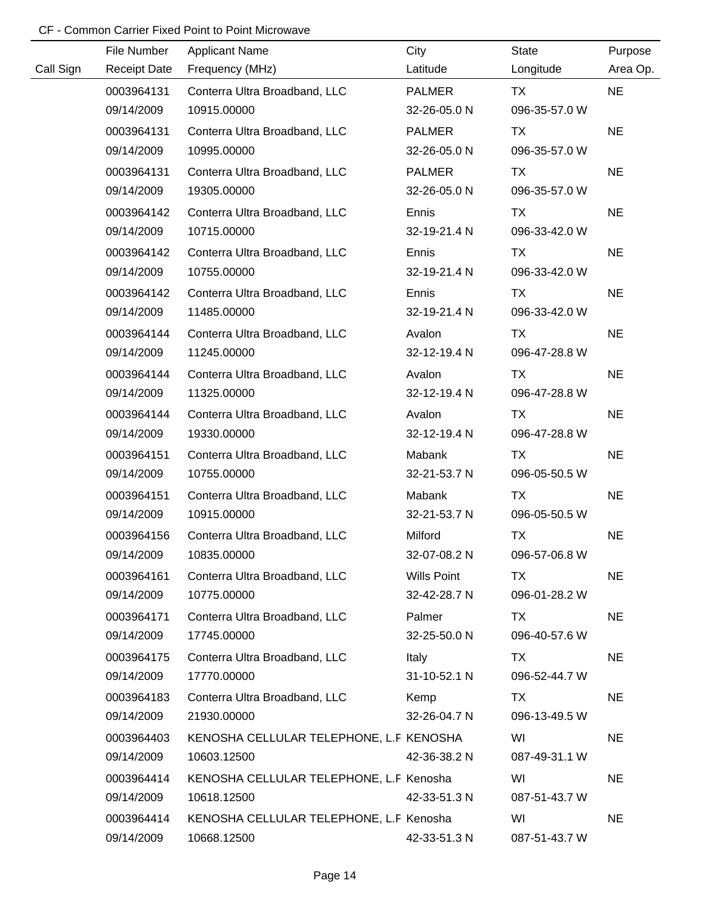CF - Common Carrier Fixed Point to Point Microwave

| Call Sign | File Number<br>Receipt Date | Applicant Name<br>Frequency (MHz) | City<br>Latitude | State<br>Longitude | Purpose<br>Area Op. |
|---|---|---|---|---|---|
| | 0003964131<br>09/14/2009 | Conterra Ultra Broadband, LLC<br>10915.00000 | PALMER<br>32-26-05.0 N | TX<br>096-35-57.0 W | NE |
| | 0003964131<br>09/14/2009 | Conterra Ultra Broadband, LLC<br>10995.00000 | PALMER<br>32-26-05.0 N | TX<br>096-35-57.0 W | NE |
| | 0003964131<br>09/14/2009 | Conterra Ultra Broadband, LLC<br>19305.00000 | PALMER<br>32-26-05.0 N | TX<br>096-35-57.0 W | NE |
| | 0003964142<br>09/14/2009 | Conterra Ultra Broadband, LLC<br>10715.00000 | Ennis<br>32-19-21.4 N | TX<br>096-33-42.0 W | NE |
| | 0003964142<br>09/14/2009 | Conterra Ultra Broadband, LLC<br>10755.00000 | Ennis<br>32-19-21.4 N | TX<br>096-33-42.0 W | NE |
| | 0003964142<br>09/14/2009 | Conterra Ultra Broadband, LLC<br>11485.00000 | Ennis<br>32-19-21.4 N | TX<br>096-33-42.0 W | NE |
| | 0003964144<br>09/14/2009 | Conterra Ultra Broadband, LLC<br>11245.00000 | Avalon<br>32-12-19.4 N | TX<br>096-47-28.8 W | NE |
| | 0003964144<br>09/14/2009 | Conterra Ultra Broadband, LLC<br>11325.00000 | Avalon<br>32-12-19.4 N | TX<br>096-47-28.8 W | NE |
| | 0003964144<br>09/14/2009 | Conterra Ultra Broadband, LLC<br>19330.00000 | Avalon<br>32-12-19.4 N | TX<br>096-47-28.8 W | NE |
| | 0003964151<br>09/14/2009 | Conterra Ultra Broadband, LLC<br>10755.00000 | Mabank<br>32-21-53.7 N | TX<br>096-05-50.5 W | NE |
| | 0003964151<br>09/14/2009 | Conterra Ultra Broadband, LLC<br>10915.00000 | Mabank<br>32-21-53.7 N | TX<br>096-05-50.5 W | NE |
| | 0003964156<br>09/14/2009 | Conterra Ultra Broadband, LLC<br>10835.00000 | Milford<br>32-07-08.2 N | TX<br>096-57-06.8 W | NE |
| | 0003964161<br>09/14/2009 | Conterra Ultra Broadband, LLC<br>10775.00000 | Wills Point<br>32-42-28.7 N | TX<br>096-01-28.2 W | NE |
| | 0003964171<br>09/14/2009 | Conterra Ultra Broadband, LLC<br>17745.00000 | Palmer<br>32-25-50.0 N | TX<br>096-40-57.6 W | NE |
| | 0003964175<br>09/14/2009 | Conterra Ultra Broadband, LLC<br>17770.00000 | Italy<br>31-10-52.1 N | TX<br>096-52-44.7 W | NE |
| | 0003964183<br>09/14/2009 | Conterra Ultra Broadband, LLC<br>21930.00000 | Kemp<br>32-26-04.7 N | TX<br>096-13-49.5 W | NE |
| | 0003964403<br>09/14/2009 | KENOSHA CELLULAR TELEPHONE, L.F<br>10603.12500 | KENOSHA<br>42-36-38.2 N | WI<br>087-49-31.1 W | NE |
| | 0003964414<br>09/14/2009 | KENOSHA CELLULAR TELEPHONE, L.F<br>10618.12500 | Kenosha<br>42-33-51.3 N | WI<br>087-51-43.7 W | NE |
| | 0003964414<br>09/14/2009 | KENOSHA CELLULAR TELEPHONE, L.F<br>10668.12500 | Kenosha<br>42-33-51.3 N | WI<br>087-51-43.7 W | NE |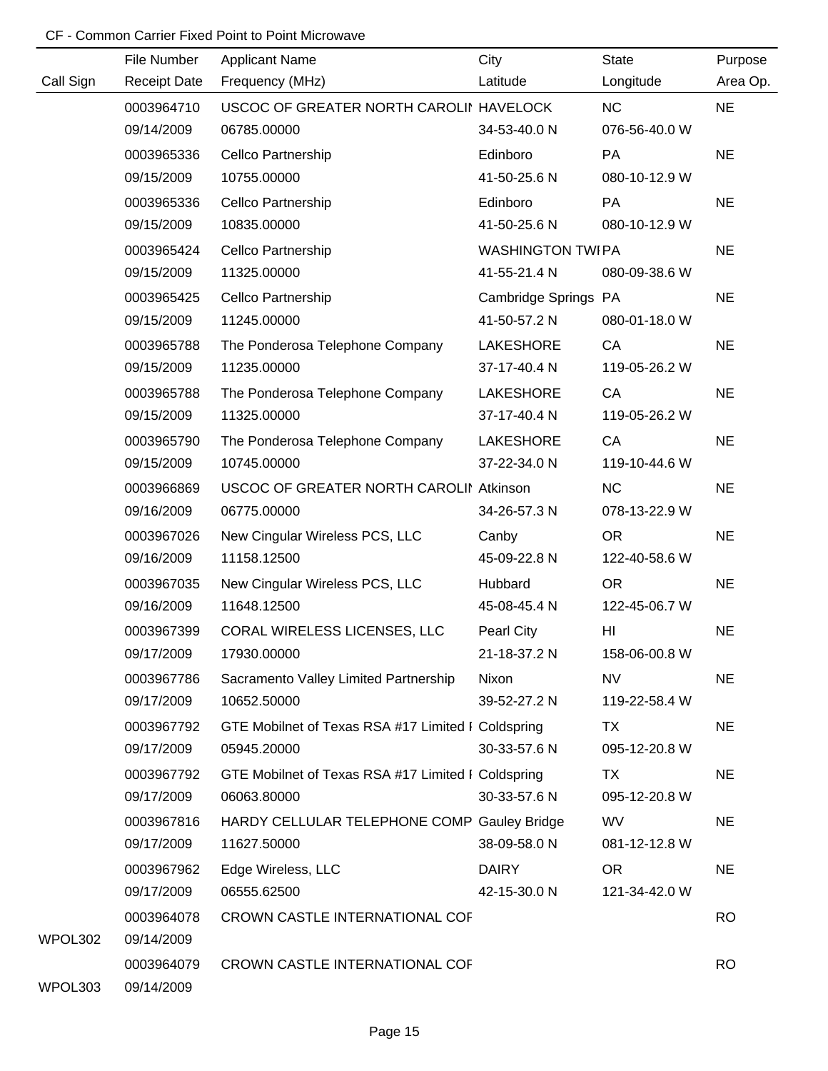CF - Common Carrier Fixed Point to Point Microwave

| Call Sign | File Number / Receipt Date | Applicant Name / Frequency (MHz) | City / Latitude | State / Longitude | Purpose / Area Op. |
|---|---|---|---|---|---|
| | 0003964710 | USCOC OF GREATER NORTH CAROLII | HAVELOCK | NC | NE |
| | 09/14/2009 | 06785.00000 | 34-53-40.0 N | 076-56-40.0 W | |
| | 0003965336 | Cellco Partnership | Edinboro | PA | NE |
| | 09/15/2009 | 10755.00000 | 41-50-25.6 N | 080-10-12.9 W | |
| | 0003965336 | Cellco Partnership | Edinboro | PA | NE |
| | 09/15/2009 | 10835.00000 | 41-50-25.6 N | 080-10-12.9 W | |
| | 0003965424 | Cellco Partnership | WASHINGTON TWI | PA | NE |
| | 09/15/2009 | 11325.00000 | 41-55-21.4 N | 080-09-38.6 W | |
| | 0003965425 | Cellco Partnership | Cambridge Springs | PA | NE |
| | 09/15/2009 | 11245.00000 | 41-50-57.2 N | 080-01-18.0 W | |
| | 0003965788 | The Ponderosa Telephone Company | LAKESHORE | CA | NE |
| | 09/15/2009 | 11235.00000 | 37-17-40.4 N | 119-05-26.2 W | |
| | 0003965788 | The Ponderosa Telephone Company | LAKESHORE | CA | NE |
| | 09/15/2009 | 11325.00000 | 37-17-40.4 N | 119-05-26.2 W | |
| | 0003965790 | The Ponderosa Telephone Company | LAKESHORE | CA | NE |
| | 09/15/2009 | 10745.00000 | 37-22-34.0 N | 119-10-44.6 W | |
| | 0003966869 | USCOC OF GREATER NORTH CAROLII | Atkinson | NC | NE |
| | 09/16/2009 | 06775.00000 | 34-26-57.3 N | 078-13-22.9 W | |
| | 0003967026 | New Cingular Wireless PCS, LLC | Canby | OR | NE |
| | 09/16/2009 | 11158.12500 | 45-09-22.8 N | 122-40-58.6 W | |
| | 0003967035 | New Cingular Wireless PCS, LLC | Hubbard | OR | NE |
| | 09/16/2009 | 11648.12500 | 45-08-45.4 N | 122-45-06.7 W | |
| | 0003967399 | CORAL WIRELESS LICENSES, LLC | Pearl City | HI | NE |
| | 09/17/2009 | 17930.00000 | 21-18-37.2 N | 158-06-00.8 W | |
| | 0003967786 | Sacramento Valley Limited Partnership | Nixon | NV | NE |
| | 09/17/2009 | 10652.50000 | 39-52-27.2 N | 119-22-58.4 W | |
| | 0003967792 | GTE Mobilnet of Texas RSA #17 Limited I | Coldspring | TX | NE |
| | 09/17/2009 | 05945.20000 | 30-33-57.6 N | 095-12-20.8 W | |
| | 0003967792 | GTE Mobilnet of Texas RSA #17 Limited I | Coldspring | TX | NE |
| | 09/17/2009 | 06063.80000 | 30-33-57.6 N | 095-12-20.8 W | |
| | 0003967816 | HARDY CELLULAR TELEPHONE COMP | Gauley Bridge | WV | NE |
| | 09/17/2009 | 11627.50000 | 38-09-58.0 N | 081-12-12.8 W | |
| | 0003967962 | Edge Wireless, LLC | DAIRY | OR | NE |
| | 09/17/2009 | 06555.62500 | 42-15-30.0 N | 121-34-42.0 W | |
| | 0003964078 | CROWN CASTLE INTERNATIONAL COI | | | RO |
| WPOL302 | 09/14/2009 | | | | |
| | 0003964079 | CROWN CASTLE INTERNATIONAL COI | | | RO |
| WPOL303 | 09/14/2009 | | | | |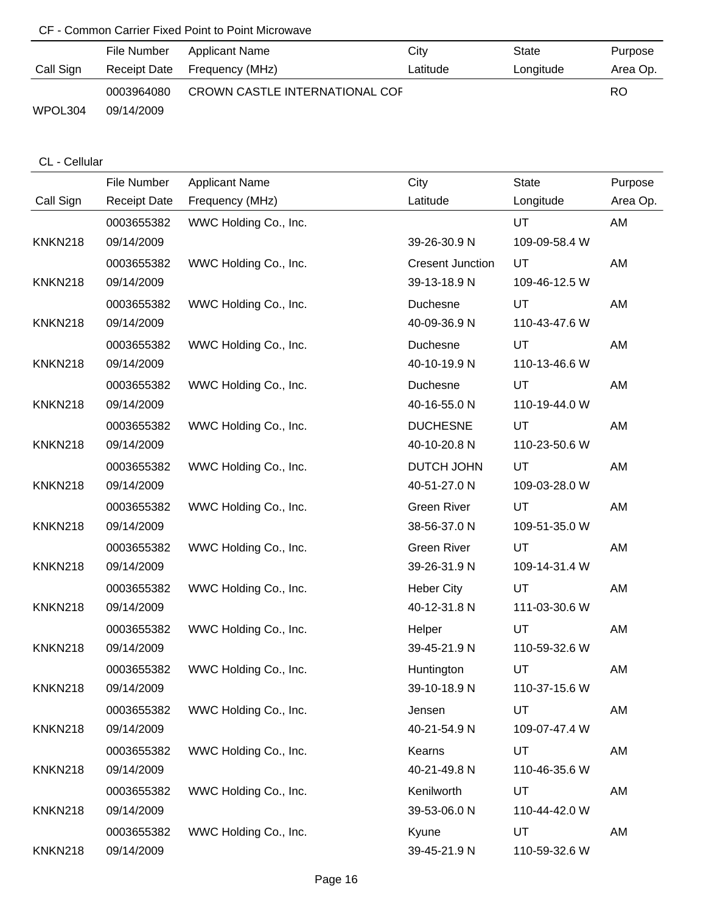CF - Common Carrier Fixed Point to Point Microwave

| Call Sign | File Number<br>Receipt Date | Applicant Name<br>Frequency (MHz) | City<br>Latitude | State<br>Longitude | Purpose<br>Area Op. |
|---|---|---|---|---|---|
| WPOL304 | 0003964080<br>09/14/2009 | CROWN CASTLE INTERNATIONAL COF | | | RO |

CL - Cellular

| Call Sign | File Number<br>Receipt Date | Applicant Name<br>Frequency (MHz) | City<br>Latitude | State<br>Longitude | Purpose<br>Area Op. |
|---|---|---|---|---|---|
| KNKN218 | 0003655382<br>09/14/2009 | WWC Holding Co., Inc. | <br>39-26-30.9 N | UT<br>109-09-58.4 W | AM |
| KNKN218 | 0003655382<br>09/14/2009 | WWC Holding Co., Inc. | Cresent Junction<br>39-13-18.9 N | UT<br>109-46-12.5 W | AM |
| KNKN218 | 0003655382<br>09/14/2009 | WWC Holding Co., Inc. | Duchesne<br>40-09-36.9 N | UT<br>110-43-47.6 W | AM |
| KNKN218 | 0003655382<br>09/14/2009 | WWC Holding Co., Inc. | Duchesne<br>40-10-19.9 N | UT<br>110-13-46.6 W | AM |
| KNKN218 | 0003655382<br>09/14/2009 | WWC Holding Co., Inc. | Duchesne<br>40-16-55.0 N | UT<br>110-19-44.0 W | AM |
| KNKN218 | 0003655382<br>09/14/2009 | WWC Holding Co., Inc. | DUCHESNE<br>40-10-20.8 N | UT<br>110-23-50.6 W | AM |
| KNKN218 | 0003655382<br>09/14/2009 | WWC Holding Co., Inc. | DUTCH JOHN<br>40-51-27.0 N | UT<br>109-03-28.0 W | AM |
| KNKN218 | 0003655382<br>09/14/2009 | WWC Holding Co., Inc. | Green River<br>38-56-37.0 N | UT<br>109-51-35.0 W | AM |
| KNKN218 | 0003655382<br>09/14/2009 | WWC Holding Co., Inc. | Green River<br>39-26-31.9 N | UT<br>109-14-31.4 W | AM |
| KNKN218 | 0003655382<br>09/14/2009 | WWC Holding Co., Inc. | Heber City<br>40-12-31.8 N | UT<br>111-03-30.6 W | AM |
| KNKN218 | 0003655382<br>09/14/2009 | WWC Holding Co., Inc. | Helper<br>39-45-21.9 N | UT<br>110-59-32.6 W | AM |
| KNKN218 | 0003655382<br>09/14/2009 | WWC Holding Co., Inc. | Huntington<br>39-10-18.9 N | UT<br>110-37-15.6 W | AM |
| KNKN218 | 0003655382<br>09/14/2009 | WWC Holding Co., Inc. | Jensen<br>40-21-54.9 N | UT<br>109-07-47.4 W | AM |
| KNKN218 | 0003655382<br>09/14/2009 | WWC Holding Co., Inc. | Kearns<br>40-21-49.8 N | UT<br>110-46-35.6 W | AM |
| KNKN218 | 0003655382<br>09/14/2009 | WWC Holding Co., Inc. | Kenilworth<br>39-53-06.0 N | UT<br>110-44-42.0 W | AM |
| KNKN218 | 0003655382<br>09/14/2009 | WWC Holding Co., Inc. | Kyune<br>39-45-21.9 N | UT<br>110-59-32.6 W | AM |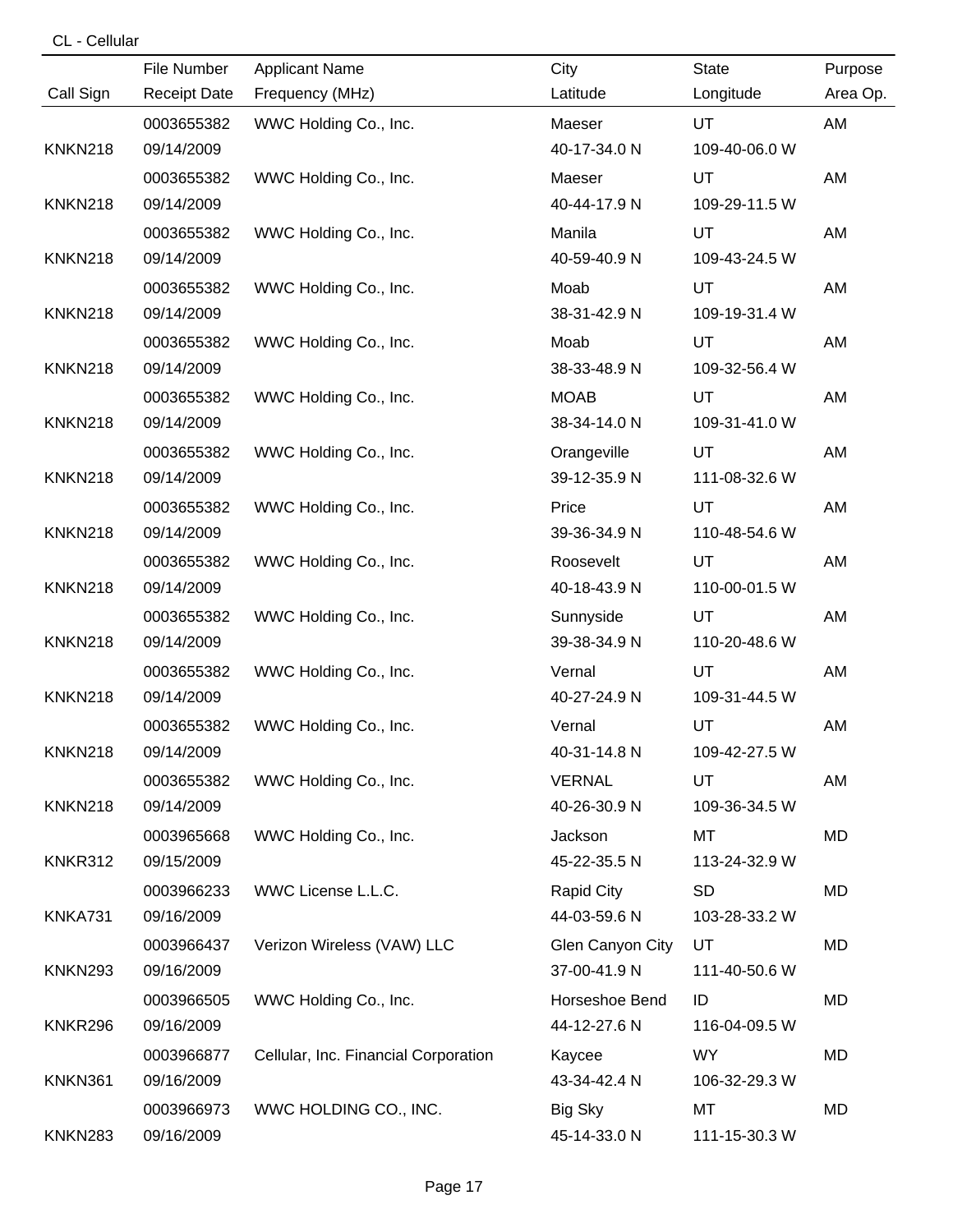CL - Cellular

| Call Sign | File Number / Receipt Date | Applicant Name / Frequency (MHz) | City / Latitude | State / Longitude | Purpose / Area Op. |
|---|---|---|---|---|---|
| KNKN218 | 0003655382 / 09/14/2009 | WWC Holding Co., Inc. | Maeser / 40-17-34.0 N | UT / 109-40-06.0 W | AM |
| KNKN218 | 0003655382 / 09/14/2009 | WWC Holding Co., Inc. | Maeser / 40-44-17.9 N | UT / 109-29-11.5 W | AM |
| KNKN218 | 0003655382 / 09/14/2009 | WWC Holding Co., Inc. | Manila / 40-59-40.9 N | UT / 109-43-24.5 W | AM |
| KNKN218 | 0003655382 / 09/14/2009 | WWC Holding Co., Inc. | Moab / 38-31-42.9 N | UT / 109-19-31.4 W | AM |
| KNKN218 | 0003655382 / 09/14/2009 | WWC Holding Co., Inc. | Moab / 38-33-48.9 N | UT / 109-32-56.4 W | AM |
| KNKN218 | 0003655382 / 09/14/2009 | WWC Holding Co., Inc. | MOAB / 38-34-14.0 N | UT / 109-31-41.0 W | AM |
| KNKN218 | 0003655382 / 09/14/2009 | WWC Holding Co., Inc. | Orangeville / 39-12-35.9 N | UT / 111-08-32.6 W | AM |
| KNKN218 | 0003655382 / 09/14/2009 | WWC Holding Co., Inc. | Price / 39-36-34.9 N | UT / 110-48-54.6 W | AM |
| KNKN218 | 0003655382 / 09/14/2009 | WWC Holding Co., Inc. | Roosevelt / 40-18-43.9 N | UT / 110-00-01.5 W | AM |
| KNKN218 | 0003655382 / 09/14/2009 | WWC Holding Co., Inc. | Sunnyside / 39-38-34.9 N | UT / 110-20-48.6 W | AM |
| KNKN218 | 0003655382 / 09/14/2009 | WWC Holding Co., Inc. | Vernal / 40-27-24.9 N | UT / 109-31-44.5 W | AM |
| KNKN218 | 0003655382 / 09/14/2009 | WWC Holding Co., Inc. | Vernal / 40-31-14.8 N | UT / 109-42-27.5 W | AM |
| KNKN218 | 0003655382 / 09/14/2009 | WWC Holding Co., Inc. | VERNAL / 40-26-30.9 N | UT / 109-36-34.5 W | AM |
| KNKR312 | 0003965668 / 09/15/2009 | WWC Holding Co., Inc. | Jackson / 45-22-35.5 N | MT / 113-24-32.9 W | MD |
| KNKA731 | 0003966233 / 09/16/2009 | WWC License L.L.C. | Rapid City / 44-03-59.6 N | SD / 103-28-33.2 W | MD |
| KNKN293 | 0003966437 / 09/16/2009 | Verizon Wireless (VAW) LLC | Glen Canyon City / 37-00-41.9 N | UT / 111-40-50.6 W | MD |
| KNKR296 | 0003966505 / 09/16/2009 | WWC Holding Co., Inc. | Horseshoe Bend / 44-12-27.6 N | ID / 116-04-09.5 W | MD |
| KNKN361 | 0003966877 / 09/16/2009 | Cellular, Inc. Financial Corporation | Kaycee / 43-34-42.4 N | WY / 106-32-29.3 W | MD |
| KNKN283 | 0003966973 / 09/16/2009 | WWC HOLDING CO., INC. | Big Sky / 45-14-33.0 N | MT / 111-15-30.3 W | MD |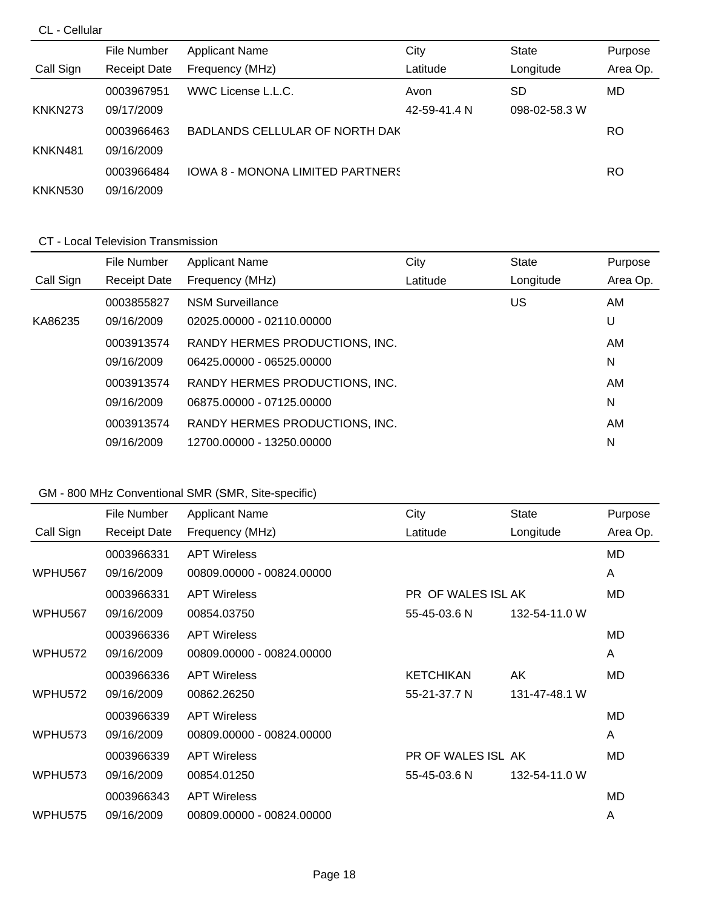CL - Cellular

| Call Sign | File Number<br>Receipt Date | Applicant Name<br>Frequency (MHz) | City<br>Latitude | State<br>Longitude | Purpose<br>Area Op. |
|---|---|---|---|---|---|
| KNKN273 | 0003967951<br>09/17/2009 | WWC License L.L.C. | Avon<br>42-59-41.4 N | SD<br>098-02-58.3 W | MD |
| KNKN481 | 0003966463<br>09/16/2009 | BADLANDS CELLULAR OF NORTH DAK | | | RO |
| KNKN530 | 0003966484<br>09/16/2009 | IOWA 8 - MONONA LIMITED PARTNERS | | | RO |

CT - Local Television Transmission

| Call Sign | File Number<br>Receipt Date | Applicant Name<br>Frequency (MHz) | City<br>Latitude | State<br>Longitude | Purpose<br>Area Op. |
|---|---|---|---|---|---|
| KA86235 | 0003855827<br>09/16/2009 | NSM Surveillance<br>02025.00000 - 02110.00000 | | US | AM<br>U |
| | 0003913574<br>09/16/2009 | RANDY HERMES PRODUCTIONS, INC.<br>06425.00000 - 06525.00000 | | | AM<br>N |
| | 0003913574<br>09/16/2009 | RANDY HERMES PRODUCTIONS, INC.<br>06875.00000 - 07125.00000 | | | AM<br>N |
| | 0003913574<br>09/16/2009 | RANDY HERMES PRODUCTIONS, INC.<br>12700.00000 - 13250.00000 | | | AM<br>N |

GM - 800 MHz Conventional SMR (SMR, Site-specific)

| Call Sign | File Number<br>Receipt Date | Applicant Name<br>Frequency (MHz) | City<br>Latitude | State<br>Longitude | Purpose<br>Area Op. |
|---|---|---|---|---|---|
| WPHU567 | 0003966331<br>09/16/2009 | APT Wireless<br>00809.00000 - 00824.00000 | | | MD<br>A |
| WPHU567 | 0003966331<br>09/16/2009 | APT Wireless<br>00854.03750 | PR OF WALES ISL<br>55-45-03.6 N | AK<br>132-54-11.0 W | MD |
| WPHU572 | 0003966336<br>09/16/2009 | APT Wireless<br>00809.00000 - 00824.00000 | | | MD<br>A |
| WPHU572 | 0003966336<br>09/16/2009 | APT Wireless<br>00862.26250 | KETCHIKAN<br>55-21-37.7 N | AK<br>131-47-48.1 W | MD |
| WPHU573 | 0003966339<br>09/16/2009 | APT Wireless<br>00809.00000 - 00824.00000 | | | MD<br>A |
| WPHU573 | 0003966339<br>09/16/2009 | APT Wireless<br>00854.01250 | PR OF WALES ISL<br>55-45-03.6 N | AK<br>132-54-11.0 W | MD |
| WPHU575 | 0003966343<br>09/16/2009 | APT Wireless<br>00809.00000 - 00824.00000 | | | MD<br>A |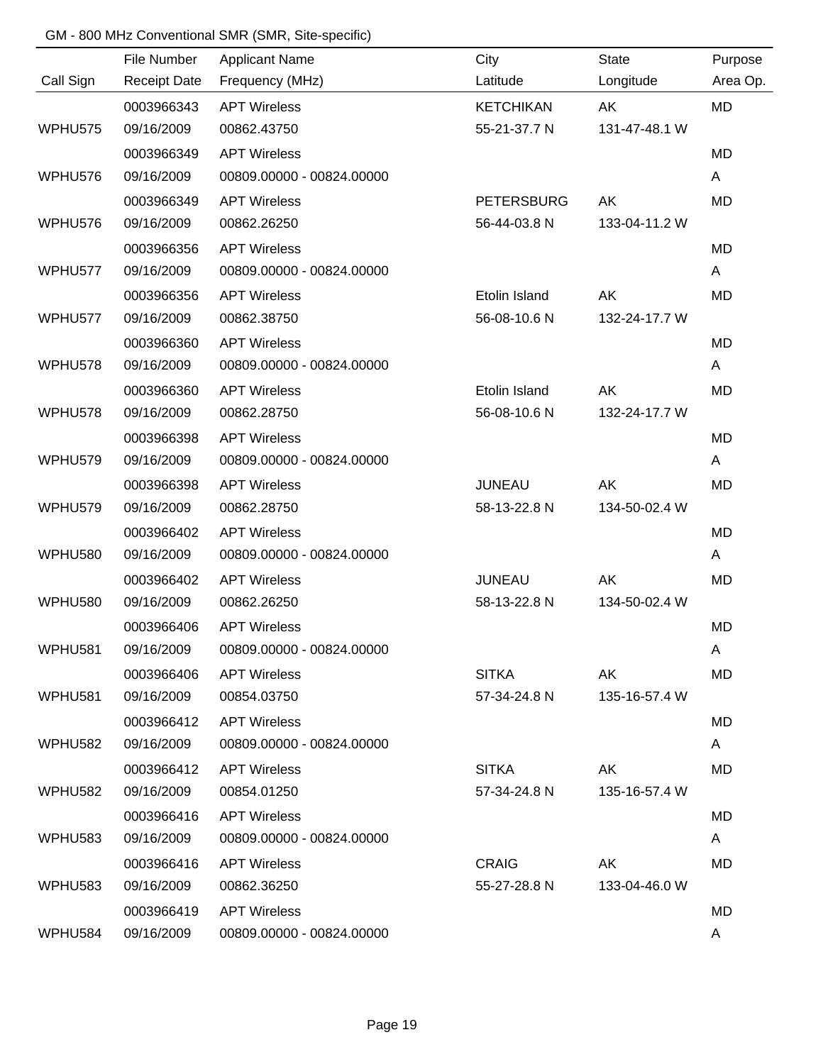GM - 800 MHz Conventional SMR (SMR, Site-specific)

| Call Sign | File Number<br>Receipt Date | Applicant Name<br>Frequency (MHz) | City<br>Latitude | State<br>Longitude | Purpose<br>Area Op. |
|---|---|---|---|---|---|
| WPHU575 | 0003966343<br>09/16/2009 | APT Wireless<br>00862.43750 | KETCHIKAN<br>55-21-37.7 N | AK<br>131-47-48.1 W | MD |
| WPHU576 | 0003966349<br>09/16/2009 | APT Wireless<br>00809.00000 - 00824.00000 | | | MD<br>A |
| WPHU576 | 0003966349<br>09/16/2009 | APT Wireless<br>00862.26250 | PETERSBURG<br>56-44-03.8 N | AK<br>133-04-11.2 W | MD |
| WPHU577 | 0003966356<br>09/16/2009 | APT Wireless<br>00809.00000 - 00824.00000 | | | MD<br>A |
| WPHU577 | 0003966356<br>09/16/2009 | APT Wireless<br>00862.38750 | Etolin Island<br>56-08-10.6 N | AK<br>132-24-17.7 W | MD |
| WPHU578 | 0003966360<br>09/16/2009 | APT Wireless<br>00809.00000 - 00824.00000 | | | MD<br>A |
| WPHU578 | 0003966360<br>09/16/2009 | APT Wireless<br>00862.28750 | Etolin Island<br>56-08-10.6 N | AK<br>132-24-17.7 W | MD |
| WPHU579 | 0003966398<br>09/16/2009 | APT Wireless<br>00809.00000 - 00824.00000 | | | MD<br>A |
| WPHU579 | 0003966398<br>09/16/2009 | APT Wireless<br>00862.28750 | JUNEAU<br>58-13-22.8 N | AK<br>134-50-02.4 W | MD |
| WPHU580 | 0003966402<br>09/16/2009 | APT Wireless<br>00809.00000 - 00824.00000 | | | MD<br>A |
| WPHU580 | 0003966402<br>09/16/2009 | APT Wireless<br>00862.26250 | JUNEAU<br>58-13-22.8 N | AK<br>134-50-02.4 W | MD |
| WPHU581 | 0003966406<br>09/16/2009 | APT Wireless<br>00809.00000 - 00824.00000 | | | MD<br>A |
| WPHU581 | 0003966406<br>09/16/2009 | APT Wireless<br>00854.03750 | SITKA<br>57-34-24.8 N | AK<br>135-16-57.4 W | MD |
| WPHU582 | 0003966412<br>09/16/2009 | APT Wireless<br>00809.00000 - 00824.00000 | | | MD<br>A |
| WPHU582 | 0003966412<br>09/16/2009 | APT Wireless<br>00854.01250 | SITKA<br>57-34-24.8 N | AK<br>135-16-57.4 W | MD |
| WPHU583 | 0003966416<br>09/16/2009 | APT Wireless<br>00809.00000 - 00824.00000 | | | MD<br>A |
| WPHU583 | 0003966416<br>09/16/2009 | APT Wireless<br>00862.36250 | CRAIG<br>55-27-28.8 N | AK<br>133-04-46.0 W | MD |
| WPHU584 | 0003966419<br>09/16/2009 | APT Wireless<br>00809.00000 - 00824.00000 | | | MD<br>A |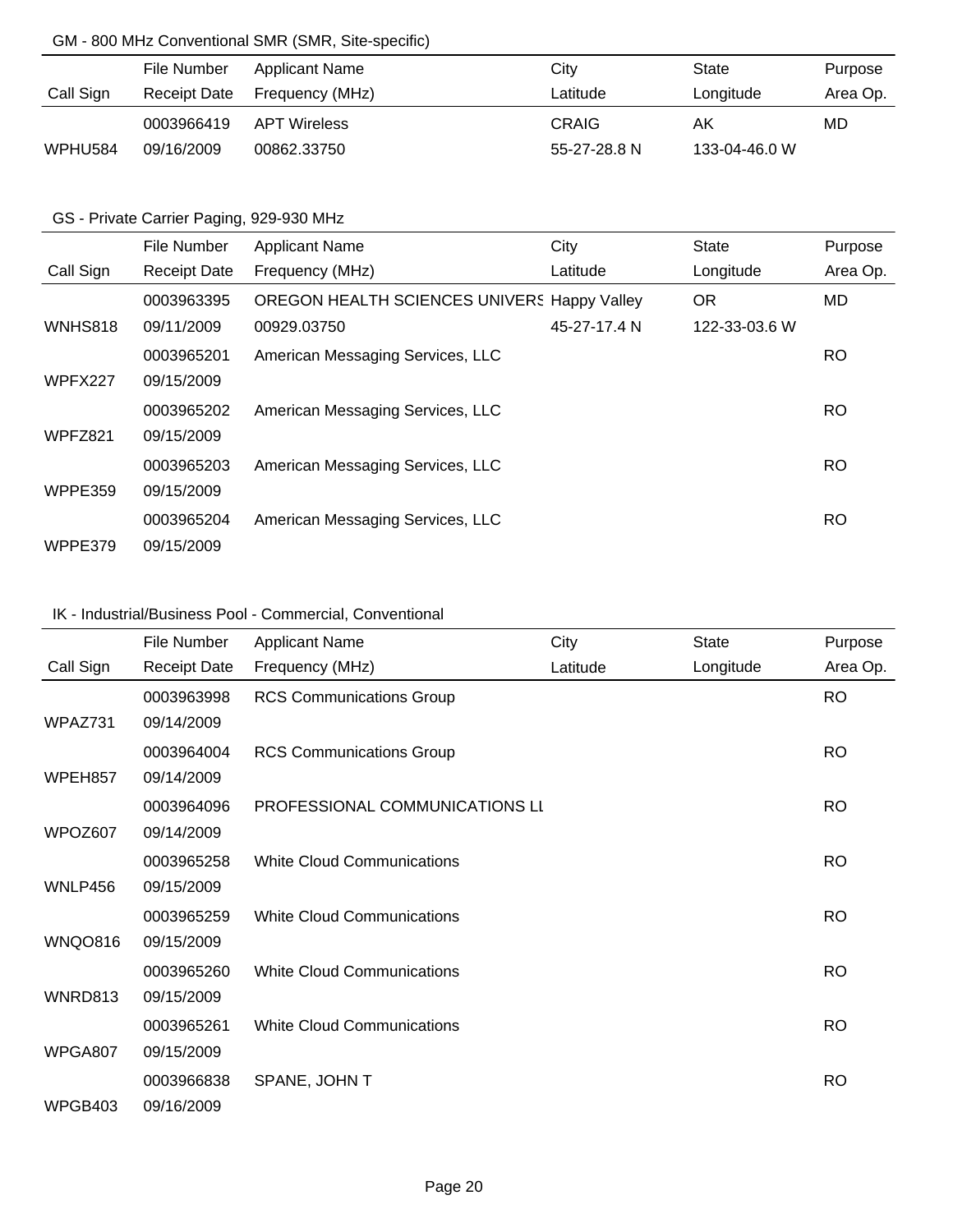## GM - 800 MHz Conventional SMR (SMR, Site-specific)

| Call Sign | File Number / Receipt Date | Applicant Name / Frequency (MHz) | City / Latitude | State / Longitude | Purpose / Area Op. |
|---|---|---|---|---|---|
| WPHU584 | 0003966419 / 09/16/2009 | APT Wireless / 00862.33750 | CRAIG / 55-27-28.8 N | AK / 133-04-46.0 W | MD |

## GS - Private Carrier Paging, 929-930 MHz

| Call Sign | File Number / Receipt Date | Applicant Name / Frequency (MHz) | City / Latitude | State / Longitude | Purpose / Area Op. |
|---|---|---|---|---|---|
| WNHS818 | 0003963395 / 09/11/2009 | OREGON HEALTH SCIENCES UNIVERS / 00929.03750 | Happy Valley / 45-27-17.4 N | OR / 122-33-03.6 W | MD |
| WPFX227 | 0003965201 / 09/15/2009 | American Messaging Services, LLC | | | RO |
| WPFZ821 | 0003965202 / 09/15/2009 | American Messaging Services, LLC | | | RO |
| WPPE359 | 0003965203 / 09/15/2009 | American Messaging Services, LLC | | | RO |
| WPPE379 | 0003965204 / 09/15/2009 | American Messaging Services, LLC | | | RO |

## IK - Industrial/Business Pool - Commercial, Conventional

| Call Sign | File Number / Receipt Date | Applicant Name / Frequency (MHz) | City / Latitude | State / Longitude | Purpose / Area Op. |
|---|---|---|---|---|---|
| WPAZ731 | 0003963998 / 09/14/2009 | RCS Communications Group | | | RO |
| WPEH857 | 0003964004 / 09/14/2009 | RCS Communications Group | | | RO |
| WPOZ607 | 0003964096 / 09/14/2009 | PROFESSIONAL COMMUNICATIONS LL | | | RO |
| WNLP456 | 0003965258 / 09/15/2009 | White Cloud Communications | | | RO |
| WNQO816 | 0003965259 / 09/15/2009 | White Cloud Communications | | | RO |
| WNRD813 | 0003965260 / 09/15/2009 | White Cloud Communications | | | RO |
| WPGA807 | 0003965261 / 09/15/2009 | White Cloud Communications | | | RO |
| WPGB403 | 0003966838 / 09/16/2009 | SPANE, JOHN T | | | RO |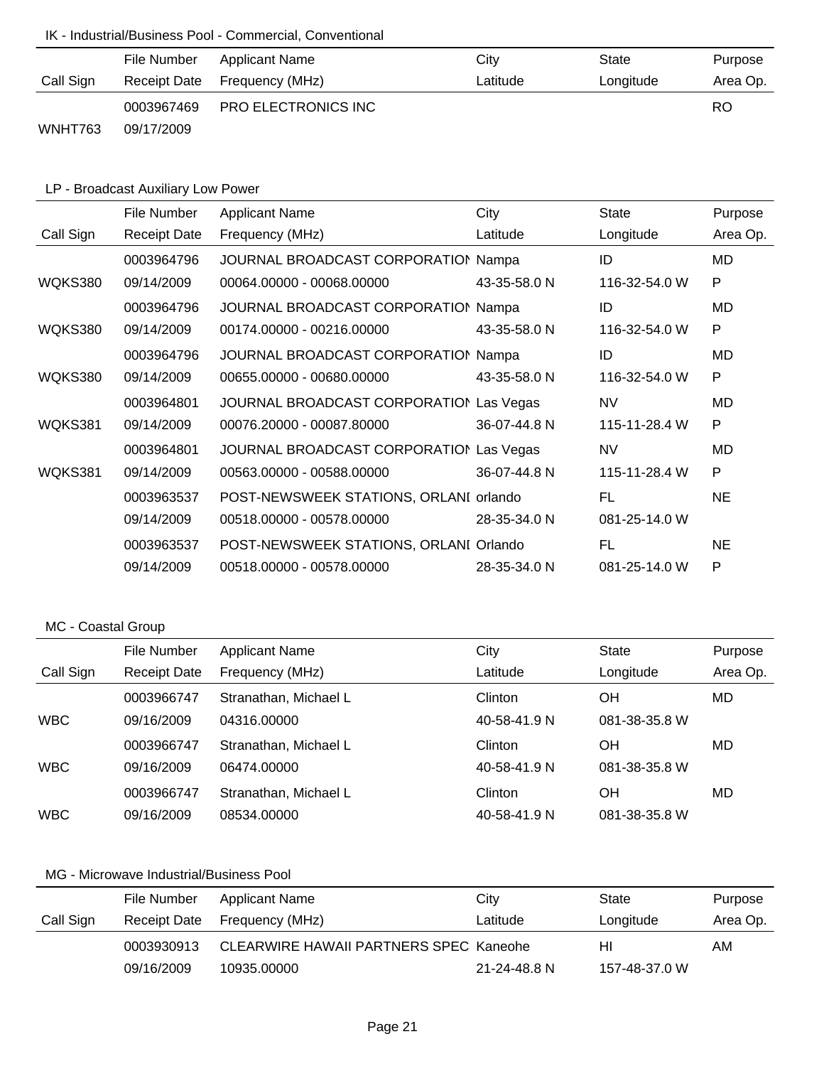## IK - Industrial/Business Pool - Commercial, Conventional

| Call Sign | File Number / Receipt Date | Applicant Name / Frequency (MHz) | City / Latitude | State / Longitude | Purpose / Area Op. |
|---|---|---|---|---|---|
| | 0003967469 | PRO ELECTRONICS INC | | | RO |
| WNHT763 | 09/17/2009 | | | | |

## LP - Broadcast Auxiliary Low Power

| Call Sign | File Number / Receipt Date | Applicant Name / Frequency (MHz) | City / Latitude | State / Longitude | Purpose / Area Op. |
|---|---|---|---|---|---|
| | 0003964796 | JOURNAL BROADCAST CORPORATIOI | Nampa | ID | MD |
| WQKS380 | 09/14/2009 | 00064.00000 - 00068.00000 | 43-35-58.0 N | 116-32-54.0 W | P |
| | 0003964796 | JOURNAL BROADCAST CORPORATIOI | Nampa | ID | MD |
| WQKS380 | 09/14/2009 | 00174.00000 - 00216.00000 | 43-35-58.0 N | 116-32-54.0 W | P |
| | 0003964796 | JOURNAL BROADCAST CORPORATIOI | Nampa | ID | MD |
| WQKS380 | 09/14/2009 | 00655.00000 - 00680.00000 | 43-35-58.0 N | 116-32-54.0 W | P |
| | 0003964801 | JOURNAL BROADCAST CORPORATIOI | Las Vegas | NV | MD |
| WQKS381 | 09/14/2009 | 00076.20000 - 00087.80000 | 36-07-44.8 N | 115-11-28.4 W | P |
| | 0003964801 | JOURNAL BROADCAST CORPORATIOI | Las Vegas | NV | MD |
| WQKS381 | 09/14/2009 | 00563.00000 - 00588.00000 | 36-07-44.8 N | 115-11-28.4 W | P |
| | 0003963537 | POST-NEWSWEEK STATIONS, ORLANI | orlando | FL | NE |
| | 09/14/2009 | 00518.00000 - 00578.00000 | 28-35-34.0 N | 081-25-14.0 W | |
| | 0003963537 | POST-NEWSWEEK STATIONS, ORLANI | Orlando | FL | NE |
| | 09/14/2009 | 00518.00000 - 00578.00000 | 28-35-34.0 N | 081-25-14.0 W | P |

## MC - Coastal Group

| Call Sign | File Number / Receipt Date | Applicant Name / Frequency (MHz) | City / Latitude | State / Longitude | Purpose / Area Op. |
|---|---|---|---|---|---|
| | 0003966747 | Stranathan, Michael L | Clinton | OH | MD |
| WBC | 09/16/2009 | 04316.00000 | 40-58-41.9 N | 081-38-35.8 W | |
| | 0003966747 | Stranathan, Michael L | Clinton | OH | MD |
| WBC | 09/16/2009 | 06474.00000 | 40-58-41.9 N | 081-38-35.8 W | |
| | 0003966747 | Stranathan, Michael L | Clinton | OH | MD |
| WBC | 09/16/2009 | 08534.00000 | 40-58-41.9 N | 081-38-35.8 W | |

## MG - Microwave Industrial/Business Pool

| Call Sign | File Number / Receipt Date | Applicant Name / Frequency (MHz) | City / Latitude | State / Longitude | Purpose / Area Op. |
|---|---|---|---|---|---|
| | 0003930913 | CLEARWIRE HAWAII PARTNERS SPEC | Kaneohe | HI | AM |
| | 09/16/2009 | 10935.00000 | 21-24-48.8 N | 157-48-37.0 W | |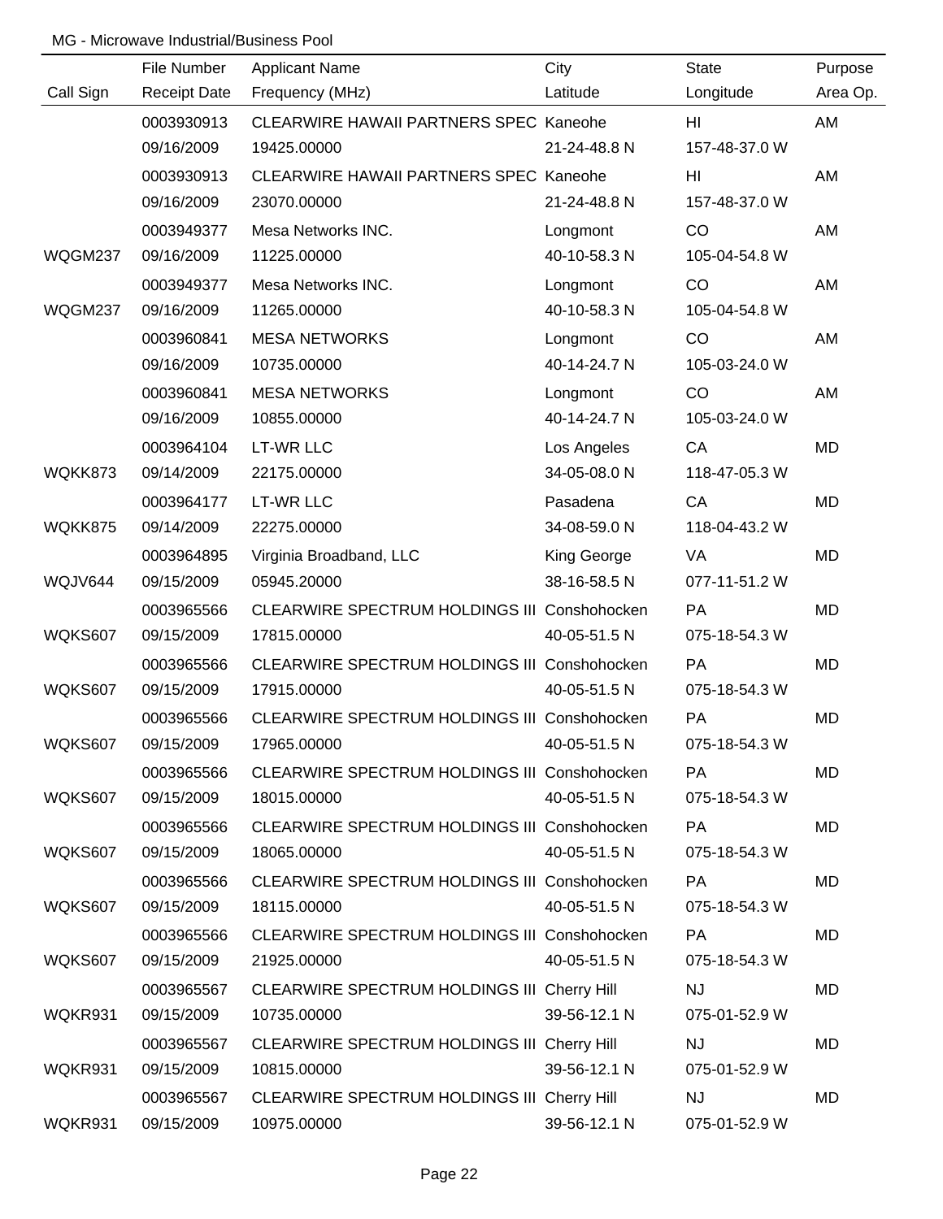MG - Microwave Industrial/Business Pool

| Call Sign | File Number<br>Receipt Date | Applicant Name<br>Frequency (MHz) | City<br>Latitude | State<br>Longitude | Purpose<br>Area Op. |
|---|---|---|---|---|---|
| | 0003930913<br>09/16/2009 | CLEARWIRE HAWAII PARTNERS SPEC<br>19425.00000 | Kaneohe<br>21-24-48.8 N | HI<br>157-48-37.0 W | AM |
| | 0003930913<br>09/16/2009 | CLEARWIRE HAWAII PARTNERS SPEC<br>23070.00000 | Kaneohe<br>21-24-48.8 N | HI<br>157-48-37.0 W | AM |
| WQGM237 | 0003949377<br>09/16/2009 | Mesa Networks INC.<br>11225.00000 | Longmont<br>40-10-58.3 N | CO<br>105-04-54.8 W | AM |
| WQGM237 | 0003949377<br>09/16/2009 | Mesa Networks INC.<br>11265.00000 | Longmont<br>40-10-58.3 N | CO<br>105-04-54.8 W | AM |
| | 0003960841<br>09/16/2009 | MESA NETWORKS<br>10735.00000 | Longmont<br>40-14-24.7 N | CO<br>105-03-24.0 W | AM |
| | 0003960841<br>09/16/2009 | MESA NETWORKS<br>10855.00000 | Longmont<br>40-14-24.7 N | CO<br>105-03-24.0 W | AM |
| WQKK873 | 0003964104<br>09/14/2009 | LT-WR LLC<br>22175.00000 | Los Angeles<br>34-05-08.0 N | CA<br>118-47-05.3 W | MD |
| WQKK875 | 0003964177<br>09/14/2009 | LT-WR LLC<br>22275.00000 | Pasadena<br>34-08-59.0 N | CA<br>118-04-43.2 W | MD |
| WQJV644 | 0003964895<br>09/15/2009 | Virginia Broadband, LLC<br>05945.20000 | King George<br>38-16-58.5 N | VA<br>077-11-51.2 W | MD |
| WQKS607 | 0003965566<br>09/15/2009 | CLEARWIRE SPECTRUM HOLDINGS III<br>17815.00000 | Conshohocken<br>40-05-51.5 N | PA<br>075-18-54.3 W | MD |
| WQKS607 | 0003965566<br>09/15/2009 | CLEARWIRE SPECTRUM HOLDINGS III<br>17915.00000 | Conshohocken<br>40-05-51.5 N | PA<br>075-18-54.3 W | MD |
| WQKS607 | 0003965566<br>09/15/2009 | CLEARWIRE SPECTRUM HOLDINGS III<br>17965.00000 | Conshohocken<br>40-05-51.5 N | PA<br>075-18-54.3 W | MD |
| WQKS607 | 0003965566<br>09/15/2009 | CLEARWIRE SPECTRUM HOLDINGS III<br>18015.00000 | Conshohocken<br>40-05-51.5 N | PA<br>075-18-54.3 W | MD |
| WQKS607 | 0003965566<br>09/15/2009 | CLEARWIRE SPECTRUM HOLDINGS III<br>18065.00000 | Conshohocken<br>40-05-51.5 N | PA<br>075-18-54.3 W | MD |
| WQKS607 | 0003965566<br>09/15/2009 | CLEARWIRE SPECTRUM HOLDINGS III<br>18115.00000 | Conshohocken<br>40-05-51.5 N | PA<br>075-18-54.3 W | MD |
| WQKS607 | 0003965566<br>09/15/2009 | CLEARWIRE SPECTRUM HOLDINGS III<br>21925.00000 | Conshohocken<br>40-05-51.5 N | PA<br>075-18-54.3 W | MD |
| WQKR931 | 0003965567<br>09/15/2009 | CLEARWIRE SPECTRUM HOLDINGS III<br>10735.00000 | Cherry Hill<br>39-56-12.1 N | NJ<br>075-01-52.9 W | MD |
| WQKR931 | 0003965567<br>09/15/2009 | CLEARWIRE SPECTRUM HOLDINGS III<br>10815.00000 | Cherry Hill<br>39-56-12.1 N | NJ<br>075-01-52.9 W | MD |
| WQKR931 | 0003965567<br>09/15/2009 | CLEARWIRE SPECTRUM HOLDINGS III<br>10975.00000 | Cherry Hill<br>39-56-12.1 N | NJ<br>075-01-52.9 W | MD |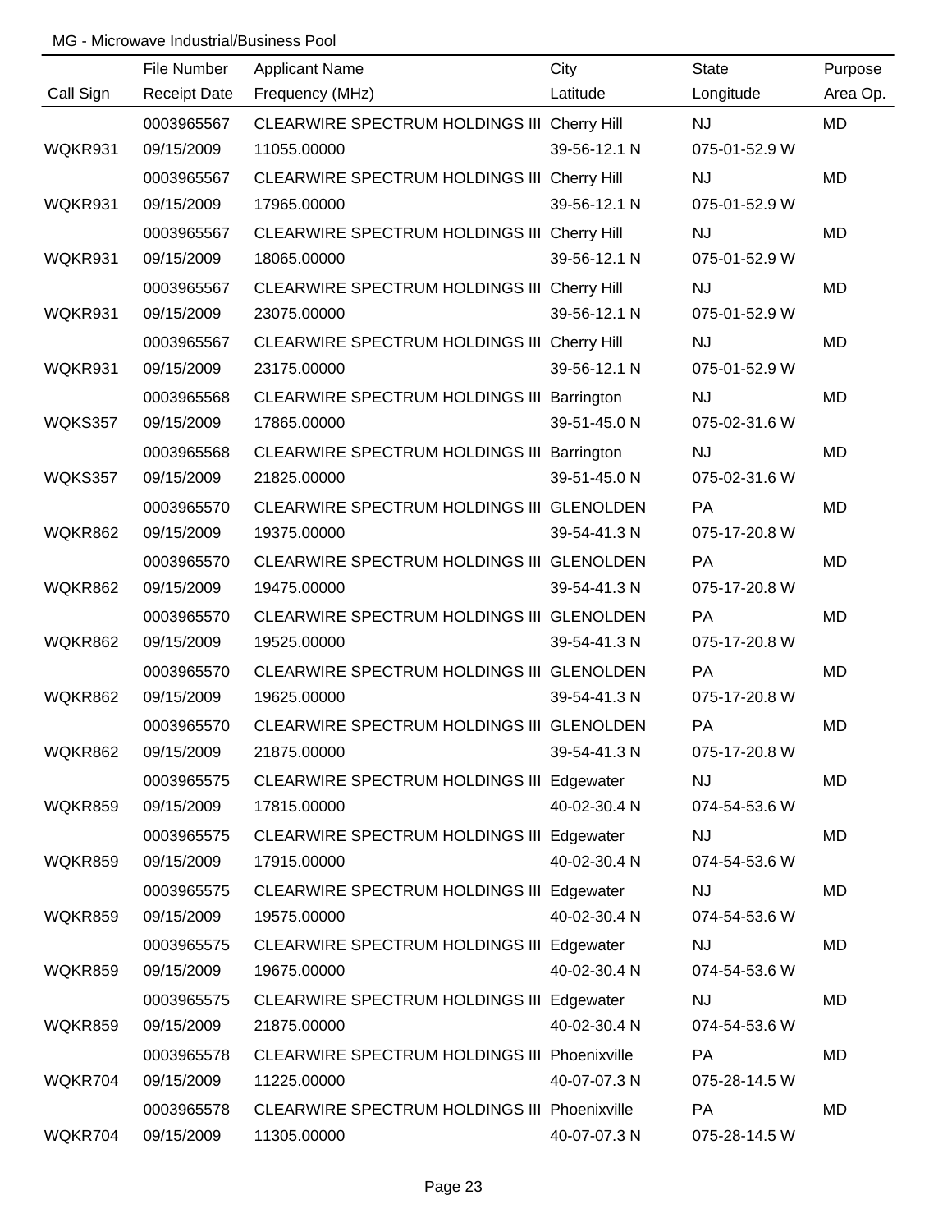MG - Microwave Industrial/Business Pool

| Call Sign | File Number<br>Receipt Date | Applicant Name<br>Frequency (MHz) | City<br>Latitude | State<br>Longitude | Purpose<br>Area Op. |
|---|---|---|---|---|---|
| WQKR931 | 0003965567<br>09/15/2009 | CLEARWIRE SPECTRUM HOLDINGS III<br>11055.00000 | Cherry Hill<br>39-56-12.1 N | NJ<br>075-01-52.9 W | MD |
| WQKR931 | 0003965567<br>09/15/2009 | CLEARWIRE SPECTRUM HOLDINGS III<br>17965.00000 | Cherry Hill<br>39-56-12.1 N | NJ<br>075-01-52.9 W | MD |
| WQKR931 | 0003965567<br>09/15/2009 | CLEARWIRE SPECTRUM HOLDINGS III<br>18065.00000 | Cherry Hill<br>39-56-12.1 N | NJ<br>075-01-52.9 W | MD |
| WQKR931 | 0003965567<br>09/15/2009 | CLEARWIRE SPECTRUM HOLDINGS III<br>23075.00000 | Cherry Hill<br>39-56-12.1 N | NJ<br>075-01-52.9 W | MD |
| WQKR931 | 0003965567<br>09/15/2009 | CLEARWIRE SPECTRUM HOLDINGS III<br>23175.00000 | Cherry Hill<br>39-56-12.1 N | NJ<br>075-01-52.9 W | MD |
| WQKS357 | 0003965568<br>09/15/2009 | CLEARWIRE SPECTRUM HOLDINGS III<br>17865.00000 | Barrington<br>39-51-45.0 N | NJ<br>075-02-31.6 W | MD |
| WQKS357 | 0003965568<br>09/15/2009 | CLEARWIRE SPECTRUM HOLDINGS III<br>21825.00000 | Barrington<br>39-51-45.0 N | NJ<br>075-02-31.6 W | MD |
| WQKR862 | 0003965570<br>09/15/2009 | CLEARWIRE SPECTRUM HOLDINGS III<br>19375.00000 | GLENOLDEN<br>39-54-41.3 N | PA<br>075-17-20.8 W | MD |
| WQKR862 | 0003965570<br>09/15/2009 | CLEARWIRE SPECTRUM HOLDINGS III<br>19475.00000 | GLENOLDEN<br>39-54-41.3 N | PA<br>075-17-20.8 W | MD |
| WQKR862 | 0003965570<br>09/15/2009 | CLEARWIRE SPECTRUM HOLDINGS III<br>19525.00000 | GLENOLDEN<br>39-54-41.3 N | PA<br>075-17-20.8 W | MD |
| WQKR862 | 0003965570<br>09/15/2009 | CLEARWIRE SPECTRUM HOLDINGS III<br>19625.00000 | GLENOLDEN<br>39-54-41.3 N | PA<br>075-17-20.8 W | MD |
| WQKR862 | 0003965570<br>09/15/2009 | CLEARWIRE SPECTRUM HOLDINGS III<br>21875.00000 | GLENOLDEN<br>39-54-41.3 N | PA<br>075-17-20.8 W | MD |
| WQKR859 | 0003965575<br>09/15/2009 | CLEARWIRE SPECTRUM HOLDINGS III<br>17815.00000 | Edgewater<br>40-02-30.4 N | NJ<br>074-54-53.6 W | MD |
| WQKR859 | 0003965575<br>09/15/2009 | CLEARWIRE SPECTRUM HOLDINGS III<br>17915.00000 | Edgewater<br>40-02-30.4 N | NJ<br>074-54-53.6 W | MD |
| WQKR859 | 0003965575<br>09/15/2009 | CLEARWIRE SPECTRUM HOLDINGS III<br>19575.00000 | Edgewater<br>40-02-30.4 N | NJ<br>074-54-53.6 W | MD |
| WQKR859 | 0003965575<br>09/15/2009 | CLEARWIRE SPECTRUM HOLDINGS III<br>19675.00000 | Edgewater<br>40-02-30.4 N | NJ<br>074-54-53.6 W | MD |
| WQKR859 | 0003965575<br>09/15/2009 | CLEARWIRE SPECTRUM HOLDINGS III<br>21875.00000 | Edgewater<br>40-02-30.4 N | NJ<br>074-54-53.6 W | MD |
| WQKR704 | 0003965578<br>09/15/2009 | CLEARWIRE SPECTRUM HOLDINGS III<br>11225.00000 | Phoenixville<br>40-07-07.3 N | PA<br>075-28-14.5 W | MD |
| WQKR704 | 0003965578<br>09/15/2009 | CLEARWIRE SPECTRUM HOLDINGS III<br>11305.00000 | Phoenixville<br>40-07-07.3 N | PA<br>075-28-14.5 W | MD |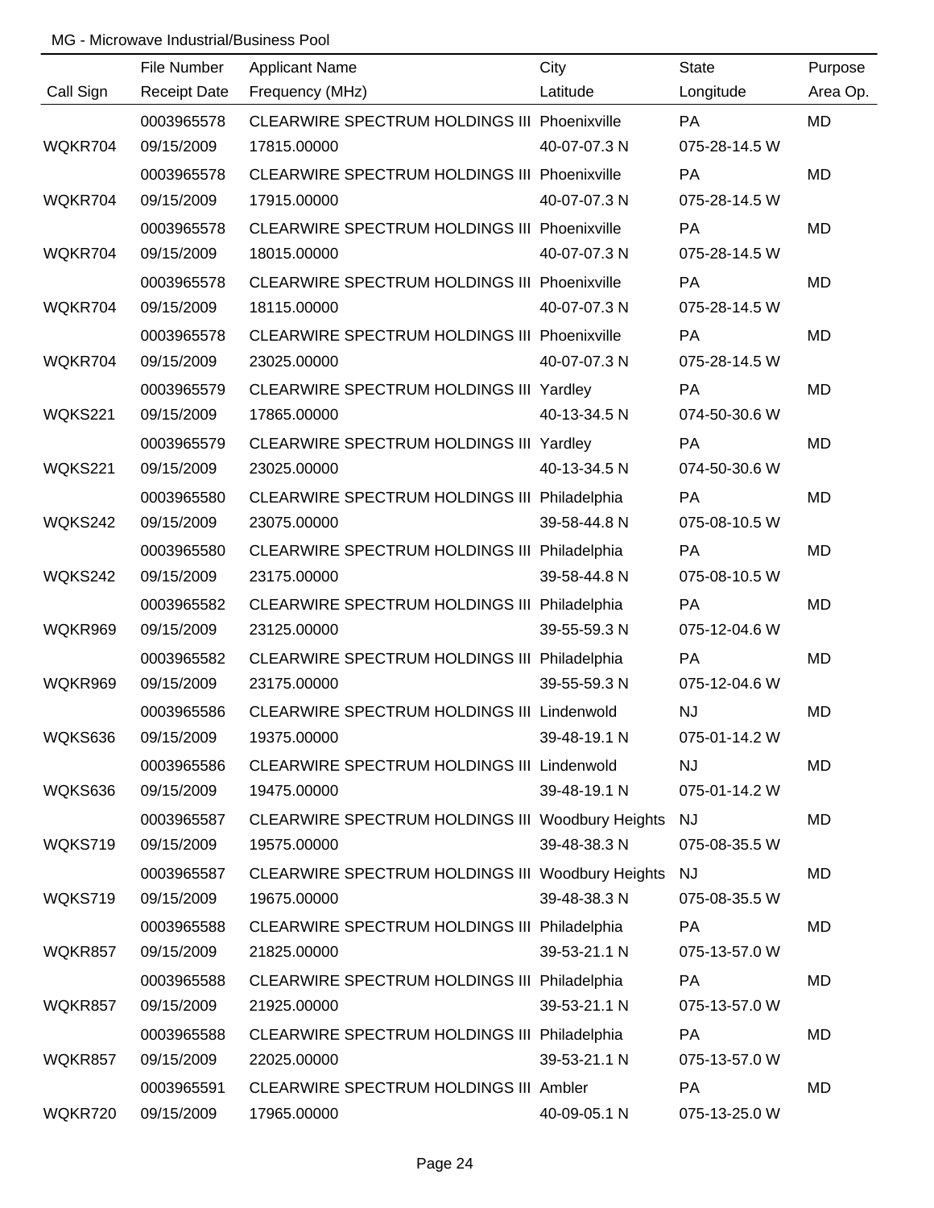MG - Microwave Industrial/Business Pool

| Call Sign | File Number<br>Receipt Date | Applicant Name<br>Frequency (MHz) | City<br>Latitude | State<br>Longitude | Purpose<br>Area Op. |
|---|---|---|---|---|---|
| WQKR704 | 0003965578<br>09/15/2009 | CLEARWIRE SPECTRUM HOLDINGS III<br>17815.00000 | Phoenixville<br>40-07-07.3 N | PA<br>075-28-14.5 W | MD |
| WQKR704 | 0003965578<br>09/15/2009 | CLEARWIRE SPECTRUM HOLDINGS III<br>17915.00000 | Phoenixville<br>40-07-07.3 N | PA<br>075-28-14.5 W | MD |
| WQKR704 | 0003965578<br>09/15/2009 | CLEARWIRE SPECTRUM HOLDINGS III<br>18015.00000 | Phoenixville<br>40-07-07.3 N | PA<br>075-28-14.5 W | MD |
| WQKR704 | 0003965578<br>09/15/2009 | CLEARWIRE SPECTRUM HOLDINGS III<br>18115.00000 | Phoenixville<br>40-07-07.3 N | PA<br>075-28-14.5 W | MD |
| WQKR704 | 0003965578<br>09/15/2009 | CLEARWIRE SPECTRUM HOLDINGS III<br>23025.00000 | Phoenixville<br>40-07-07.3 N | PA<br>075-28-14.5 W | MD |
| WQKS221 | 0003965579<br>09/15/2009 | CLEARWIRE SPECTRUM HOLDINGS III<br>17865.00000 | Yardley<br>40-13-34.5 N | PA<br>074-50-30.6 W | MD |
| WQKS221 | 0003965579<br>09/15/2009 | CLEARWIRE SPECTRUM HOLDINGS III<br>23025.00000 | Yardley<br>40-13-34.5 N | PA<br>074-50-30.6 W | MD |
| WQKS242 | 0003965580<br>09/15/2009 | CLEARWIRE SPECTRUM HOLDINGS III<br>23075.00000 | Philadelphia<br>39-58-44.8 N | PA<br>075-08-10.5 W | MD |
| WQKS242 | 0003965580<br>09/15/2009 | CLEARWIRE SPECTRUM HOLDINGS III<br>23175.00000 | Philadelphia<br>39-58-44.8 N | PA<br>075-08-10.5 W | MD |
| WQKR969 | 0003965582<br>09/15/2009 | CLEARWIRE SPECTRUM HOLDINGS III<br>23125.00000 | Philadelphia<br>39-55-59.3 N | PA<br>075-12-04.6 W | MD |
| WQKR969 | 0003965582<br>09/15/2009 | CLEARWIRE SPECTRUM HOLDINGS III<br>23175.00000 | Philadelphia<br>39-55-59.3 N | PA<br>075-12-04.6 W | MD |
| WQKS636 | 0003965586<br>09/15/2009 | CLEARWIRE SPECTRUM HOLDINGS III<br>19375.00000 | Lindenwold<br>39-48-19.1 N | NJ<br>075-01-14.2 W | MD |
| WQKS636 | 0003965586<br>09/15/2009 | CLEARWIRE SPECTRUM HOLDINGS III<br>19475.00000 | Lindenwold<br>39-48-19.1 N | NJ<br>075-01-14.2 W | MD |
| WQKS719 | 0003965587<br>09/15/2009 | CLEARWIRE SPECTRUM HOLDINGS III<br>19575.00000 | Woodbury Heights<br>39-48-38.3 N | NJ<br>075-08-35.5 W | MD |
| WQKS719 | 0003965587<br>09/15/2009 | CLEARWIRE SPECTRUM HOLDINGS III<br>19675.00000 | Woodbury Heights<br>39-48-38.3 N | NJ<br>075-08-35.5 W | MD |
| WQKR857 | 0003965588<br>09/15/2009 | CLEARWIRE SPECTRUM HOLDINGS III<br>21825.00000 | Philadelphia<br>39-53-21.1 N | PA<br>075-13-57.0 W | MD |
| WQKR857 | 0003965588<br>09/15/2009 | CLEARWIRE SPECTRUM HOLDINGS III<br>21925.00000 | Philadelphia<br>39-53-21.1 N | PA<br>075-13-57.0 W | MD |
| WQKR857 | 0003965588<br>09/15/2009 | CLEARWIRE SPECTRUM HOLDINGS III<br>22025.00000 | Philadelphia<br>39-53-21.1 N | PA<br>075-13-57.0 W | MD |
| WQKR720 | 0003965591<br>09/15/2009 | CLEARWIRE SPECTRUM HOLDINGS III<br>17965.00000 | Ambler<br>40-09-05.1 N | PA<br>075-13-25.0 W | MD |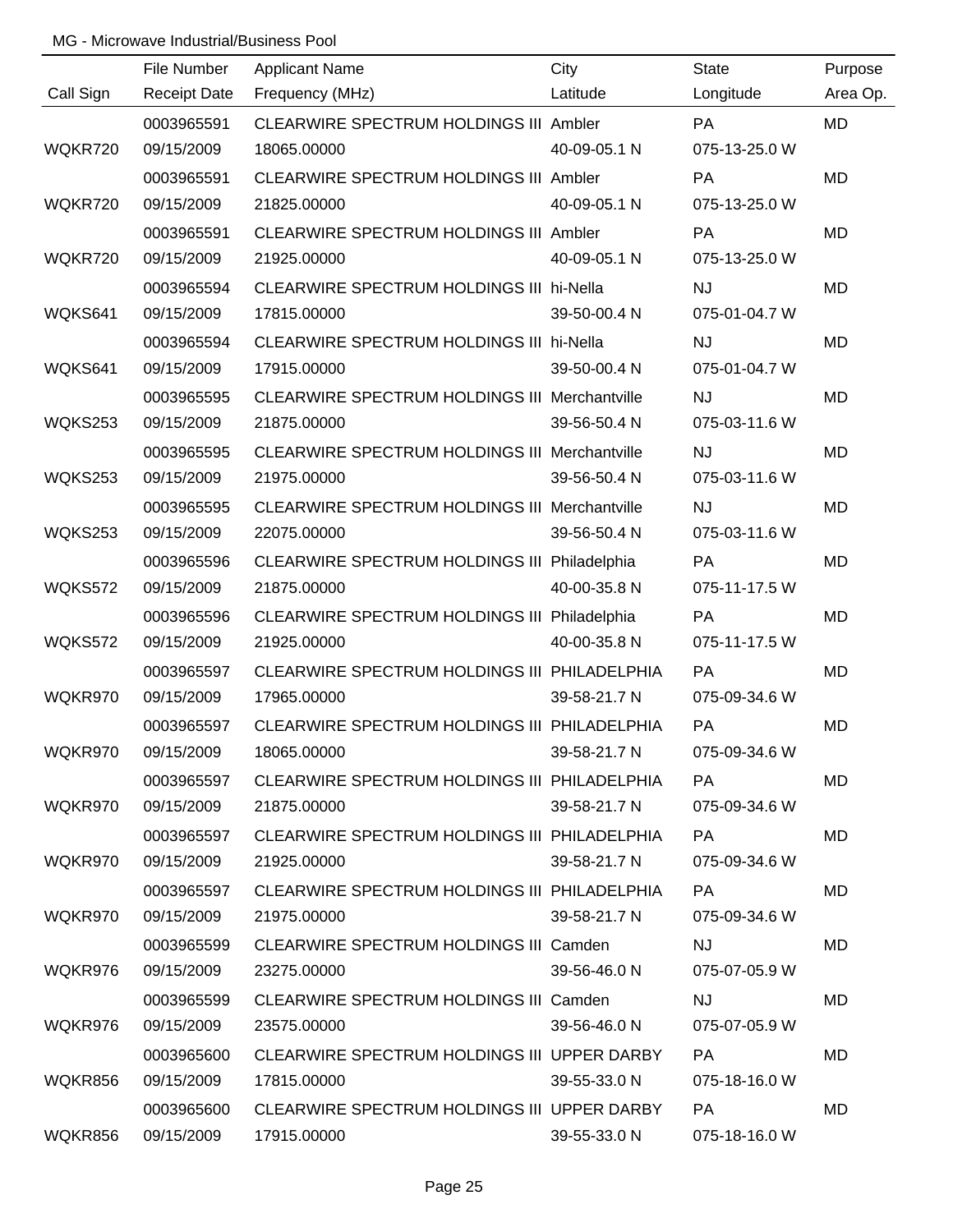MG - Microwave Industrial/Business Pool

| Call Sign | File Number<br>Receipt Date | Applicant Name<br>Frequency (MHz) | City<br>Latitude | State<br>Longitude | Purpose<br>Area Op. |
|---|---|---|---|---|---|
| WQKR720 | 0003965591<br>09/15/2009 | CLEARWIRE SPECTRUM HOLDINGS III<br>18065.00000 | Ambler<br>40-09-05.1 N | PA<br>075-13-25.0 W | MD |
| WQKR720 | 0003965591<br>09/15/2009 | CLEARWIRE SPECTRUM HOLDINGS III<br>21825.00000 | Ambler<br>40-09-05.1 N | PA<br>075-13-25.0 W | MD |
| WQKR720 | 0003965591<br>09/15/2009 | CLEARWIRE SPECTRUM HOLDINGS III<br>21925.00000 | Ambler<br>40-09-05.1 N | PA<br>075-13-25.0 W | MD |
| WQKS641 | 0003965594<br>09/15/2009 | CLEARWIRE SPECTRUM HOLDINGS III<br>17815.00000 | hi-Nella<br>39-50-00.4 N | NJ<br>075-01-04.7 W | MD |
| WQKS641 | 0003965594<br>09/15/2009 | CLEARWIRE SPECTRUM HOLDINGS III<br>17915.00000 | hi-Nella<br>39-50-00.4 N | NJ<br>075-01-04.7 W | MD |
| WQKS253 | 0003965595<br>09/15/2009 | CLEARWIRE SPECTRUM HOLDINGS III<br>21875.00000 | Merchantville<br>39-56-50.4 N | NJ<br>075-03-11.6 W | MD |
| WQKS253 | 0003965595<br>09/15/2009 | CLEARWIRE SPECTRUM HOLDINGS III<br>21975.00000 | Merchantville<br>39-56-50.4 N | NJ<br>075-03-11.6 W | MD |
| WQKS253 | 0003965595<br>09/15/2009 | CLEARWIRE SPECTRUM HOLDINGS III<br>22075.00000 | Merchantville<br>39-56-50.4 N | NJ<br>075-03-11.6 W | MD |
| WQKS572 | 0003965596<br>09/15/2009 | CLEARWIRE SPECTRUM HOLDINGS III<br>21875.00000 | Philadelphia<br>40-00-35.8 N | PA<br>075-11-17.5 W | MD |
| WQKS572 | 0003965596<br>09/15/2009 | CLEARWIRE SPECTRUM HOLDINGS III<br>21925.00000 | Philadelphia<br>40-00-35.8 N | PA<br>075-11-17.5 W | MD |
| WQKR970 | 0003965597<br>09/15/2009 | CLEARWIRE SPECTRUM HOLDINGS III<br>17965.00000 | PHILADELPHIA<br>39-58-21.7 N | PA<br>075-09-34.6 W | MD |
| WQKR970 | 0003965597<br>09/15/2009 | CLEARWIRE SPECTRUM HOLDINGS III<br>18065.00000 | PHILADELPHIA<br>39-58-21.7 N | PA<br>075-09-34.6 W | MD |
| WQKR970 | 0003965597<br>09/15/2009 | CLEARWIRE SPECTRUM HOLDINGS III<br>21875.00000 | PHILADELPHIA<br>39-58-21.7 N | PA<br>075-09-34.6 W | MD |
| WQKR970 | 0003965597<br>09/15/2009 | CLEARWIRE SPECTRUM HOLDINGS III<br>21925.00000 | PHILADELPHIA<br>39-58-21.7 N | PA<br>075-09-34.6 W | MD |
| WQKR970 | 0003965597<br>09/15/2009 | CLEARWIRE SPECTRUM HOLDINGS III<br>21975.00000 | PHILADELPHIA<br>39-58-21.7 N | PA<br>075-09-34.6 W | MD |
| WQKR976 | 0003965599<br>09/15/2009 | CLEARWIRE SPECTRUM HOLDINGS III<br>23275.00000 | Camden<br>39-56-46.0 N | NJ<br>075-07-05.9 W | MD |
| WQKR976 | 0003965599<br>09/15/2009 | CLEARWIRE SPECTRUM HOLDINGS III<br>23575.00000 | Camden<br>39-56-46.0 N | NJ<br>075-07-05.9 W | MD |
| WQKR856 | 0003965600<br>09/15/2009 | CLEARWIRE SPECTRUM HOLDINGS III<br>17815.00000 | UPPER DARBY<br>39-55-33.0 N | PA<br>075-18-16.0 W | MD |
| WQKR856 | 0003965600<br>09/15/2009 | CLEARWIRE SPECTRUM HOLDINGS III<br>17915.00000 | UPPER DARBY<br>39-55-33.0 N | PA<br>075-18-16.0 W | MD |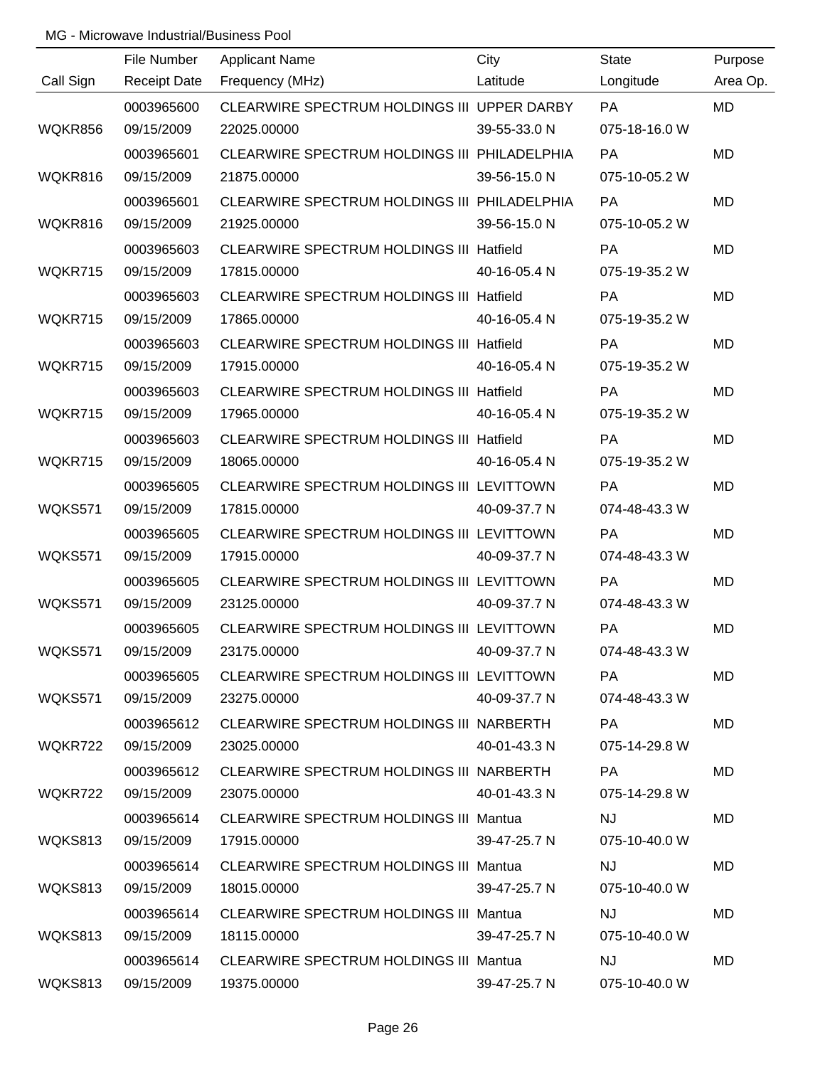MG - Microwave Industrial/Business Pool

| Call Sign | File Number<br>Receipt Date | Applicant Name<br>Frequency (MHz) | City<br>Latitude | State<br>Longitude | Purpose<br>Area Op. |
|---|---|---|---|---|---|
| WQKR856 | 0003965600<br>09/15/2009 | CLEARWIRE SPECTRUM HOLDINGS III<br>22025.00000 | UPPER DARBY<br>39-55-33.0 N | PA<br>075-18-16.0 W | MD |
| WQKR816 | 0003965601<br>09/15/2009 | CLEARWIRE SPECTRUM HOLDINGS III<br>21875.00000 | PHILADELPHIA<br>39-56-15.0 N | PA<br>075-10-05.2 W | MD |
| WQKR816 | 0003965601<br>09/15/2009 | CLEARWIRE SPECTRUM HOLDINGS III<br>21925.00000 | PHILADELPHIA<br>39-56-15.0 N | PA<br>075-10-05.2 W | MD |
| WQKR715 | 0003965603<br>09/15/2009 | CLEARWIRE SPECTRUM HOLDINGS III<br>17815.00000 | Hatfield<br>40-16-05.4 N | PA<br>075-19-35.2 W | MD |
| WQKR715 | 0003965603<br>09/15/2009 | CLEARWIRE SPECTRUM HOLDINGS III<br>17865.00000 | Hatfield<br>40-16-05.4 N | PA<br>075-19-35.2 W | MD |
| WQKR715 | 0003965603<br>09/15/2009 | CLEARWIRE SPECTRUM HOLDINGS III<br>17915.00000 | Hatfield<br>40-16-05.4 N | PA<br>075-19-35.2 W | MD |
| WQKR715 | 0003965603<br>09/15/2009 | CLEARWIRE SPECTRUM HOLDINGS III<br>17965.00000 | Hatfield<br>40-16-05.4 N | PA<br>075-19-35.2 W | MD |
| WQKR715 | 0003965603<br>09/15/2009 | CLEARWIRE SPECTRUM HOLDINGS III<br>18065.00000 | Hatfield<br>40-16-05.4 N | PA<br>075-19-35.2 W | MD |
| WQKS571 | 0003965605<br>09/15/2009 | CLEARWIRE SPECTRUM HOLDINGS III<br>17815.00000 | LEVITTOWN<br>40-09-37.7 N | PA<br>074-48-43.3 W | MD |
| WQKS571 | 0003965605<br>09/15/2009 | CLEARWIRE SPECTRUM HOLDINGS III<br>17915.00000 | LEVITTOWN<br>40-09-37.7 N | PA<br>074-48-43.3 W | MD |
| WQKS571 | 0003965605<br>09/15/2009 | CLEARWIRE SPECTRUM HOLDINGS III<br>23125.00000 | LEVITTOWN<br>40-09-37.7 N | PA<br>074-48-43.3 W | MD |
| WQKS571 | 0003965605<br>09/15/2009 | CLEARWIRE SPECTRUM HOLDINGS III<br>23175.00000 | LEVITTOWN<br>40-09-37.7 N | PA<br>074-48-43.3 W | MD |
| WQKS571 | 0003965605<br>09/15/2009 | CLEARWIRE SPECTRUM HOLDINGS III<br>23275.00000 | LEVITTOWN<br>40-09-37.7 N | PA<br>074-48-43.3 W | MD |
| WQKR722 | 0003965612<br>09/15/2009 | CLEARWIRE SPECTRUM HOLDINGS III<br>23025.00000 | NARBERTH<br>40-01-43.3 N | PA<br>075-14-29.8 W | MD |
| WQKR722 | 0003965612<br>09/15/2009 | CLEARWIRE SPECTRUM HOLDINGS III<br>23075.00000 | NARBERTH<br>40-01-43.3 N | PA<br>075-14-29.8 W | MD |
| WQKS813 | 0003965614<br>09/15/2009 | CLEARWIRE SPECTRUM HOLDINGS III<br>17915.00000 | Mantua<br>39-47-25.7 N | NJ<br>075-10-40.0 W | MD |
| WQKS813 | 0003965614<br>09/15/2009 | CLEARWIRE SPECTRUM HOLDINGS III<br>18015.00000 | Mantua<br>39-47-25.7 N | NJ<br>075-10-40.0 W | MD |
| WQKS813 | 0003965614<br>09/15/2009 | CLEARWIRE SPECTRUM HOLDINGS III<br>18115.00000 | Mantua<br>39-47-25.7 N | NJ<br>075-10-40.0 W | MD |
| WQKS813 | 0003965614<br>09/15/2009 | CLEARWIRE SPECTRUM HOLDINGS III<br>19375.00000 | Mantua<br>39-47-25.7 N | NJ<br>075-10-40.0 W | MD |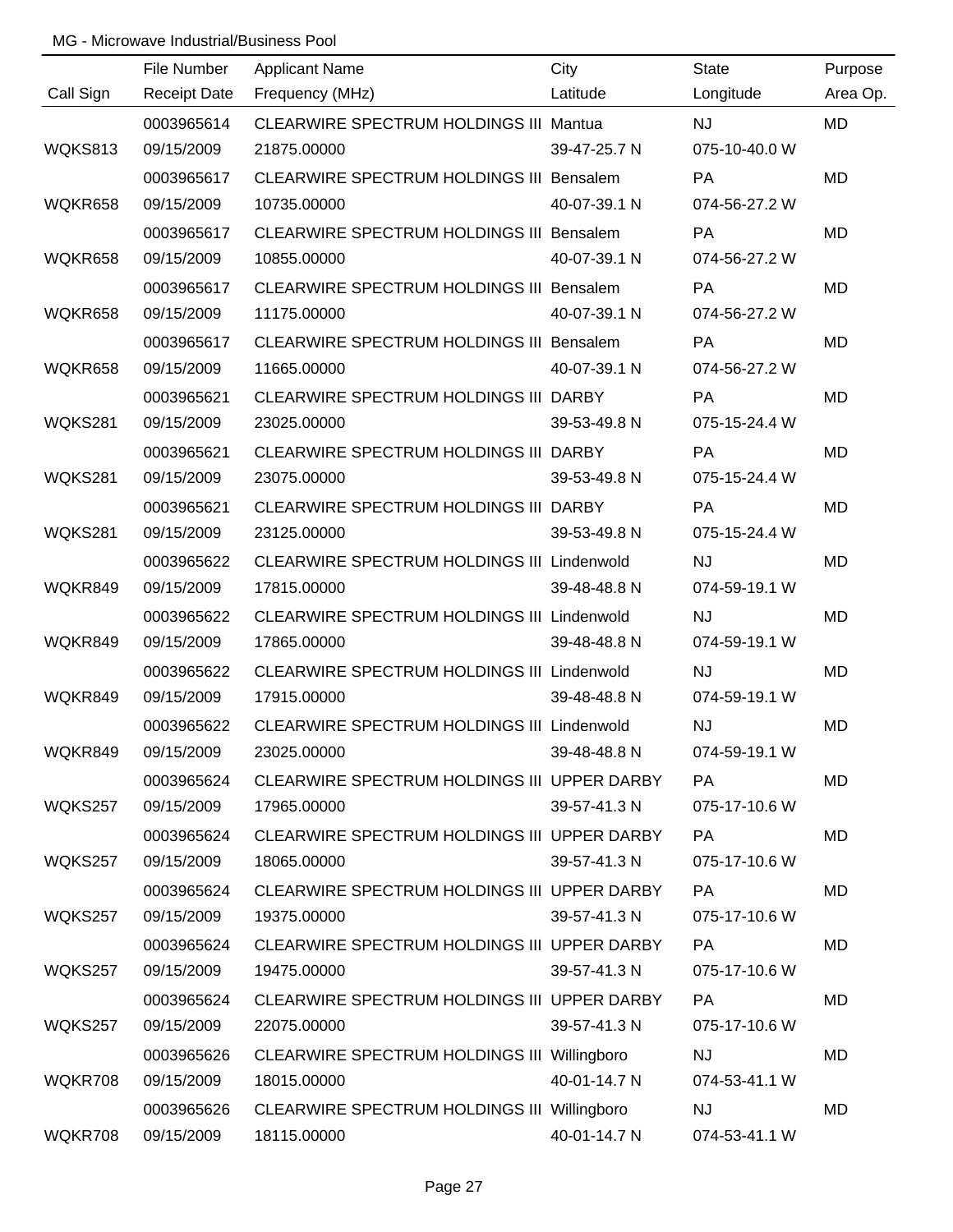MG - Microwave Industrial/Business Pool

| Call Sign | File Number / Receipt Date | Applicant Name / Frequency (MHz) | City / Latitude | State / Longitude | Purpose / Area Op. |
|---|---|---|---|---|---|
| WQKS813 | 0003965614 / 09/15/2009 | CLEARWIRE SPECTRUM HOLDINGS III / 21875.00000 | Mantua / 39-47-25.7 N | NJ / 075-10-40.0 W | MD |
| WQKR658 | 0003965617 / 09/15/2009 | CLEARWIRE SPECTRUM HOLDINGS III / 10735.00000 | Bensalem / 40-07-39.1 N | PA / 074-56-27.2 W | MD |
| WQKR658 | 0003965617 / 09/15/2009 | CLEARWIRE SPECTRUM HOLDINGS III / 10855.00000 | Bensalem / 40-07-39.1 N | PA / 074-56-27.2 W | MD |
| WQKR658 | 0003965617 / 09/15/2009 | CLEARWIRE SPECTRUM HOLDINGS III / 11175.00000 | Bensalem / 40-07-39.1 N | PA / 074-56-27.2 W | MD |
| WQKR658 | 0003965617 / 09/15/2009 | CLEARWIRE SPECTRUM HOLDINGS III / 11665.00000 | Bensalem / 40-07-39.1 N | PA / 074-56-27.2 W | MD |
| WQKS281 | 0003965621 / 09/15/2009 | CLEARWIRE SPECTRUM HOLDINGS III / 23025.00000 | DARBY / 39-53-49.8 N | PA / 075-15-24.4 W | MD |
| WQKS281 | 0003965621 / 09/15/2009 | CLEARWIRE SPECTRUM HOLDINGS III / 23075.00000 | DARBY / 39-53-49.8 N | PA / 075-15-24.4 W | MD |
| WQKS281 | 0003965621 / 09/15/2009 | CLEARWIRE SPECTRUM HOLDINGS III / 23125.00000 | DARBY / 39-53-49.8 N | PA / 075-15-24.4 W | MD |
| WQKR849 | 0003965622 / 09/15/2009 | CLEARWIRE SPECTRUM HOLDINGS III / 17815.00000 | Lindenwold / 39-48-48.8 N | NJ / 074-59-19.1 W | MD |
| WQKR849 | 0003965622 / 09/15/2009 | CLEARWIRE SPECTRUM HOLDINGS III / 17865.00000 | Lindenwold / 39-48-48.8 N | NJ / 074-59-19.1 W | MD |
| WQKR849 | 0003965622 / 09/15/2009 | CLEARWIRE SPECTRUM HOLDINGS III / 17915.00000 | Lindenwold / 39-48-48.8 N | NJ / 074-59-19.1 W | MD |
| WQKR849 | 0003965622 / 09/15/2009 | CLEARWIRE SPECTRUM HOLDINGS III / 23025.00000 | Lindenwold / 39-48-48.8 N | NJ / 074-59-19.1 W | MD |
| WQKS257 | 0003965624 / 09/15/2009 | CLEARWIRE SPECTRUM HOLDINGS III / 17965.00000 | UPPER DARBY / 39-57-41.3 N | PA / 075-17-10.6 W | MD |
| WQKS257 | 0003965624 / 09/15/2009 | CLEARWIRE SPECTRUM HOLDINGS III / 18065.00000 | UPPER DARBY / 39-57-41.3 N | PA / 075-17-10.6 W | MD |
| WQKS257 | 0003965624 / 09/15/2009 | CLEARWIRE SPECTRUM HOLDINGS III / 19375.00000 | UPPER DARBY / 39-57-41.3 N | PA / 075-17-10.6 W | MD |
| WQKS257 | 0003965624 / 09/15/2009 | CLEARWIRE SPECTRUM HOLDINGS III / 19475.00000 | UPPER DARBY / 39-57-41.3 N | PA / 075-17-10.6 W | MD |
| WQKS257 | 0003965624 / 09/15/2009 | CLEARWIRE SPECTRUM HOLDINGS III / 22075.00000 | UPPER DARBY / 39-57-41.3 N | PA / 075-17-10.6 W | MD |
| WQKR708 | 0003965626 / 09/15/2009 | CLEARWIRE SPECTRUM HOLDINGS III / 18015.00000 | Willingboro / 40-01-14.7 N | NJ / 074-53-41.1 W | MD |
| WQKR708 | 0003965626 / 09/15/2009 | CLEARWIRE SPECTRUM HOLDINGS III / 18115.00000 | Willingboro / 40-01-14.7 N | NJ / 074-53-41.1 W | MD |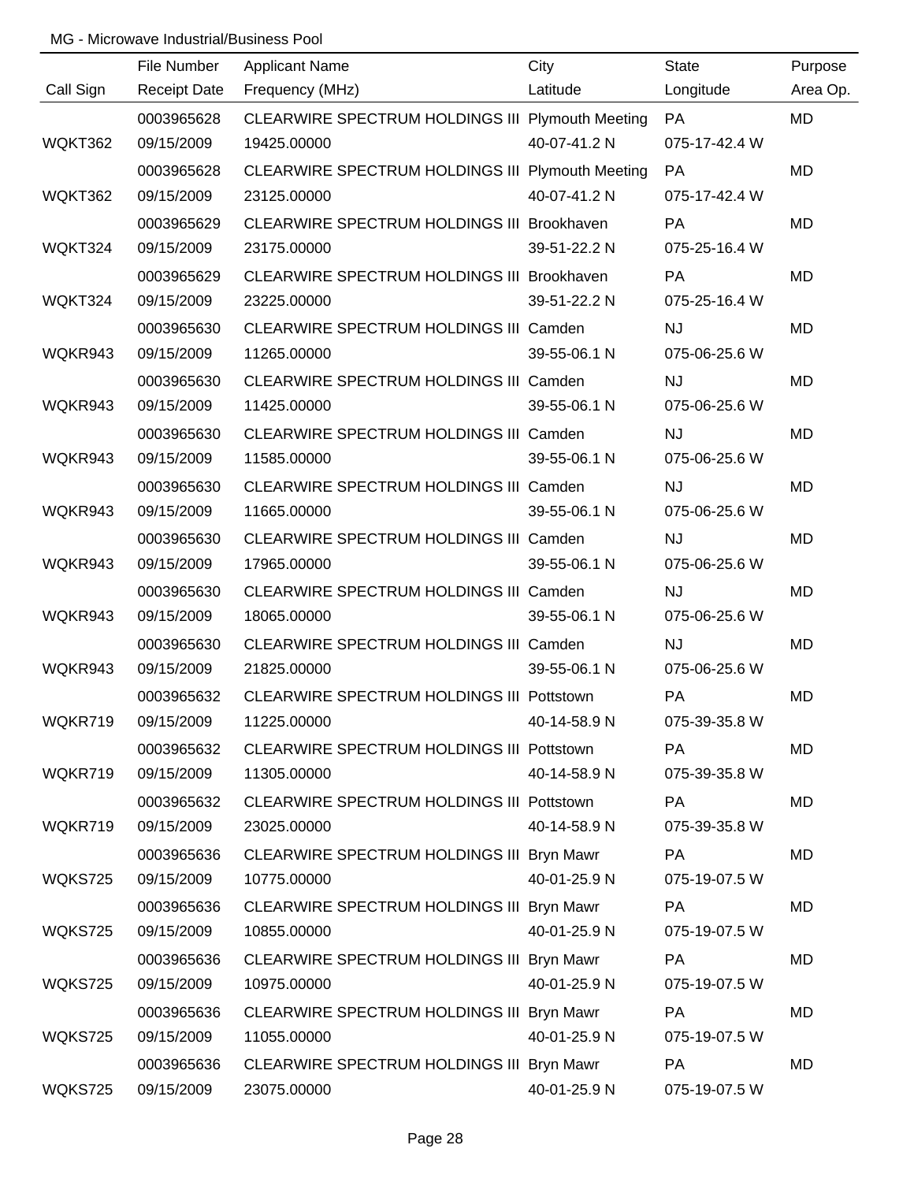MG - Microwave Industrial/Business Pool

| Call Sign | File Number / Receipt Date | Applicant Name / Frequency (MHz) | City / Latitude | State / Longitude | Purpose / Area Op. |
|---|---|---|---|---|---|
| | 0003965628 | CLEARWIRE SPECTRUM HOLDINGS III | Plymouth Meeting | PA | MD |
| WQKT362 | 09/15/2009 | 19425.00000 | 40-07-41.2 N | 075-17-42.4 W | |
| | 0003965628 | CLEARWIRE SPECTRUM HOLDINGS III | Plymouth Meeting | PA | MD |
| WQKT362 | 09/15/2009 | 23125.00000 | 40-07-41.2 N | 075-17-42.4 W | |
| | 0003965629 | CLEARWIRE SPECTRUM HOLDINGS III | Brookhaven | PA | MD |
| WQKT324 | 09/15/2009 | 23175.00000 | 39-51-22.2 N | 075-25-16.4 W | |
| | 0003965629 | CLEARWIRE SPECTRUM HOLDINGS III | Brookhaven | PA | MD |
| WQKT324 | 09/15/2009 | 23225.00000 | 39-51-22.2 N | 075-25-16.4 W | |
| | 0003965630 | CLEARWIRE SPECTRUM HOLDINGS III | Camden | NJ | MD |
| WQKR943 | 09/15/2009 | 11265.00000 | 39-55-06.1 N | 075-06-25.6 W | |
| | 0003965630 | CLEARWIRE SPECTRUM HOLDINGS III | Camden | NJ | MD |
| WQKR943 | 09/15/2009 | 11425.00000 | 39-55-06.1 N | 075-06-25.6 W | |
| | 0003965630 | CLEARWIRE SPECTRUM HOLDINGS III | Camden | NJ | MD |
| WQKR943 | 09/15/2009 | 11585.00000 | 39-55-06.1 N | 075-06-25.6 W | |
| | 0003965630 | CLEARWIRE SPECTRUM HOLDINGS III | Camden | NJ | MD |
| WQKR943 | 09/15/2009 | 11665.00000 | 39-55-06.1 N | 075-06-25.6 W | |
| | 0003965630 | CLEARWIRE SPECTRUM HOLDINGS III | Camden | NJ | MD |
| WQKR943 | 09/15/2009 | 17965.00000 | 39-55-06.1 N | 075-06-25.6 W | |
| | 0003965630 | CLEARWIRE SPECTRUM HOLDINGS III | Camden | NJ | MD |
| WQKR943 | 09/15/2009 | 18065.00000 | 39-55-06.1 N | 075-06-25.6 W | |
| | 0003965630 | CLEARWIRE SPECTRUM HOLDINGS III | Camden | NJ | MD |
| WQKR943 | 09/15/2009 | 21825.00000 | 39-55-06.1 N | 075-06-25.6 W | |
| | 0003965632 | CLEARWIRE SPECTRUM HOLDINGS III | Pottstown | PA | MD |
| WQKR719 | 09/15/2009 | 11225.00000 | 40-14-58.9 N | 075-39-35.8 W | |
| | 0003965632 | CLEARWIRE SPECTRUM HOLDINGS III | Pottstown | PA | MD |
| WQKR719 | 09/15/2009 | 11305.00000 | 40-14-58.9 N | 075-39-35.8 W | |
| | 0003965632 | CLEARWIRE SPECTRUM HOLDINGS III | Pottstown | PA | MD |
| WQKR719 | 09/15/2009 | 23025.00000 | 40-14-58.9 N | 075-39-35.8 W | |
| | 0003965636 | CLEARWIRE SPECTRUM HOLDINGS III | Bryn Mawr | PA | MD |
| WQKS725 | 09/15/2009 | 10775.00000 | 40-01-25.9 N | 075-19-07.5 W | |
| | 0003965636 | CLEARWIRE SPECTRUM HOLDINGS III | Bryn Mawr | PA | MD |
| WQKS725 | 09/15/2009 | 10855.00000 | 40-01-25.9 N | 075-19-07.5 W | |
| | 0003965636 | CLEARWIRE SPECTRUM HOLDINGS III | Bryn Mawr | PA | MD |
| WQKS725 | 09/15/2009 | 10975.00000 | 40-01-25.9 N | 075-19-07.5 W | |
| | 0003965636 | CLEARWIRE SPECTRUM HOLDINGS III | Bryn Mawr | PA | MD |
| WQKS725 | 09/15/2009 | 11055.00000 | 40-01-25.9 N | 075-19-07.5 W | |
| | 0003965636 | CLEARWIRE SPECTRUM HOLDINGS III | Bryn Mawr | PA | MD |
| WQKS725 | 09/15/2009 | 23075.00000 | 40-01-25.9 N | 075-19-07.5 W | |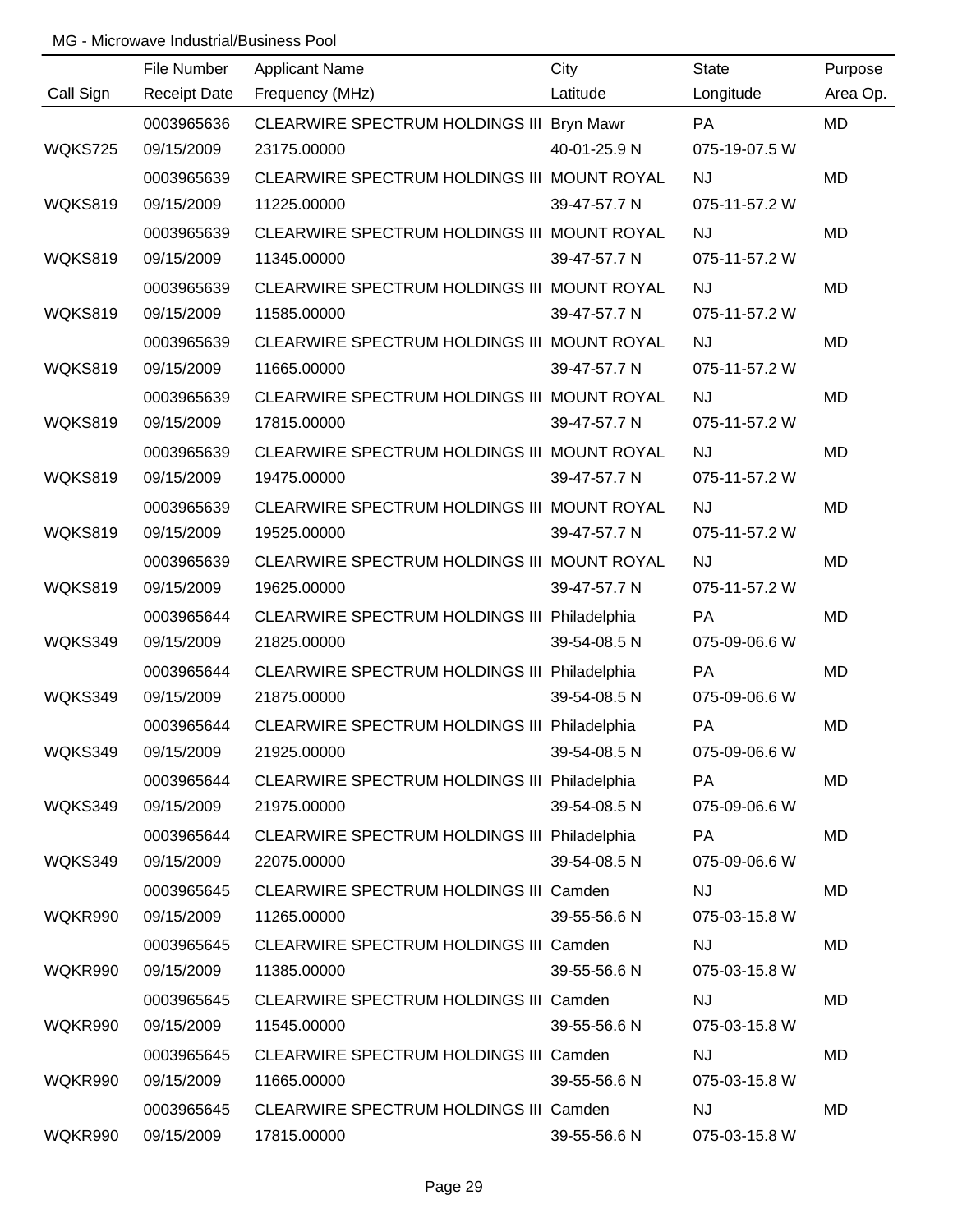MG - Microwave Industrial/Business Pool

| Call Sign | File Number<br>Receipt Date | Applicant Name<br>Frequency (MHz) | City<br>Latitude | State<br>Longitude | Purpose<br>Area Op. |
|---|---|---|---|---|---|
| WQKS725 | 0003965636<br>09/15/2009 | CLEARWIRE SPECTRUM HOLDINGS III<br>23175.00000 | Bryn Mawr<br>40-01-25.9 N | PA<br>075-19-07.5 W | MD |
| WQKS819 | 0003965639<br>09/15/2009 | CLEARWIRE SPECTRUM HOLDINGS III<br>11225.00000 | MOUNT ROYAL<br>39-47-57.7 N | NJ<br>075-11-57.2 W | MD |
| WQKS819 | 0003965639<br>09/15/2009 | CLEARWIRE SPECTRUM HOLDINGS III<br>11345.00000 | MOUNT ROYAL<br>39-47-57.7 N | NJ<br>075-11-57.2 W | MD |
| WQKS819 | 0003965639<br>09/15/2009 | CLEARWIRE SPECTRUM HOLDINGS III<br>11585.00000 | MOUNT ROYAL<br>39-47-57.7 N | NJ<br>075-11-57.2 W | MD |
| WQKS819 | 0003965639<br>09/15/2009 | CLEARWIRE SPECTRUM HOLDINGS III<br>11665.00000 | MOUNT ROYAL<br>39-47-57.7 N | NJ<br>075-11-57.2 W | MD |
| WQKS819 | 0003965639<br>09/15/2009 | CLEARWIRE SPECTRUM HOLDINGS III<br>17815.00000 | MOUNT ROYAL<br>39-47-57.7 N | NJ<br>075-11-57.2 W | MD |
| WQKS819 | 0003965639<br>09/15/2009 | CLEARWIRE SPECTRUM HOLDINGS III<br>19475.00000 | MOUNT ROYAL<br>39-47-57.7 N | NJ<br>075-11-57.2 W | MD |
| WQKS819 | 0003965639<br>09/15/2009 | CLEARWIRE SPECTRUM HOLDINGS III<br>19525.00000 | MOUNT ROYAL<br>39-47-57.7 N | NJ<br>075-11-57.2 W | MD |
| WQKS819 | 0003965639<br>09/15/2009 | CLEARWIRE SPECTRUM HOLDINGS III<br>19625.00000 | MOUNT ROYAL<br>39-47-57.7 N | NJ<br>075-11-57.2 W | MD |
| WQKS349 | 0003965644<br>09/15/2009 | CLEARWIRE SPECTRUM HOLDINGS III<br>21825.00000 | Philadelphia<br>39-54-08.5 N | PA<br>075-09-06.6 W | MD |
| WQKS349 | 0003965644<br>09/15/2009 | CLEARWIRE SPECTRUM HOLDINGS III<br>21875.00000 | Philadelphia<br>39-54-08.5 N | PA<br>075-09-06.6 W | MD |
| WQKS349 | 0003965644<br>09/15/2009 | CLEARWIRE SPECTRUM HOLDINGS III<br>21925.00000 | Philadelphia<br>39-54-08.5 N | PA<br>075-09-06.6 W | MD |
| WQKS349 | 0003965644<br>09/15/2009 | CLEARWIRE SPECTRUM HOLDINGS III<br>21975.00000 | Philadelphia<br>39-54-08.5 N | PA<br>075-09-06.6 W | MD |
| WQKS349 | 0003965644<br>09/15/2009 | CLEARWIRE SPECTRUM HOLDINGS III<br>22075.00000 | Philadelphia<br>39-54-08.5 N | PA<br>075-09-06.6 W | MD |
| WQKR990 | 0003965645<br>09/15/2009 | CLEARWIRE SPECTRUM HOLDINGS III<br>11265.00000 | Camden<br>39-55-56.6 N | NJ<br>075-03-15.8 W | MD |
| WQKR990 | 0003965645<br>09/15/2009 | CLEARWIRE SPECTRUM HOLDINGS III<br>11385.00000 | Camden<br>39-55-56.6 N | NJ<br>075-03-15.8 W | MD |
| WQKR990 | 0003965645<br>09/15/2009 | CLEARWIRE SPECTRUM HOLDINGS III<br>11545.00000 | Camden<br>39-55-56.6 N | NJ<br>075-03-15.8 W | MD |
| WQKR990 | 0003965645<br>09/15/2009 | CLEARWIRE SPECTRUM HOLDINGS III<br>11665.00000 | Camden<br>39-55-56.6 N | NJ<br>075-03-15.8 W | MD |
| WQKR990 | 0003965645<br>09/15/2009 | CLEARWIRE SPECTRUM HOLDINGS III<br>17815.00000 | Camden<br>39-55-56.6 N | NJ<br>075-03-15.8 W | MD |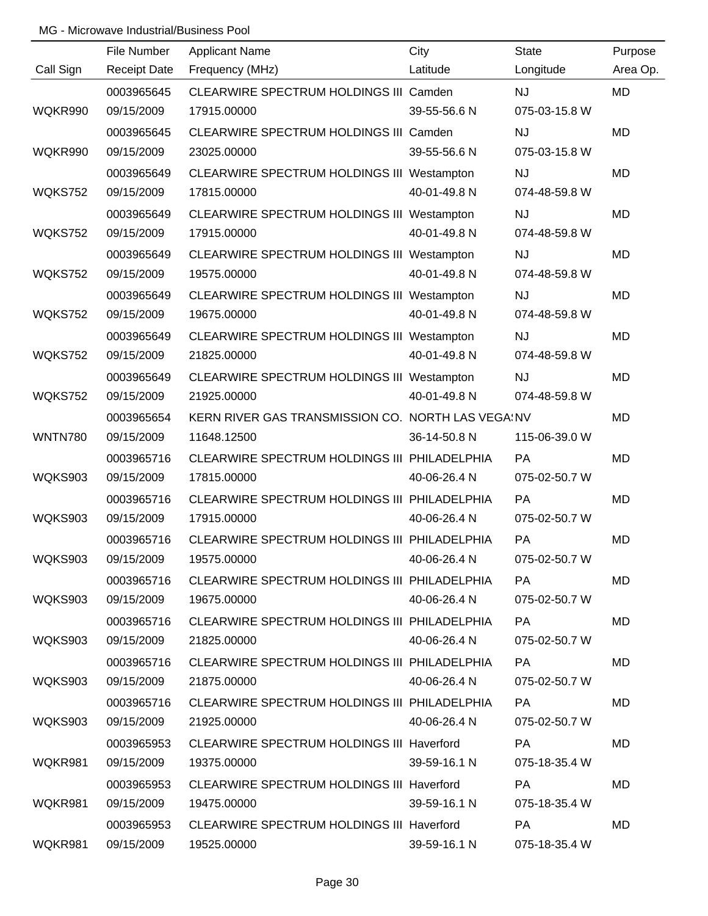MG - Microwave Industrial/Business Pool

| Call Sign | File Number / Receipt Date | Applicant Name / Frequency (MHz) | City / Latitude | State / Longitude | Purpose / Area Op. |
|---|---|---|---|---|---|
| | 0003965645 | CLEARWIRE SPECTRUM HOLDINGS III | Camden | NJ | MD |
| WQKR990 | 09/15/2009 | 17915.00000 | 39-55-56.6 N | 075-03-15.8 W | |
| | 0003965645 | CLEARWIRE SPECTRUM HOLDINGS III | Camden | NJ | MD |
| WQKR990 | 09/15/2009 | 23025.00000 | 39-55-56.6 N | 075-03-15.8 W | |
| | 0003965649 | CLEARWIRE SPECTRUM HOLDINGS III | Westampton | NJ | MD |
| WQKS752 | 09/15/2009 | 17815.00000 | 40-01-49.8 N | 074-48-59.8 W | |
| | 0003965649 | CLEARWIRE SPECTRUM HOLDINGS III | Westampton | NJ | MD |
| WQKS752 | 09/15/2009 | 17915.00000 | 40-01-49.8 N | 074-48-59.8 W | |
| | 0003965649 | CLEARWIRE SPECTRUM HOLDINGS III | Westampton | NJ | MD |
| WQKS752 | 09/15/2009 | 19575.00000 | 40-01-49.8 N | 074-48-59.8 W | |
| | 0003965649 | CLEARWIRE SPECTRUM HOLDINGS III | Westampton | NJ | MD |
| WQKS752 | 09/15/2009 | 19675.00000 | 40-01-49.8 N | 074-48-59.8 W | |
| | 0003965649 | CLEARWIRE SPECTRUM HOLDINGS III | Westampton | NJ | MD |
| WQKS752 | 09/15/2009 | 21825.00000 | 40-01-49.8 N | 074-48-59.8 W | |
| | 0003965649 | CLEARWIRE SPECTRUM HOLDINGS III | Westampton | NJ | MD |
| WQKS752 | 09/15/2009 | 21925.00000 | 40-01-49.8 N | 074-48-59.8 W | |
| | 0003965654 | KERN RIVER GAS TRANSMISSION CO. | NORTH LAS VEGAS | NV | MD |
| WNTN780 | 09/15/2009 | 11648.12500 | 36-14-50.8 N | 115-06-39.0 W | |
| | 0003965716 | CLEARWIRE SPECTRUM HOLDINGS III | PHILADELPHIA | PA | MD |
| WQKS903 | 09/15/2009 | 17815.00000 | 40-06-26.4 N | 075-02-50.7 W | |
| | 0003965716 | CLEARWIRE SPECTRUM HOLDINGS III | PHILADELPHIA | PA | MD |
| WQKS903 | 09/15/2009 | 17915.00000 | 40-06-26.4 N | 075-02-50.7 W | |
| | 0003965716 | CLEARWIRE SPECTRUM HOLDINGS III | PHILADELPHIA | PA | MD |
| WQKS903 | 09/15/2009 | 19575.00000 | 40-06-26.4 N | 075-02-50.7 W | |
| | 0003965716 | CLEARWIRE SPECTRUM HOLDINGS III | PHILADELPHIA | PA | MD |
| WQKS903 | 09/15/2009 | 19675.00000 | 40-06-26.4 N | 075-02-50.7 W | |
| | 0003965716 | CLEARWIRE SPECTRUM HOLDINGS III | PHILADELPHIA | PA | MD |
| WQKS903 | 09/15/2009 | 21825.00000 | 40-06-26.4 N | 075-02-50.7 W | |
| | 0003965716 | CLEARWIRE SPECTRUM HOLDINGS III | PHILADELPHIA | PA | MD |
| WQKS903 | 09/15/2009 | 21875.00000 | 40-06-26.4 N | 075-02-50.7 W | |
| | 0003965716 | CLEARWIRE SPECTRUM HOLDINGS III | PHILADELPHIA | PA | MD |
| WQKS903 | 09/15/2009 | 21925.00000 | 40-06-26.4 N | 075-02-50.7 W | |
| | 0003965953 | CLEARWIRE SPECTRUM HOLDINGS III | Haverford | PA | MD |
| WQKR981 | 09/15/2009 | 19375.00000 | 39-59-16.1 N | 075-18-35.4 W | |
| | 0003965953 | CLEARWIRE SPECTRUM HOLDINGS III | Haverford | PA | MD |
| WQKR981 | 09/15/2009 | 19475.00000 | 39-59-16.1 N | 075-18-35.4 W | |
| | 0003965953 | CLEARWIRE SPECTRUM HOLDINGS III | Haverford | PA | MD |
| WQKR981 | 09/15/2009 | 19525.00000 | 39-59-16.1 N | 075-18-35.4 W | |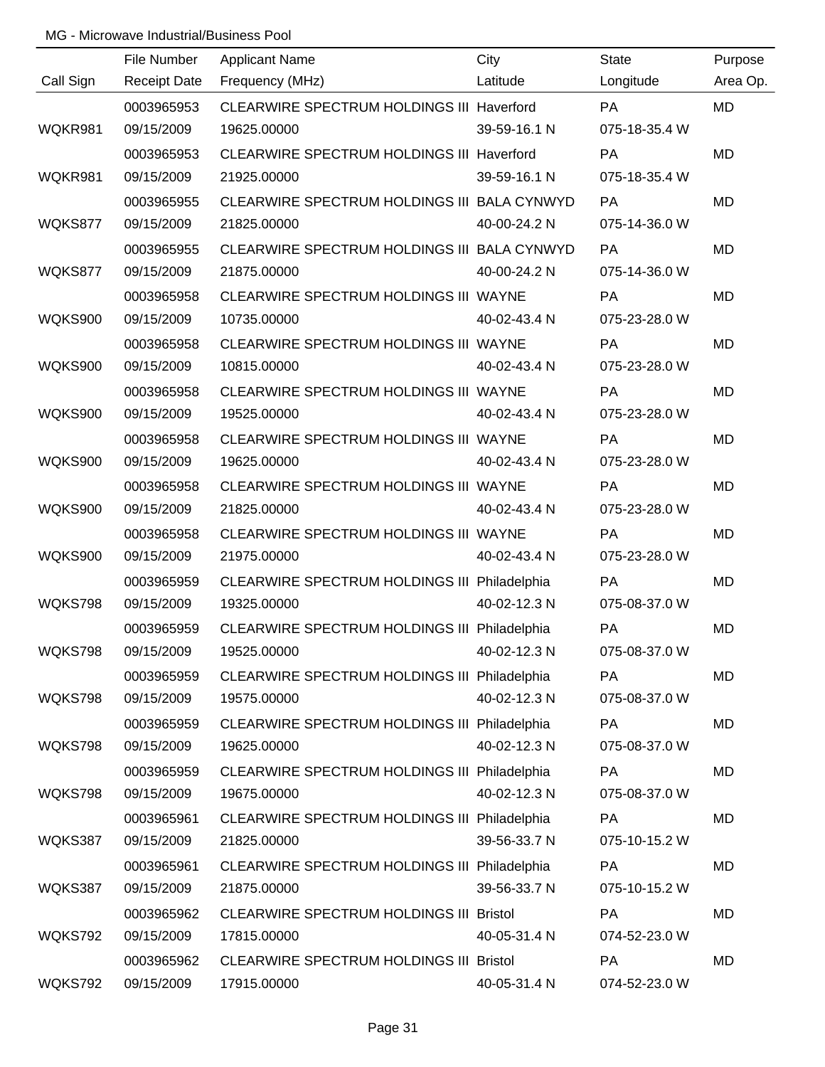MG - Microwave Industrial/Business Pool

| Call Sign | File Number<br>Receipt Date | Applicant Name<br>Frequency (MHz) | City<br>Latitude | State<br>Longitude | Purpose<br>Area Op. |
|---|---|---|---|---|---|
| WQKR981 | 0003965953<br>09/15/2009 | CLEARWIRE SPECTRUM HOLDINGS III<br>19625.00000 | Haverford<br>39-59-16.1 N | PA<br>075-18-35.4 W | MD |
| WQKR981 | 0003965953<br>09/15/2009 | CLEARWIRE SPECTRUM HOLDINGS III<br>21925.00000 | Haverford<br>39-59-16.1 N | PA<br>075-18-35.4 W | MD |
| WQKS877 | 0003965955<br>09/15/2009 | CLEARWIRE SPECTRUM HOLDINGS III<br>21825.00000 | BALA CYNWYD<br>40-00-24.2 N | PA<br>075-14-36.0 W | MD |
| WQKS877 | 0003965955<br>09/15/2009 | CLEARWIRE SPECTRUM HOLDINGS III<br>21875.00000 | BALA CYNWYD<br>40-00-24.2 N | PA<br>075-14-36.0 W | MD |
| WQKS900 | 0003965958<br>09/15/2009 | CLEARWIRE SPECTRUM HOLDINGS III<br>10735.00000 | WAYNE<br>40-02-43.4 N | PA<br>075-23-28.0 W | MD |
| WQKS900 | 0003965958<br>09/15/2009 | CLEARWIRE SPECTRUM HOLDINGS III<br>10815.00000 | WAYNE<br>40-02-43.4 N | PA<br>075-23-28.0 W | MD |
| WQKS900 | 0003965958<br>09/15/2009 | CLEARWIRE SPECTRUM HOLDINGS III<br>19525.00000 | WAYNE<br>40-02-43.4 N | PA<br>075-23-28.0 W | MD |
| WQKS900 | 0003965958<br>09/15/2009 | CLEARWIRE SPECTRUM HOLDINGS III<br>19625.00000 | WAYNE<br>40-02-43.4 N | PA<br>075-23-28.0 W | MD |
| WQKS900 | 0003965958<br>09/15/2009 | CLEARWIRE SPECTRUM HOLDINGS III<br>21825.00000 | WAYNE<br>40-02-43.4 N | PA<br>075-23-28.0 W | MD |
| WQKS900 | 0003965958<br>09/15/2009 | CLEARWIRE SPECTRUM HOLDINGS III<br>21975.00000 | WAYNE<br>40-02-43.4 N | PA<br>075-23-28.0 W | MD |
| WQKS798 | 0003965959<br>09/15/2009 | CLEARWIRE SPECTRUM HOLDINGS III<br>19325.00000 | Philadelphia<br>40-02-12.3 N | PA<br>075-08-37.0 W | MD |
| WQKS798 | 0003965959<br>09/15/2009 | CLEARWIRE SPECTRUM HOLDINGS III<br>19525.00000 | Philadelphia<br>40-02-12.3 N | PA<br>075-08-37.0 W | MD |
| WQKS798 | 0003965959<br>09/15/2009 | CLEARWIRE SPECTRUM HOLDINGS III<br>19575.00000 | Philadelphia<br>40-02-12.3 N | PA<br>075-08-37.0 W | MD |
| WQKS798 | 0003965959<br>09/15/2009 | CLEARWIRE SPECTRUM HOLDINGS III<br>19625.00000 | Philadelphia<br>40-02-12.3 N | PA<br>075-08-37.0 W | MD |
| WQKS798 | 0003965959<br>09/15/2009 | CLEARWIRE SPECTRUM HOLDINGS III<br>19675.00000 | Philadelphia<br>40-02-12.3 N | PA<br>075-08-37.0 W | MD |
| WQKS387 | 0003965961<br>09/15/2009 | CLEARWIRE SPECTRUM HOLDINGS III<br>21825.00000 | Philadelphia<br>39-56-33.7 N | PA<br>075-10-15.2 W | MD |
| WQKS387 | 0003965961<br>09/15/2009 | CLEARWIRE SPECTRUM HOLDINGS III<br>21875.00000 | Philadelphia<br>39-56-33.7 N | PA<br>075-10-15.2 W | MD |
| WQKS792 | 0003965962<br>09/15/2009 | CLEARWIRE SPECTRUM HOLDINGS III<br>17815.00000 | Bristol<br>40-05-31.4 N | PA<br>074-52-23.0 W | MD |
| WQKS792 | 0003965962<br>09/15/2009 | CLEARWIRE SPECTRUM HOLDINGS III<br>17915.00000 | Bristol<br>40-05-31.4 N | PA<br>074-52-23.0 W | MD |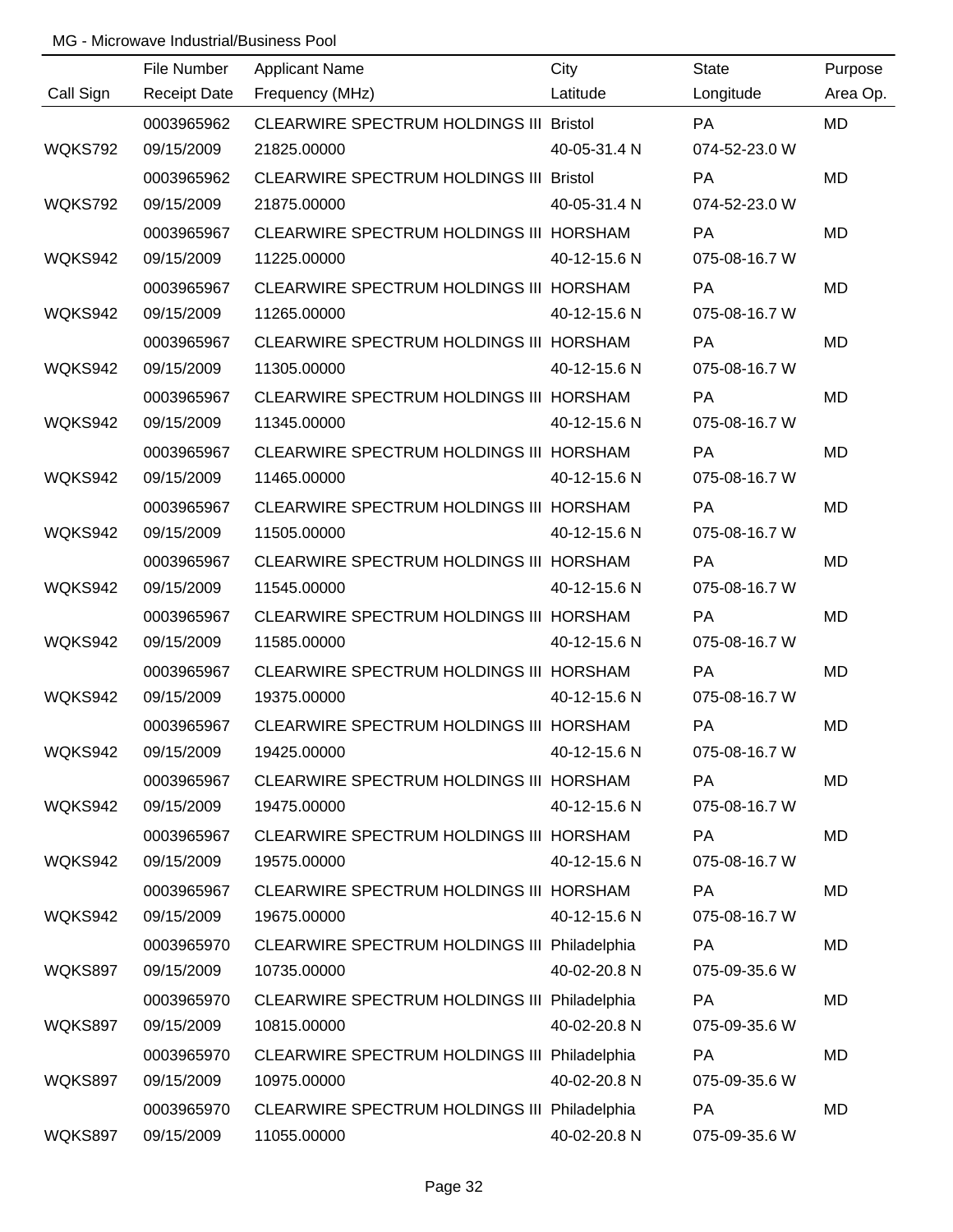MG - Microwave Industrial/Business Pool

| Call Sign | File Number / Receipt Date | Applicant Name / Frequency (MHz) | City / Latitude | State / Longitude | Purpose / Area Op. |
|---|---|---|---|---|---|
| | 0003965962 | CLEARWIRE SPECTRUM HOLDINGS III | Bristol | PA | MD |
| WQKS792 | 09/15/2009 | 21825.00000 | 40-05-31.4 N | 074-52-23.0 W | |
| | 0003965962 | CLEARWIRE SPECTRUM HOLDINGS III | Bristol | PA | MD |
| WQKS792 | 09/15/2009 | 21875.00000 | 40-05-31.4 N | 074-52-23.0 W | |
| | 0003965967 | CLEARWIRE SPECTRUM HOLDINGS III | HORSHAM | PA | MD |
| WQKS942 | 09/15/2009 | 11225.00000 | 40-12-15.6 N | 075-08-16.7 W | |
| | 0003965967 | CLEARWIRE SPECTRUM HOLDINGS III | HORSHAM | PA | MD |
| WQKS942 | 09/15/2009 | 11265.00000 | 40-12-15.6 N | 075-08-16.7 W | |
| | 0003965967 | CLEARWIRE SPECTRUM HOLDINGS III | HORSHAM | PA | MD |
| WQKS942 | 09/15/2009 | 11305.00000 | 40-12-15.6 N | 075-08-16.7 W | |
| | 0003965967 | CLEARWIRE SPECTRUM HOLDINGS III | HORSHAM | PA | MD |
| WQKS942 | 09/15/2009 | 11345.00000 | 40-12-15.6 N | 075-08-16.7 W | |
| | 0003965967 | CLEARWIRE SPECTRUM HOLDINGS III | HORSHAM | PA | MD |
| WQKS942 | 09/15/2009 | 11465.00000 | 40-12-15.6 N | 075-08-16.7 W | |
| | 0003965967 | CLEARWIRE SPECTRUM HOLDINGS III | HORSHAM | PA | MD |
| WQKS942 | 09/15/2009 | 11505.00000 | 40-12-15.6 N | 075-08-16.7 W | |
| | 0003965967 | CLEARWIRE SPECTRUM HOLDINGS III | HORSHAM | PA | MD |
| WQKS942 | 09/15/2009 | 11545.00000 | 40-12-15.6 N | 075-08-16.7 W | |
| | 0003965967 | CLEARWIRE SPECTRUM HOLDINGS III | HORSHAM | PA | MD |
| WQKS942 | 09/15/2009 | 11585.00000 | 40-12-15.6 N | 075-08-16.7 W | |
| | 0003965967 | CLEARWIRE SPECTRUM HOLDINGS III | HORSHAM | PA | MD |
| WQKS942 | 09/15/2009 | 19375.00000 | 40-12-15.6 N | 075-08-16.7 W | |
| | 0003965967 | CLEARWIRE SPECTRUM HOLDINGS III | HORSHAM | PA | MD |
| WQKS942 | 09/15/2009 | 19425.00000 | 40-12-15.6 N | 075-08-16.7 W | |
| | 0003965967 | CLEARWIRE SPECTRUM HOLDINGS III | HORSHAM | PA | MD |
| WQKS942 | 09/15/2009 | 19475.00000 | 40-12-15.6 N | 075-08-16.7 W | |
| | 0003965967 | CLEARWIRE SPECTRUM HOLDINGS III | HORSHAM | PA | MD |
| WQKS942 | 09/15/2009 | 19575.00000 | 40-12-15.6 N | 075-08-16.7 W | |
| | 0003965967 | CLEARWIRE SPECTRUM HOLDINGS III | HORSHAM | PA | MD |
| WQKS942 | 09/15/2009 | 19675.00000 | 40-12-15.6 N | 075-08-16.7 W | |
| | 0003965970 | CLEARWIRE SPECTRUM HOLDINGS III | Philadelphia | PA | MD |
| WQKS897 | 09/15/2009 | 10735.00000 | 40-02-20.8 N | 075-09-35.6 W | |
| | 0003965970 | CLEARWIRE SPECTRUM HOLDINGS III | Philadelphia | PA | MD |
| WQKS897 | 09/15/2009 | 10815.00000 | 40-02-20.8 N | 075-09-35.6 W | |
| | 0003965970 | CLEARWIRE SPECTRUM HOLDINGS III | Philadelphia | PA | MD |
| WQKS897 | 09/15/2009 | 10975.00000 | 40-02-20.8 N | 075-09-35.6 W | |
| | 0003965970 | CLEARWIRE SPECTRUM HOLDINGS III | Philadelphia | PA | MD |
| WQKS897 | 09/15/2009 | 11055.00000 | 40-02-20.8 N | 075-09-35.6 W | |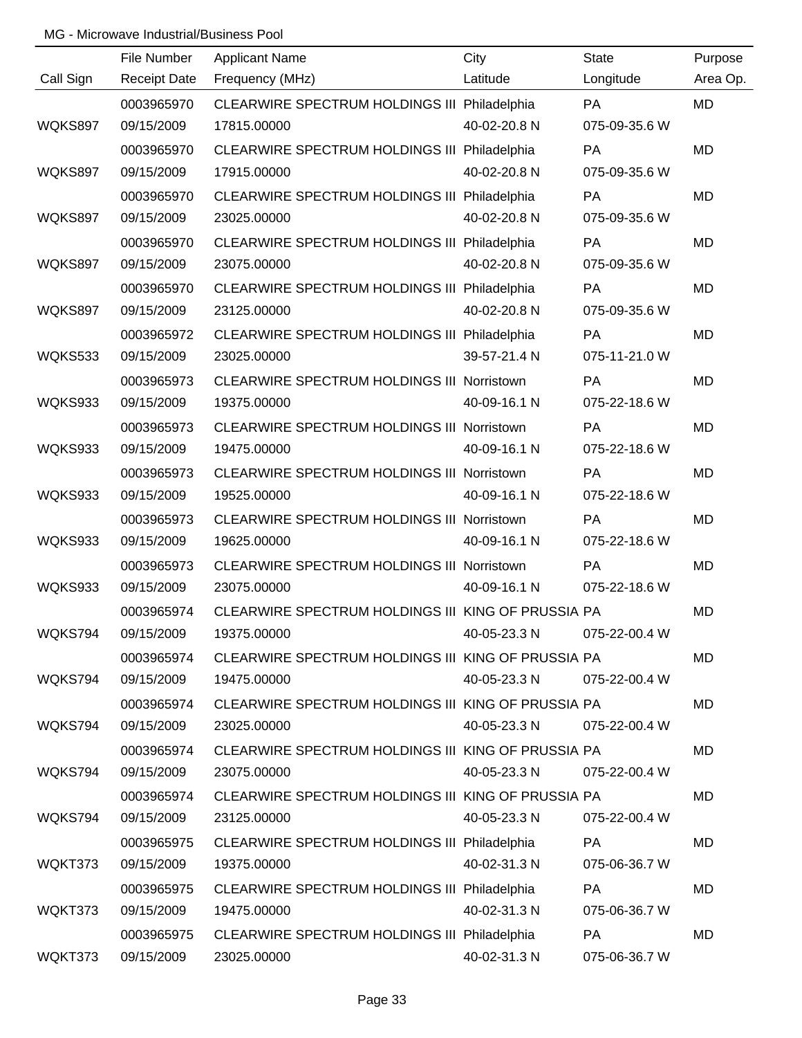MG - Microwave Industrial/Business Pool

| Call Sign | File Number<br>Receipt Date | Applicant Name<br>Frequency (MHz) | City<br>Latitude | State<br>Longitude | Purpose<br>Area Op. |
|---|---|---|---|---|---|
| WQKS897 | 0003965970<br>09/15/2009 | CLEARWIRE SPECTRUM HOLDINGS III<br>17815.00000 | Philadelphia<br>40-02-20.8 N | PA<br>075-09-35.6 W | MD |
| WQKS897 | 0003965970<br>09/15/2009 | CLEARWIRE SPECTRUM HOLDINGS III<br>17915.00000 | Philadelphia<br>40-02-20.8 N | PA<br>075-09-35.6 W | MD |
| WQKS897 | 0003965970<br>09/15/2009 | CLEARWIRE SPECTRUM HOLDINGS III<br>23025.00000 | Philadelphia<br>40-02-20.8 N | PA<br>075-09-35.6 W | MD |
| WQKS897 | 0003965970<br>09/15/2009 | CLEARWIRE SPECTRUM HOLDINGS III<br>23075.00000 | Philadelphia<br>40-02-20.8 N | PA<br>075-09-35.6 W | MD |
| WQKS897 | 0003965970<br>09/15/2009 | CLEARWIRE SPECTRUM HOLDINGS III<br>23125.00000 | Philadelphia<br>40-02-20.8 N | PA<br>075-09-35.6 W | MD |
| WQKS533 | 0003965972<br>09/15/2009 | CLEARWIRE SPECTRUM HOLDINGS III<br>23025.00000 | Philadelphia<br>39-57-21.4 N | PA<br>075-11-21.0 W | MD |
| WQKS933 | 0003965973<br>09/15/2009 | CLEARWIRE SPECTRUM HOLDINGS III<br>19375.00000 | Norristown<br>40-09-16.1 N | PA<br>075-22-18.6 W | MD |
| WQKS933 | 0003965973<br>09/15/2009 | CLEARWIRE SPECTRUM HOLDINGS III<br>19475.00000 | Norristown<br>40-09-16.1 N | PA<br>075-22-18.6 W | MD |
| WQKS933 | 0003965973<br>09/15/2009 | CLEARWIRE SPECTRUM HOLDINGS III<br>19525.00000 | Norristown<br>40-09-16.1 N | PA<br>075-22-18.6 W | MD |
| WQKS933 | 0003965973<br>09/15/2009 | CLEARWIRE SPECTRUM HOLDINGS III<br>19625.00000 | Norristown<br>40-09-16.1 N | PA<br>075-22-18.6 W | MD |
| WQKS933 | 0003965973<br>09/15/2009 | CLEARWIRE SPECTRUM HOLDINGS III<br>23075.00000 | Norristown<br>40-09-16.1 N | PA<br>075-22-18.6 W | MD |
| WQKS794 | 0003965974<br>09/15/2009 | CLEARWIRE SPECTRUM HOLDINGS III<br>19375.00000 | KING OF PRUSSIA<br>40-05-23.3 N | PA<br>075-22-00.4 W | MD |
| WQKS794 | 0003965974<br>09/15/2009 | CLEARWIRE SPECTRUM HOLDINGS III<br>19475.00000 | KING OF PRUSSIA<br>40-05-23.3 N | PA<br>075-22-00.4 W | MD |
| WQKS794 | 0003965974<br>09/15/2009 | CLEARWIRE SPECTRUM HOLDINGS III<br>23025.00000 | KING OF PRUSSIA<br>40-05-23.3 N | PA<br>075-22-00.4 W | MD |
| WQKS794 | 0003965974<br>09/15/2009 | CLEARWIRE SPECTRUM HOLDINGS III<br>23075.00000 | KING OF PRUSSIA<br>40-05-23.3 N | PA<br>075-22-00.4 W | MD |
| WQKS794 | 0003965974<br>09/15/2009 | CLEARWIRE SPECTRUM HOLDINGS III<br>23125.00000 | KING OF PRUSSIA<br>40-05-23.3 N | PA<br>075-22-00.4 W | MD |
| WQKT373 | 0003965975<br>09/15/2009 | CLEARWIRE SPECTRUM HOLDINGS III<br>19375.00000 | Philadelphia<br>40-02-31.3 N | PA<br>075-06-36.7 W | MD |
| WQKT373 | 0003965975<br>09/15/2009 | CLEARWIRE SPECTRUM HOLDINGS III<br>19475.00000 | Philadelphia<br>40-02-31.3 N | PA<br>075-06-36.7 W | MD |
| WQKT373 | 0003965975<br>09/15/2009 | CLEARWIRE SPECTRUM HOLDINGS III<br>23025.00000 | Philadelphia<br>40-02-31.3 N | PA<br>075-06-36.7 W | MD |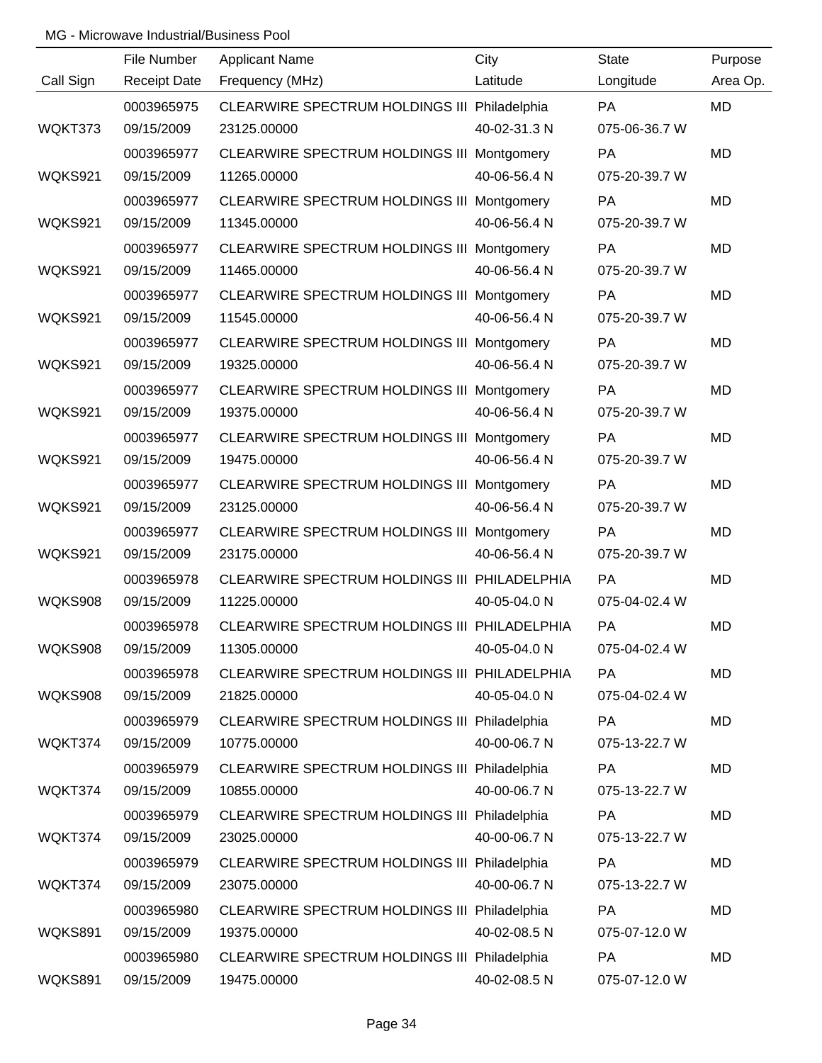MG - Microwave Industrial/Business Pool

| Call Sign | File Number<br>Receipt Date | Applicant Name<br>Frequency (MHz) | City<br>Latitude | State<br>Longitude | Purpose<br>Area Op. |
|---|---|---|---|---|---|
| WQKT373 | 0003965975<br>09/15/2009 | CLEARWIRE SPECTRUM HOLDINGS III<br>23125.00000 | Philadelphia<br>40-02-31.3 N | PA<br>075-06-36.7 W | MD |
| WQKS921 | 0003965977<br>09/15/2009 | CLEARWIRE SPECTRUM HOLDINGS III<br>11265.00000 | Montgomery<br>40-06-56.4 N | PA<br>075-20-39.7 W | MD |
| WQKS921 | 0003965977<br>09/15/2009 | CLEARWIRE SPECTRUM HOLDINGS III<br>11345.00000 | Montgomery<br>40-06-56.4 N | PA<br>075-20-39.7 W | MD |
| WQKS921 | 0003965977<br>09/15/2009 | CLEARWIRE SPECTRUM HOLDINGS III<br>11465.00000 | Montgomery<br>40-06-56.4 N | PA<br>075-20-39.7 W | MD |
| WQKS921 | 0003965977<br>09/15/2009 | CLEARWIRE SPECTRUM HOLDINGS III<br>11545.00000 | Montgomery<br>40-06-56.4 N | PA<br>075-20-39.7 W | MD |
| WQKS921 | 0003965977<br>09/15/2009 | CLEARWIRE SPECTRUM HOLDINGS III<br>19325.00000 | Montgomery<br>40-06-56.4 N | PA<br>075-20-39.7 W | MD |
| WQKS921 | 0003965977<br>09/15/2009 | CLEARWIRE SPECTRUM HOLDINGS III<br>19375.00000 | Montgomery<br>40-06-56.4 N | PA<br>075-20-39.7 W | MD |
| WQKS921 | 0003965977<br>09/15/2009 | CLEARWIRE SPECTRUM HOLDINGS III<br>19475.00000 | Montgomery<br>40-06-56.4 N | PA<br>075-20-39.7 W | MD |
| WQKS921 | 0003965977<br>09/15/2009 | CLEARWIRE SPECTRUM HOLDINGS III<br>23125.00000 | Montgomery<br>40-06-56.4 N | PA<br>075-20-39.7 W | MD |
| WQKS921 | 0003965977<br>09/15/2009 | CLEARWIRE SPECTRUM HOLDINGS III<br>23175.00000 | Montgomery<br>40-06-56.4 N | PA<br>075-20-39.7 W | MD |
| WQKS908 | 0003965978<br>09/15/2009 | CLEARWIRE SPECTRUM HOLDINGS III<br>11225.00000 | PHILADELPHIA<br>40-05-04.0 N | PA<br>075-04-02.4 W | MD |
| WQKS908 | 0003965978<br>09/15/2009 | CLEARWIRE SPECTRUM HOLDINGS III<br>11305.00000 | PHILADELPHIA<br>40-05-04.0 N | PA<br>075-04-02.4 W | MD |
| WQKS908 | 0003965978<br>09/15/2009 | CLEARWIRE SPECTRUM HOLDINGS III<br>21825.00000 | PHILADELPHIA<br>40-05-04.0 N | PA<br>075-04-02.4 W | MD |
| WQKT374 | 0003965979<br>09/15/2009 | CLEARWIRE SPECTRUM HOLDINGS III<br>10775.00000 | Philadelphia<br>40-00-06.7 N | PA<br>075-13-22.7 W | MD |
| WQKT374 | 0003965979<br>09/15/2009 | CLEARWIRE SPECTRUM HOLDINGS III<br>10855.00000 | Philadelphia<br>40-00-06.7 N | PA<br>075-13-22.7 W | MD |
| WQKT374 | 0003965979<br>09/15/2009 | CLEARWIRE SPECTRUM HOLDINGS III<br>23025.00000 | Philadelphia<br>40-00-06.7 N | PA<br>075-13-22.7 W | MD |
| WQKT374 | 0003965979<br>09/15/2009 | CLEARWIRE SPECTRUM HOLDINGS III<br>23075.00000 | Philadelphia<br>40-00-06.7 N | PA<br>075-13-22.7 W | MD |
| WQKS891 | 0003965980<br>09/15/2009 | CLEARWIRE SPECTRUM HOLDINGS III<br>19375.00000 | Philadelphia<br>40-02-08.5 N | PA<br>075-07-12.0 W | MD |
| WQKS891 | 0003965980<br>09/15/2009 | CLEARWIRE SPECTRUM HOLDINGS III<br>19475.00000 | Philadelphia<br>40-02-08.5 N | PA<br>075-07-12.0 W | MD |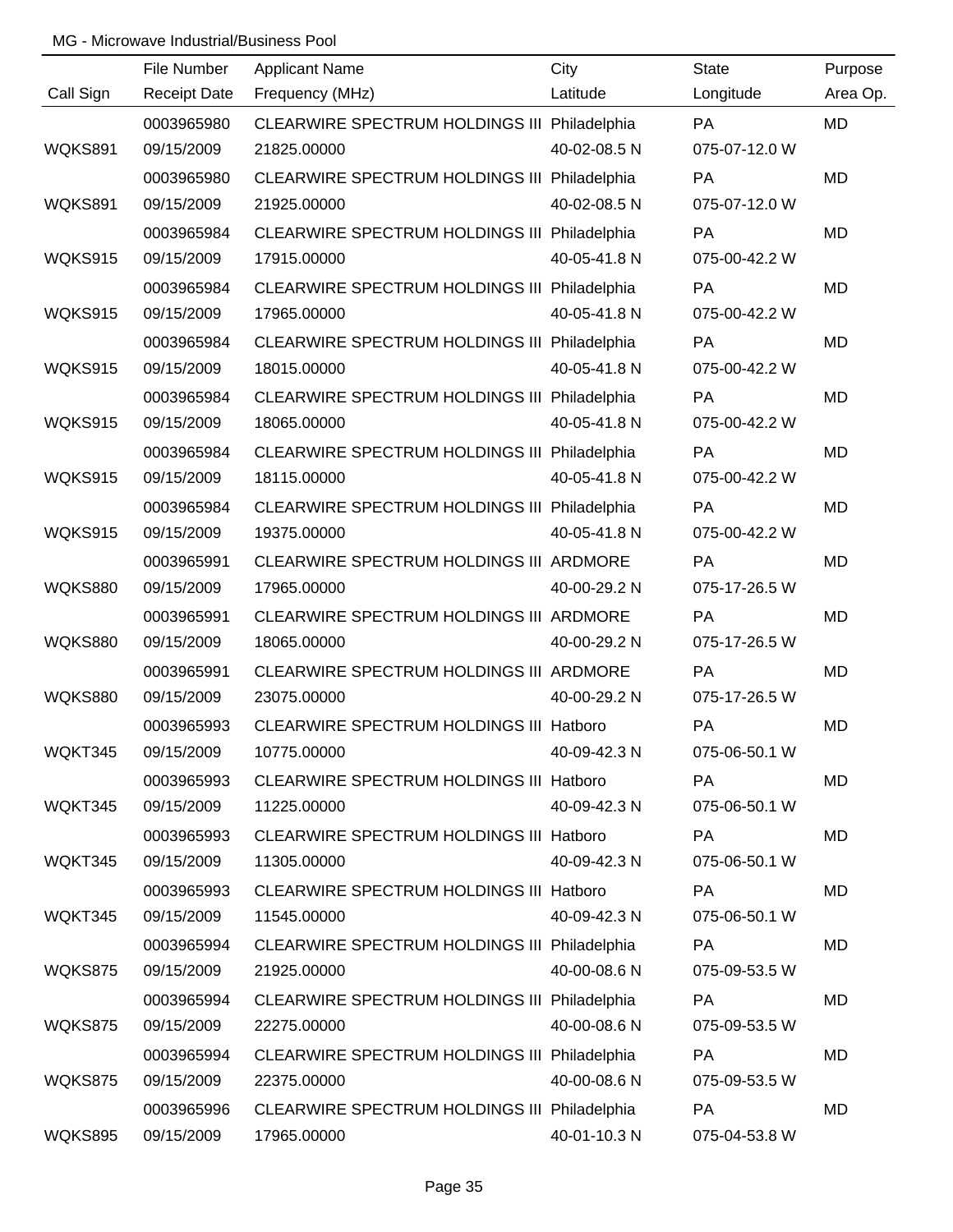MG - Microwave Industrial/Business Pool

| Call Sign | File Number<br>Receipt Date | Applicant Name<br>Frequency (MHz) | City<br>Latitude | State<br>Longitude | Purpose<br>Area Op. |
|---|---|---|---|---|---|
| WQKS891 | 0003965980<br>09/15/2009 | CLEARWIRE SPECTRUM HOLDINGS III<br>21825.00000 | Philadelphia<br>40-02-08.5 N | PA<br>075-07-12.0 W | MD |
| WQKS891 | 0003965980<br>09/15/2009 | CLEARWIRE SPECTRUM HOLDINGS III<br>21925.00000 | Philadelphia<br>40-02-08.5 N | PA<br>075-07-12.0 W | MD |
| WQKS915 | 0003965984<br>09/15/2009 | CLEARWIRE SPECTRUM HOLDINGS III<br>17915.00000 | Philadelphia<br>40-05-41.8 N | PA<br>075-00-42.2 W | MD |
| WQKS915 | 0003965984<br>09/15/2009 | CLEARWIRE SPECTRUM HOLDINGS III<br>17965.00000 | Philadelphia<br>40-05-41.8 N | PA<br>075-00-42.2 W | MD |
| WQKS915 | 0003965984<br>09/15/2009 | CLEARWIRE SPECTRUM HOLDINGS III<br>18015.00000 | Philadelphia<br>40-05-41.8 N | PA<br>075-00-42.2 W | MD |
| WQKS915 | 0003965984<br>09/15/2009 | CLEARWIRE SPECTRUM HOLDINGS III<br>18065.00000 | Philadelphia<br>40-05-41.8 N | PA<br>075-00-42.2 W | MD |
| WQKS915 | 0003965984<br>09/15/2009 | CLEARWIRE SPECTRUM HOLDINGS III<br>18115.00000 | Philadelphia<br>40-05-41.8 N | PA<br>075-00-42.2 W | MD |
| WQKS915 | 0003965984<br>09/15/2009 | CLEARWIRE SPECTRUM HOLDINGS III<br>19375.00000 | Philadelphia<br>40-05-41.8 N | PA<br>075-00-42.2 W | MD |
| WQKS880 | 0003965991<br>09/15/2009 | CLEARWIRE SPECTRUM HOLDINGS III<br>17965.00000 | ARDMORE<br>40-00-29.2 N | PA<br>075-17-26.5 W | MD |
| WQKS880 | 0003965991<br>09/15/2009 | CLEARWIRE SPECTRUM HOLDINGS III<br>18065.00000 | ARDMORE<br>40-00-29.2 N | PA<br>075-17-26.5 W | MD |
| WQKS880 | 0003965991<br>09/15/2009 | CLEARWIRE SPECTRUM HOLDINGS III<br>23075.00000 | ARDMORE<br>40-00-29.2 N | PA<br>075-17-26.5 W | MD |
| WQKT345 | 0003965993<br>09/15/2009 | CLEARWIRE SPECTRUM HOLDINGS III<br>10775.00000 | Hatboro<br>40-09-42.3 N | PA<br>075-06-50.1 W | MD |
| WQKT345 | 0003965993<br>09/15/2009 | CLEARWIRE SPECTRUM HOLDINGS III<br>11225.00000 | Hatboro<br>40-09-42.3 N | PA<br>075-06-50.1 W | MD |
| WQKT345 | 0003965993<br>09/15/2009 | CLEARWIRE SPECTRUM HOLDINGS III<br>11305.00000 | Hatboro<br>40-09-42.3 N | PA<br>075-06-50.1 W | MD |
| WQKT345 | 0003965993<br>09/15/2009 | CLEARWIRE SPECTRUM HOLDINGS III<br>11545.00000 | Hatboro<br>40-09-42.3 N | PA<br>075-06-50.1 W | MD |
| WQKS875 | 0003965994<br>09/15/2009 | CLEARWIRE SPECTRUM HOLDINGS III<br>21925.00000 | Philadelphia<br>40-00-08.6 N | PA<br>075-09-53.5 W | MD |
| WQKS875 | 0003965994<br>09/15/2009 | CLEARWIRE SPECTRUM HOLDINGS III<br>22275.00000 | Philadelphia<br>40-00-08.6 N | PA<br>075-09-53.5 W | MD |
| WQKS875 | 0003965994<br>09/15/2009 | CLEARWIRE SPECTRUM HOLDINGS III<br>22375.00000 | Philadelphia<br>40-00-08.6 N | PA<br>075-09-53.5 W | MD |
| WQKS895 | 0003965996<br>09/15/2009 | CLEARWIRE SPECTRUM HOLDINGS III<br>17965.00000 | Philadelphia<br>40-01-10.3 N | PA<br>075-04-53.8 W | MD |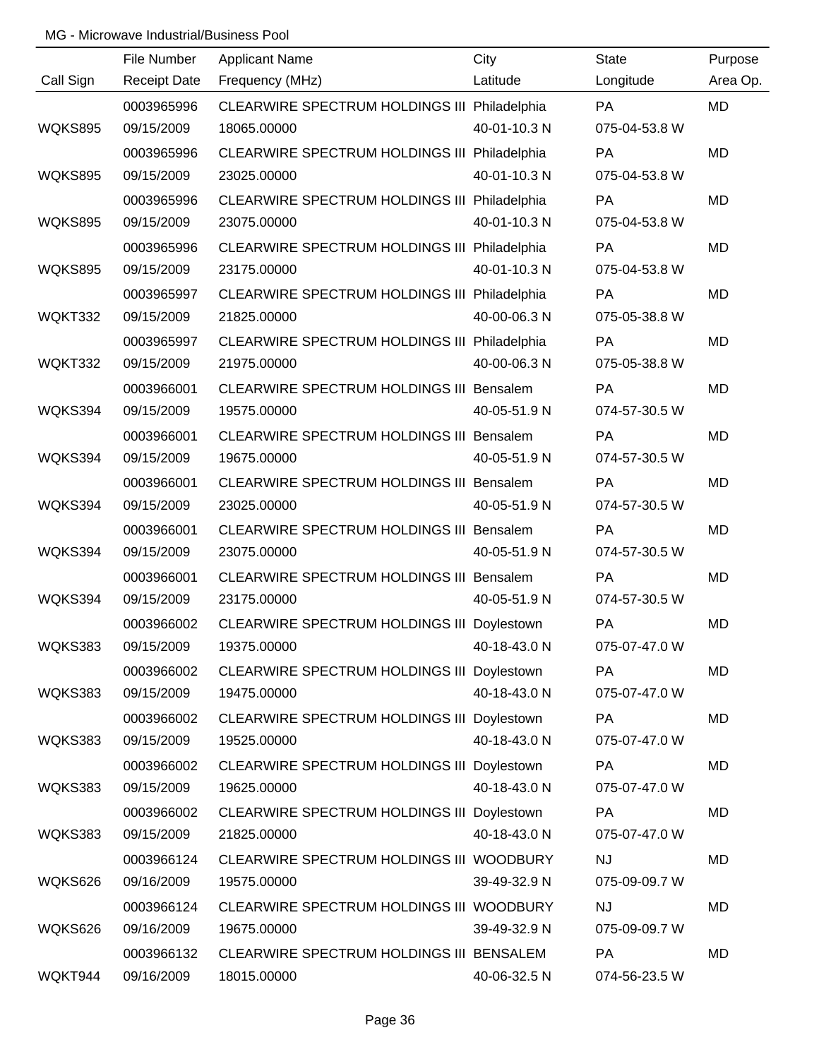MG - Microwave Industrial/Business Pool

| Call Sign | File Number / Receipt Date | Applicant Name / Frequency (MHz) | City / Latitude | State / Longitude | Purpose / Area Op. |
|---|---|---|---|---|---|
| | 0003965996 | CLEARWIRE SPECTRUM HOLDINGS III | Philadelphia | PA | MD |
| WQKS895 | 09/15/2009 | 18065.00000 | 40-01-10.3 N | 075-04-53.8 W | |
| | 0003965996 | CLEARWIRE SPECTRUM HOLDINGS III | Philadelphia | PA | MD |
| WQKS895 | 09/15/2009 | 23025.00000 | 40-01-10.3 N | 075-04-53.8 W | |
| | 0003965996 | CLEARWIRE SPECTRUM HOLDINGS III | Philadelphia | PA | MD |
| WQKS895 | 09/15/2009 | 23075.00000 | 40-01-10.3 N | 075-04-53.8 W | |
| | 0003965996 | CLEARWIRE SPECTRUM HOLDINGS III | Philadelphia | PA | MD |
| WQKS895 | 09/15/2009 | 23175.00000 | 40-01-10.3 N | 075-04-53.8 W | |
| | 0003965997 | CLEARWIRE SPECTRUM HOLDINGS III | Philadelphia | PA | MD |
| WQKT332 | 09/15/2009 | 21825.00000 | 40-00-06.3 N | 075-05-38.8 W | |
| | 0003965997 | CLEARWIRE SPECTRUM HOLDINGS III | Philadelphia | PA | MD |
| WQKT332 | 09/15/2009 | 21975.00000 | 40-00-06.3 N | 075-05-38.8 W | |
| | 0003966001 | CLEARWIRE SPECTRUM HOLDINGS III | Bensalem | PA | MD |
| WQKS394 | 09/15/2009 | 19575.00000 | 40-05-51.9 N | 074-57-30.5 W | |
| | 0003966001 | CLEARWIRE SPECTRUM HOLDINGS III | Bensalem | PA | MD |
| WQKS394 | 09/15/2009 | 19675.00000 | 40-05-51.9 N | 074-57-30.5 W | |
| | 0003966001 | CLEARWIRE SPECTRUM HOLDINGS III | Bensalem | PA | MD |
| WQKS394 | 09/15/2009 | 23025.00000 | 40-05-51.9 N | 074-57-30.5 W | |
| | 0003966001 | CLEARWIRE SPECTRUM HOLDINGS III | Bensalem | PA | MD |
| WQKS394 | 09/15/2009 | 23075.00000 | 40-05-51.9 N | 074-57-30.5 W | |
| | 0003966001 | CLEARWIRE SPECTRUM HOLDINGS III | Bensalem | PA | MD |
| WQKS394 | 09/15/2009 | 23175.00000 | 40-05-51.9 N | 074-57-30.5 W | |
| | 0003966002 | CLEARWIRE SPECTRUM HOLDINGS III | Doylestown | PA | MD |
| WQKS383 | 09/15/2009 | 19375.00000 | 40-18-43.0 N | 075-07-47.0 W | |
| | 0003966002 | CLEARWIRE SPECTRUM HOLDINGS III | Doylestown | PA | MD |
| WQKS383 | 09/15/2009 | 19475.00000 | 40-18-43.0 N | 075-07-47.0 W | |
| | 0003966002 | CLEARWIRE SPECTRUM HOLDINGS III | Doylestown | PA | MD |
| WQKS383 | 09/15/2009 | 19525.00000 | 40-18-43.0 N | 075-07-47.0 W | |
| | 0003966002 | CLEARWIRE SPECTRUM HOLDINGS III | Doylestown | PA | MD |
| WQKS383 | 09/15/2009 | 19625.00000 | 40-18-43.0 N | 075-07-47.0 W | |
| | 0003966002 | CLEARWIRE SPECTRUM HOLDINGS III | Doylestown | PA | MD |
| WQKS383 | 09/15/2009 | 21825.00000 | 40-18-43.0 N | 075-07-47.0 W | |
| | 0003966124 | CLEARWIRE SPECTRUM HOLDINGS III | WOODBURY | NJ | MD |
| WQKS626 | 09/16/2009 | 19575.00000 | 39-49-32.9 N | 075-09-09.7 W | |
| | 0003966124 | CLEARWIRE SPECTRUM HOLDINGS III | WOODBURY | NJ | MD |
| WQKS626 | 09/16/2009 | 19675.00000 | 39-49-32.9 N | 075-09-09.7 W | |
| | 0003966132 | CLEARWIRE SPECTRUM HOLDINGS III | BENSALEM | PA | MD |
| WQKT944 | 09/16/2009 | 18015.00000 | 40-06-32.5 N | 074-56-23.5 W | |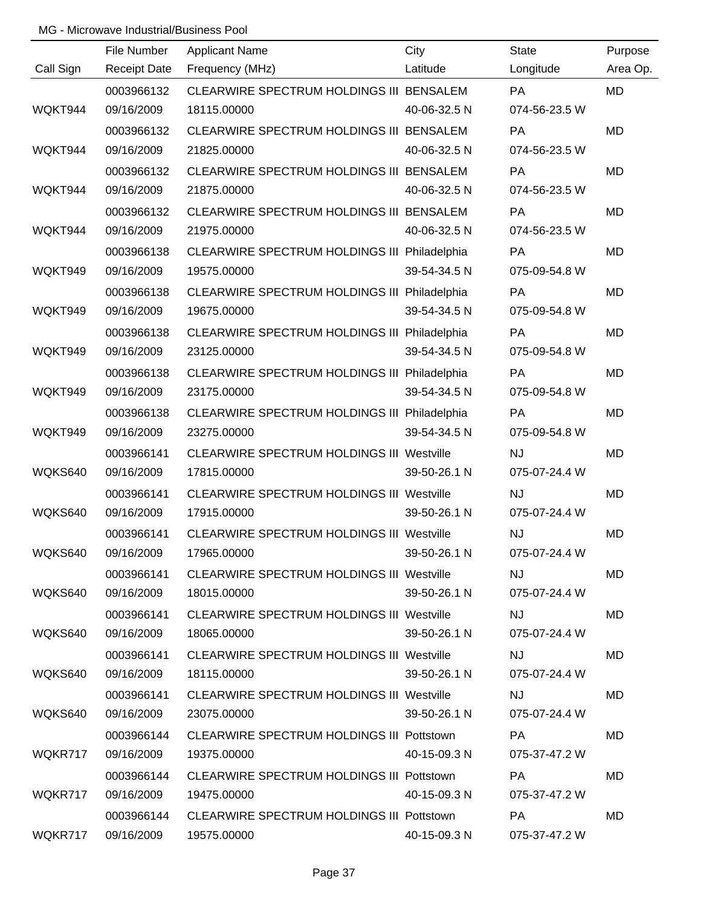MG - Microwave Industrial/Business Pool

| Call Sign | File Number / Receipt Date | Applicant Name / Frequency (MHz) | City / Latitude | State / Longitude | Purpose / Area Op. |
|---|---|---|---|---|---|
| | 0003966132 | CLEARWIRE SPECTRUM HOLDINGS III | BENSALEM | PA | MD |
| WQKT944 | 09/16/2009 | 18115.00000 | 40-06-32.5 N | 074-56-23.5 W | |
| | 0003966132 | CLEARWIRE SPECTRUM HOLDINGS III | BENSALEM | PA | MD |
| WQKT944 | 09/16/2009 | 21825.00000 | 40-06-32.5 N | 074-56-23.5 W | |
| | 0003966132 | CLEARWIRE SPECTRUM HOLDINGS III | BENSALEM | PA | MD |
| WQKT944 | 09/16/2009 | 21875.00000 | 40-06-32.5 N | 074-56-23.5 W | |
| | 0003966132 | CLEARWIRE SPECTRUM HOLDINGS III | BENSALEM | PA | MD |
| WQKT944 | 09/16/2009 | 21975.00000 | 40-06-32.5 N | 074-56-23.5 W | |
| | 0003966138 | CLEARWIRE SPECTRUM HOLDINGS III | Philadelphia | PA | MD |
| WQKT949 | 09/16/2009 | 19575.00000 | 39-54-34.5 N | 075-09-54.8 W | |
| | 0003966138 | CLEARWIRE SPECTRUM HOLDINGS III | Philadelphia | PA | MD |
| WQKT949 | 09/16/2009 | 19675.00000 | 39-54-34.5 N | 075-09-54.8 W | |
| | 0003966138 | CLEARWIRE SPECTRUM HOLDINGS III | Philadelphia | PA | MD |
| WQKT949 | 09/16/2009 | 23125.00000 | 39-54-34.5 N | 075-09-54.8 W | |
| | 0003966138 | CLEARWIRE SPECTRUM HOLDINGS III | Philadelphia | PA | MD |
| WQKT949 | 09/16/2009 | 23175.00000 | 39-54-34.5 N | 075-09-54.8 W | |
| | 0003966138 | CLEARWIRE SPECTRUM HOLDINGS III | Philadelphia | PA | MD |
| WQKT949 | 09/16/2009 | 23275.00000 | 39-54-34.5 N | 075-09-54.8 W | |
| | 0003966141 | CLEARWIRE SPECTRUM HOLDINGS III | Westville | NJ | MD |
| WQKS640 | 09/16/2009 | 17815.00000 | 39-50-26.1 N | 075-07-24.4 W | |
| | 0003966141 | CLEARWIRE SPECTRUM HOLDINGS III | Westville | NJ | MD |
| WQKS640 | 09/16/2009 | 17915.00000 | 39-50-26.1 N | 075-07-24.4 W | |
| | 0003966141 | CLEARWIRE SPECTRUM HOLDINGS III | Westville | NJ | MD |
| WQKS640 | 09/16/2009 | 17965.00000 | 39-50-26.1 N | 075-07-24.4 W | |
| | 0003966141 | CLEARWIRE SPECTRUM HOLDINGS III | Westville | NJ | MD |
| WQKS640 | 09/16/2009 | 18015.00000 | 39-50-26.1 N | 075-07-24.4 W | |
| | 0003966141 | CLEARWIRE SPECTRUM HOLDINGS III | Westville | NJ | MD |
| WQKS640 | 09/16/2009 | 18065.00000 | 39-50-26.1 N | 075-07-24.4 W | |
| | 0003966141 | CLEARWIRE SPECTRUM HOLDINGS III | Westville | NJ | MD |
| WQKS640 | 09/16/2009 | 18115.00000 | 39-50-26.1 N | 075-07-24.4 W | |
| | 0003966141 | CLEARWIRE SPECTRUM HOLDINGS III | Westville | NJ | MD |
| WQKS640 | 09/16/2009 | 23075.00000 | 39-50-26.1 N | 075-07-24.4 W | |
| | 0003966144 | CLEARWIRE SPECTRUM HOLDINGS III | Pottstown | PA | MD |
| WQKR717 | 09/16/2009 | 19375.00000 | 40-15-09.3 N | 075-37-47.2 W | |
| | 0003966144 | CLEARWIRE SPECTRUM HOLDINGS III | Pottstown | PA | MD |
| WQKR717 | 09/16/2009 | 19475.00000 | 40-15-09.3 N | 075-37-47.2 W | |
| | 0003966144 | CLEARWIRE SPECTRUM HOLDINGS III | Pottstown | PA | MD |
| WQKR717 | 09/16/2009 | 19575.00000 | 40-15-09.3 N | 075-37-47.2 W | |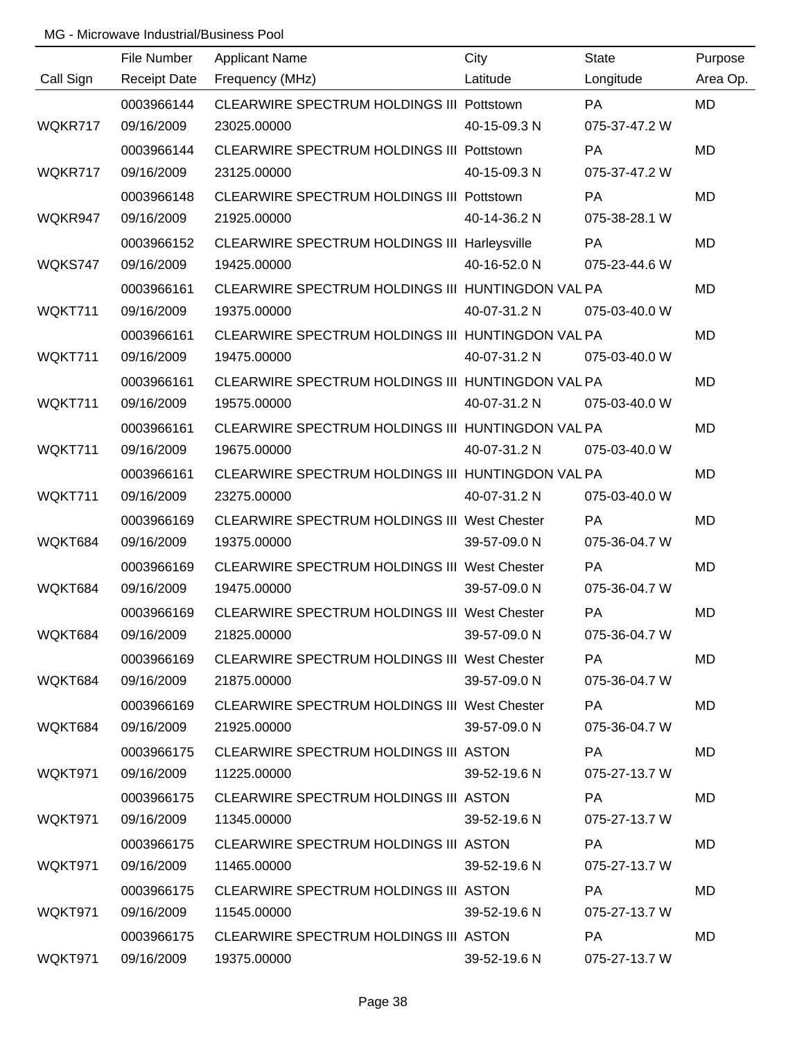MG - Microwave Industrial/Business Pool

| Call Sign | File Number / Receipt Date | Applicant Name / Frequency (MHz) | City / Latitude | State / Longitude | Purpose / Area Op. |
|---|---|---|---|---|---|
| | 0003966144 | CLEARWIRE SPECTRUM HOLDINGS III | Pottstown | PA | MD |
| WQKR717 | 09/16/2009 | 23025.00000 | 40-15-09.3 N | 075-37-47.2 W | |
| | 0003966144 | CLEARWIRE SPECTRUM HOLDINGS III | Pottstown | PA | MD |
| WQKR717 | 09/16/2009 | 23125.00000 | 40-15-09.3 N | 075-37-47.2 W | |
| | 0003966148 | CLEARWIRE SPECTRUM HOLDINGS III | Pottstown | PA | MD |
| WQKR947 | 09/16/2009 | 21925.00000 | 40-14-36.2 N | 075-38-28.1 W | |
| | 0003966152 | CLEARWIRE SPECTRUM HOLDINGS III | Harleysville | PA | MD |
| WQKS747 | 09/16/2009 | 19425.00000 | 40-16-52.0 N | 075-23-44.6 W | |
| | 0003966161 | CLEARWIRE SPECTRUM HOLDINGS III | HUNTINGDON VAL | PA | MD |
| WQKT711 | 09/16/2009 | 19375.00000 | 40-07-31.2 N | 075-03-40.0 W | |
| | 0003966161 | CLEARWIRE SPECTRUM HOLDINGS III | HUNTINGDON VAL | PA | MD |
| WQKT711 | 09/16/2009 | 19475.00000 | 40-07-31.2 N | 075-03-40.0 W | |
| | 0003966161 | CLEARWIRE SPECTRUM HOLDINGS III | HUNTINGDON VAL | PA | MD |
| WQKT711 | 09/16/2009 | 19575.00000 | 40-07-31.2 N | 075-03-40.0 W | |
| | 0003966161 | CLEARWIRE SPECTRUM HOLDINGS III | HUNTINGDON VAL | PA | MD |
| WQKT711 | 09/16/2009 | 19675.00000 | 40-07-31.2 N | 075-03-40.0 W | |
| | 0003966161 | CLEARWIRE SPECTRUM HOLDINGS III | HUNTINGDON VAL | PA | MD |
| WQKT711 | 09/16/2009 | 23275.00000 | 40-07-31.2 N | 075-03-40.0 W | |
| | 0003966169 | CLEARWIRE SPECTRUM HOLDINGS III | West Chester | PA | MD |
| WQKT684 | 09/16/2009 | 19375.00000 | 39-57-09.0 N | 075-36-04.7 W | |
| | 0003966169 | CLEARWIRE SPECTRUM HOLDINGS III | West Chester | PA | MD |
| WQKT684 | 09/16/2009 | 19475.00000 | 39-57-09.0 N | 075-36-04.7 W | |
| | 0003966169 | CLEARWIRE SPECTRUM HOLDINGS III | West Chester | PA | MD |
| WQKT684 | 09/16/2009 | 21825.00000 | 39-57-09.0 N | 075-36-04.7 W | |
| | 0003966169 | CLEARWIRE SPECTRUM HOLDINGS III | West Chester | PA | MD |
| WQKT684 | 09/16/2009 | 21875.00000 | 39-57-09.0 N | 075-36-04.7 W | |
| | 0003966169 | CLEARWIRE SPECTRUM HOLDINGS III | West Chester | PA | MD |
| WQKT684 | 09/16/2009 | 21925.00000 | 39-57-09.0 N | 075-36-04.7 W | |
| | 0003966175 | CLEARWIRE SPECTRUM HOLDINGS III | ASTON | PA | MD |
| WQKT971 | 09/16/2009 | 11225.00000 | 39-52-19.6 N | 075-27-13.7 W | |
| | 0003966175 | CLEARWIRE SPECTRUM HOLDINGS III | ASTON | PA | MD |
| WQKT971 | 09/16/2009 | 11345.00000 | 39-52-19.6 N | 075-27-13.7 W | |
| | 0003966175 | CLEARWIRE SPECTRUM HOLDINGS III | ASTON | PA | MD |
| WQKT971 | 09/16/2009 | 11465.00000 | 39-52-19.6 N | 075-27-13.7 W | |
| | 0003966175 | CLEARWIRE SPECTRUM HOLDINGS III | ASTON | PA | MD |
| WQKT971 | 09/16/2009 | 11545.00000 | 39-52-19.6 N | 075-27-13.7 W | |
| | 0003966175 | CLEARWIRE SPECTRUM HOLDINGS III | ASTON | PA | MD |
| WQKT971 | 09/16/2009 | 19375.00000 | 39-52-19.6 N | 075-27-13.7 W | |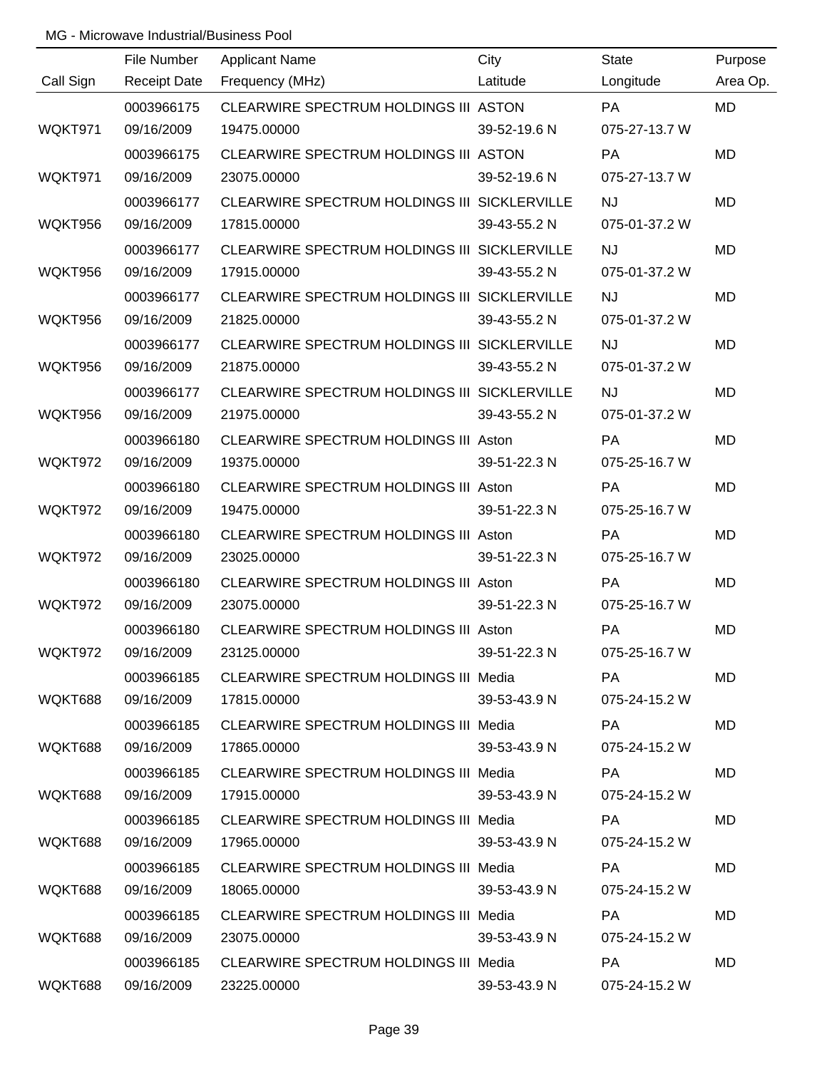MG - Microwave Industrial/Business Pool

| Call Sign | File Number<br>Receipt Date | Applicant Name<br>Frequency (MHz) | City<br>Latitude | State<br>Longitude | Purpose<br>Area Op. |
|---|---|---|---|---|---|
| | 0003966175 | CLEARWIRE SPECTRUM HOLDINGS III | ASTON | PA | MD |
| WQKT971 | 09/16/2009 | 19475.00000 | 39-52-19.6 N | 075-27-13.7 W | |
| | 0003966175 | CLEARWIRE SPECTRUM HOLDINGS III | ASTON | PA | MD |
| WQKT971 | 09/16/2009 | 23075.00000 | 39-52-19.6 N | 075-27-13.7 W | |
| | 0003966177 | CLEARWIRE SPECTRUM HOLDINGS III | SICKLERVILLE | NJ | MD |
| WQKT956 | 09/16/2009 | 17815.00000 | 39-43-55.2 N | 075-01-37.2 W | |
| | 0003966177 | CLEARWIRE SPECTRUM HOLDINGS III | SICKLERVILLE | NJ | MD |
| WQKT956 | 09/16/2009 | 17915.00000 | 39-43-55.2 N | 075-01-37.2 W | |
| | 0003966177 | CLEARWIRE SPECTRUM HOLDINGS III | SICKLERVILLE | NJ | MD |
| WQKT956 | 09/16/2009 | 21825.00000 | 39-43-55.2 N | 075-01-37.2 W | |
| | 0003966177 | CLEARWIRE SPECTRUM HOLDINGS III | SICKLERVILLE | NJ | MD |
| WQKT956 | 09/16/2009 | 21875.00000 | 39-43-55.2 N | 075-01-37.2 W | |
| | 0003966177 | CLEARWIRE SPECTRUM HOLDINGS III | SICKLERVILLE | NJ | MD |
| WQKT956 | 09/16/2009 | 21975.00000 | 39-43-55.2 N | 075-01-37.2 W | |
| | 0003966180 | CLEARWIRE SPECTRUM HOLDINGS III | Aston | PA | MD |
| WQKT972 | 09/16/2009 | 19375.00000 | 39-51-22.3 N | 075-25-16.7 W | |
| | 0003966180 | CLEARWIRE SPECTRUM HOLDINGS III | Aston | PA | MD |
| WQKT972 | 09/16/2009 | 19475.00000 | 39-51-22.3 N | 075-25-16.7 W | |
| | 0003966180 | CLEARWIRE SPECTRUM HOLDINGS III | Aston | PA | MD |
| WQKT972 | 09/16/2009 | 23025.00000 | 39-51-22.3 N | 075-25-16.7 W | |
| | 0003966180 | CLEARWIRE SPECTRUM HOLDINGS III | Aston | PA | MD |
| WQKT972 | 09/16/2009 | 23075.00000 | 39-51-22.3 N | 075-25-16.7 W | |
| | 0003966180 | CLEARWIRE SPECTRUM HOLDINGS III | Aston | PA | MD |
| WQKT972 | 09/16/2009 | 23125.00000 | 39-51-22.3 N | 075-25-16.7 W | |
| | 0003966185 | CLEARWIRE SPECTRUM HOLDINGS III | Media | PA | MD |
| WQKT688 | 09/16/2009 | 17815.00000 | 39-53-43.9 N | 075-24-15.2 W | |
| | 0003966185 | CLEARWIRE SPECTRUM HOLDINGS III | Media | PA | MD |
| WQKT688 | 09/16/2009 | 17865.00000 | 39-53-43.9 N | 075-24-15.2 W | |
| | 0003966185 | CLEARWIRE SPECTRUM HOLDINGS III | Media | PA | MD |
| WQKT688 | 09/16/2009 | 17915.00000 | 39-53-43.9 N | 075-24-15.2 W | |
| | 0003966185 | CLEARWIRE SPECTRUM HOLDINGS III | Media | PA | MD |
| WQKT688 | 09/16/2009 | 17965.00000 | 39-53-43.9 N | 075-24-15.2 W | |
| | 0003966185 | CLEARWIRE SPECTRUM HOLDINGS III | Media | PA | MD |
| WQKT688 | 09/16/2009 | 18065.00000 | 39-53-43.9 N | 075-24-15.2 W | |
| | 0003966185 | CLEARWIRE SPECTRUM HOLDINGS III | Media | PA | MD |
| WQKT688 | 09/16/2009 | 23075.00000 | 39-53-43.9 N | 075-24-15.2 W | |
| | 0003966185 | CLEARWIRE SPECTRUM HOLDINGS III | Media | PA | MD |
| WQKT688 | 09/16/2009 | 23225.00000 | 39-53-43.9 N | 075-24-15.2 W | |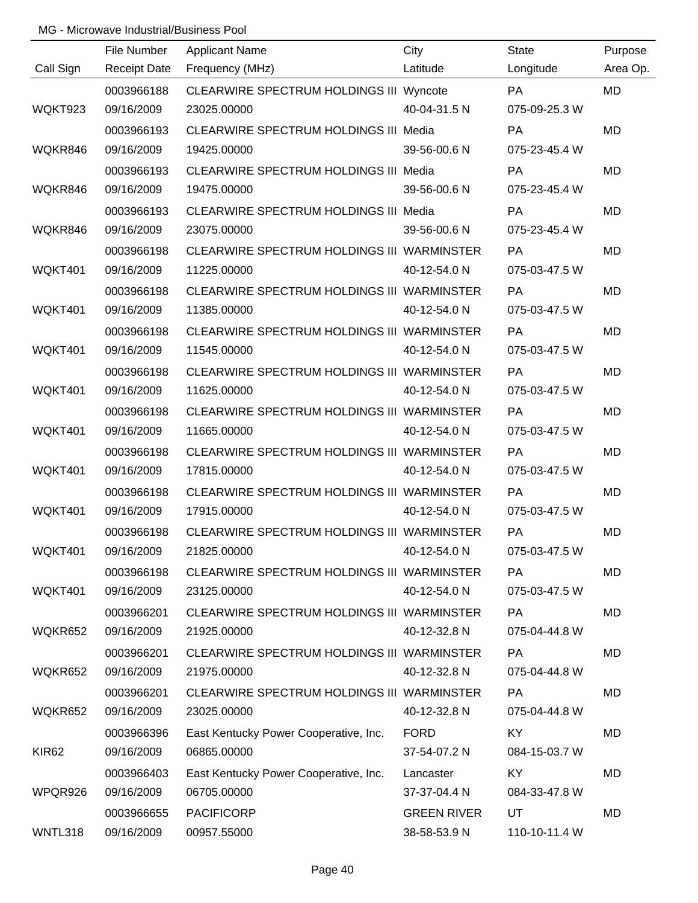MG - Microwave Industrial/Business Pool

| Call Sign | File Number<br>Receipt Date | Applicant Name<br>Frequency (MHz) | City<br>Latitude | State<br>Longitude | Purpose<br>Area Op. |
|---|---|---|---|---|---|
| WQKT923 | 0003966188<br>09/16/2009 | CLEARWIRE SPECTRUM HOLDINGS III<br>23025.00000 | Wyncote<br>40-04-31.5 N | PA<br>075-09-25.3 W | MD |
| WQKR846 | 0003966193<br>09/16/2009 | CLEARWIRE SPECTRUM HOLDINGS III<br>19425.00000 | Media<br>39-56-00.6 N | PA<br>075-23-45.4 W | MD |
| WQKR846 | 0003966193<br>09/16/2009 | CLEARWIRE SPECTRUM HOLDINGS III<br>19475.00000 | Media<br>39-56-00.6 N | PA<br>075-23-45.4 W | MD |
| WQKR846 | 0003966193<br>09/16/2009 | CLEARWIRE SPECTRUM HOLDINGS III<br>23075.00000 | Media<br>39-56-00.6 N | PA<br>075-23-45.4 W | MD |
| WQKT401 | 0003966198<br>09/16/2009 | CLEARWIRE SPECTRUM HOLDINGS III<br>11225.00000 | WARMINSTER<br>40-12-54.0 N | PA<br>075-03-47.5 W | MD |
| WQKT401 | 0003966198<br>09/16/2009 | CLEARWIRE SPECTRUM HOLDINGS III<br>11385.00000 | WARMINSTER<br>40-12-54.0 N | PA<br>075-03-47.5 W | MD |
| WQKT401 | 0003966198<br>09/16/2009 | CLEARWIRE SPECTRUM HOLDINGS III<br>11545.00000 | WARMINSTER<br>40-12-54.0 N | PA<br>075-03-47.5 W | MD |
| WQKT401 | 0003966198<br>09/16/2009 | CLEARWIRE SPECTRUM HOLDINGS III<br>11625.00000 | WARMINSTER<br>40-12-54.0 N | PA<br>075-03-47.5 W | MD |
| WQKT401 | 0003966198<br>09/16/2009 | CLEARWIRE SPECTRUM HOLDINGS III<br>11665.00000 | WARMINSTER<br>40-12-54.0 N | PA<br>075-03-47.5 W | MD |
| WQKT401 | 0003966198<br>09/16/2009 | CLEARWIRE SPECTRUM HOLDINGS III<br>17815.00000 | WARMINSTER<br>40-12-54.0 N | PA<br>075-03-47.5 W | MD |
| WQKT401 | 0003966198<br>09/16/2009 | CLEARWIRE SPECTRUM HOLDINGS III<br>17915.00000 | WARMINSTER<br>40-12-54.0 N | PA<br>075-03-47.5 W | MD |
| WQKT401 | 0003966198<br>09/16/2009 | CLEARWIRE SPECTRUM HOLDINGS III<br>21825.00000 | WARMINSTER<br>40-12-54.0 N | PA<br>075-03-47.5 W | MD |
| WQKT401 | 0003966198<br>09/16/2009 | CLEARWIRE SPECTRUM HOLDINGS III<br>23125.00000 | WARMINSTER<br>40-12-54.0 N | PA<br>075-03-47.5 W | MD |
| WQKR652 | 0003966201<br>09/16/2009 | CLEARWIRE SPECTRUM HOLDINGS III<br>21925.00000 | WARMINSTER<br>40-12-32.8 N | PA<br>075-04-44.8 W | MD |
| WQKR652 | 0003966201<br>09/16/2009 | CLEARWIRE SPECTRUM HOLDINGS III<br>21975.00000 | WARMINSTER<br>40-12-32.8 N | PA<br>075-04-44.8 W | MD |
| WQKR652 | 0003966201<br>09/16/2009 | CLEARWIRE SPECTRUM HOLDINGS III<br>23025.00000 | WARMINSTER<br>40-12-32.8 N | PA<br>075-04-44.8 W | MD |
| KIR62 | 0003966396<br>09/16/2009 | East Kentucky Power Cooperative, Inc.<br>06865.00000 | FORD<br>37-54-07.2 N | KY<br>084-15-03.7 W | MD |
| WPQR926 | 0003966403<br>09/16/2009 | East Kentucky Power Cooperative, Inc.<br>06705.00000 | Lancaster<br>37-37-04.4 N | KY<br>084-33-47.8 W | MD |
| WNTL318 | 0003966655<br>09/16/2009 | PACIFICORP<br>00957.55000 | GREEN RIVER<br>38-58-53.9 N | UT<br>110-10-11.4 W | MD |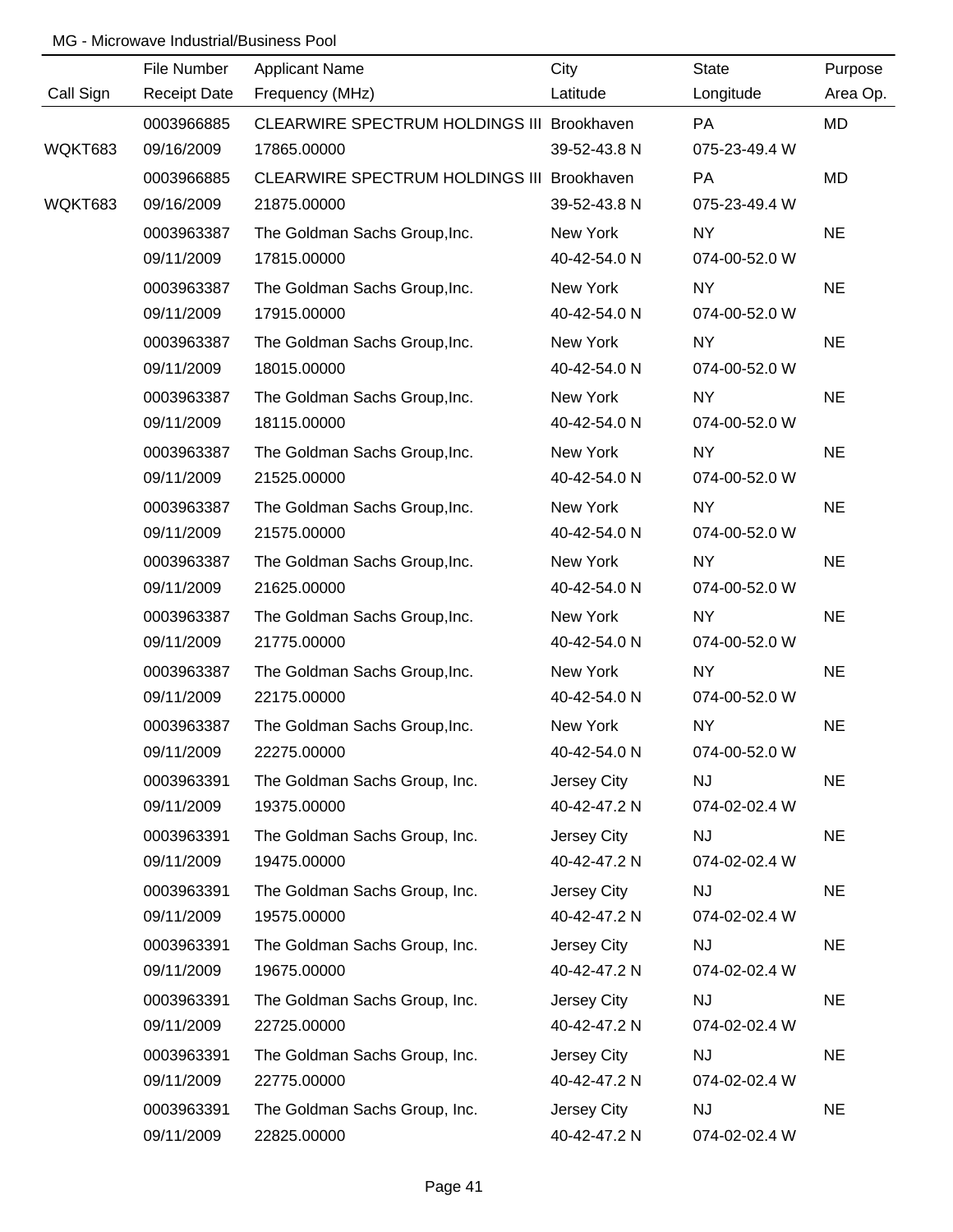MG - Microwave Industrial/Business Pool

| Call Sign | File Number<br>Receipt Date | Applicant Name<br>Frequency (MHz) | City<br>Latitude | State<br>Longitude | Purpose<br>Area Op. |
|---|---|---|---|---|---|
| WQKT683 | 0003966885<br>09/16/2009 | CLEARWIRE SPECTRUM HOLDINGS III<br>17865.00000 | Brookhaven<br>39-52-43.8 N | PA<br>075-23-49.4 W | MD |
| WQKT683 | 0003966885<br>09/16/2009 | CLEARWIRE SPECTRUM HOLDINGS III<br>21875.00000 | Brookhaven<br>39-52-43.8 N | PA<br>075-23-49.4 W | MD |
| | 0003963387<br>09/11/2009 | The Goldman Sachs Group,Inc.<br>17815.00000 | New York<br>40-42-54.0 N | NY<br>074-00-52.0 W | NE |
| | 0003963387<br>09/11/2009 | The Goldman Sachs Group,Inc.<br>17915.00000 | New York<br>40-42-54.0 N | NY<br>074-00-52.0 W | NE |
| | 0003963387<br>09/11/2009 | The Goldman Sachs Group,Inc.<br>18015.00000 | New York<br>40-42-54.0 N | NY<br>074-00-52.0 W | NE |
| | 0003963387<br>09/11/2009 | The Goldman Sachs Group,Inc.<br>18115.00000 | New York<br>40-42-54.0 N | NY<br>074-00-52.0 W | NE |
| | 0003963387<br>09/11/2009 | The Goldman Sachs Group,Inc.<br>21525.00000 | New York<br>40-42-54.0 N | NY<br>074-00-52.0 W | NE |
| | 0003963387<br>09/11/2009 | The Goldman Sachs Group,Inc.<br>21575.00000 | New York<br>40-42-54.0 N | NY<br>074-00-52.0 W | NE |
| | 0003963387<br>09/11/2009 | The Goldman Sachs Group,Inc.<br>21625.00000 | New York<br>40-42-54.0 N | NY<br>074-00-52.0 W | NE |
| | 0003963387<br>09/11/2009 | The Goldman Sachs Group,Inc.<br>21775.00000 | New York<br>40-42-54.0 N | NY<br>074-00-52.0 W | NE |
| | 0003963387<br>09/11/2009 | The Goldman Sachs Group,Inc.<br>22175.00000 | New York<br>40-42-54.0 N | NY<br>074-00-52.0 W | NE |
| | 0003963387<br>09/11/2009 | The Goldman Sachs Group,Inc.<br>22275.00000 | New York<br>40-42-54.0 N | NY<br>074-00-52.0 W | NE |
| | 0003963391<br>09/11/2009 | The Goldman Sachs Group, Inc.<br>19375.00000 | Jersey City<br>40-42-47.2 N | NJ<br>074-02-02.4 W | NE |
| | 0003963391<br>09/11/2009 | The Goldman Sachs Group, Inc.<br>19475.00000 | Jersey City<br>40-42-47.2 N | NJ<br>074-02-02.4 W | NE |
| | 0003963391<br>09/11/2009 | The Goldman Sachs Group, Inc.<br>19575.00000 | Jersey City<br>40-42-47.2 N | NJ<br>074-02-02.4 W | NE |
| | 0003963391<br>09/11/2009 | The Goldman Sachs Group, Inc.<br>19675.00000 | Jersey City<br>40-42-47.2 N | NJ<br>074-02-02.4 W | NE |
| | 0003963391<br>09/11/2009 | The Goldman Sachs Group, Inc.<br>22725.00000 | Jersey City<br>40-42-47.2 N | NJ<br>074-02-02.4 W | NE |
| | 0003963391<br>09/11/2009 | The Goldman Sachs Group, Inc.<br>22775.00000 | Jersey City<br>40-42-47.2 N | NJ<br>074-02-02.4 W | NE |
| | 0003963391<br>09/11/2009 | The Goldman Sachs Group, Inc.<br>22825.00000 | Jersey City<br>40-42-47.2 N | NJ<br>074-02-02.4 W | NE |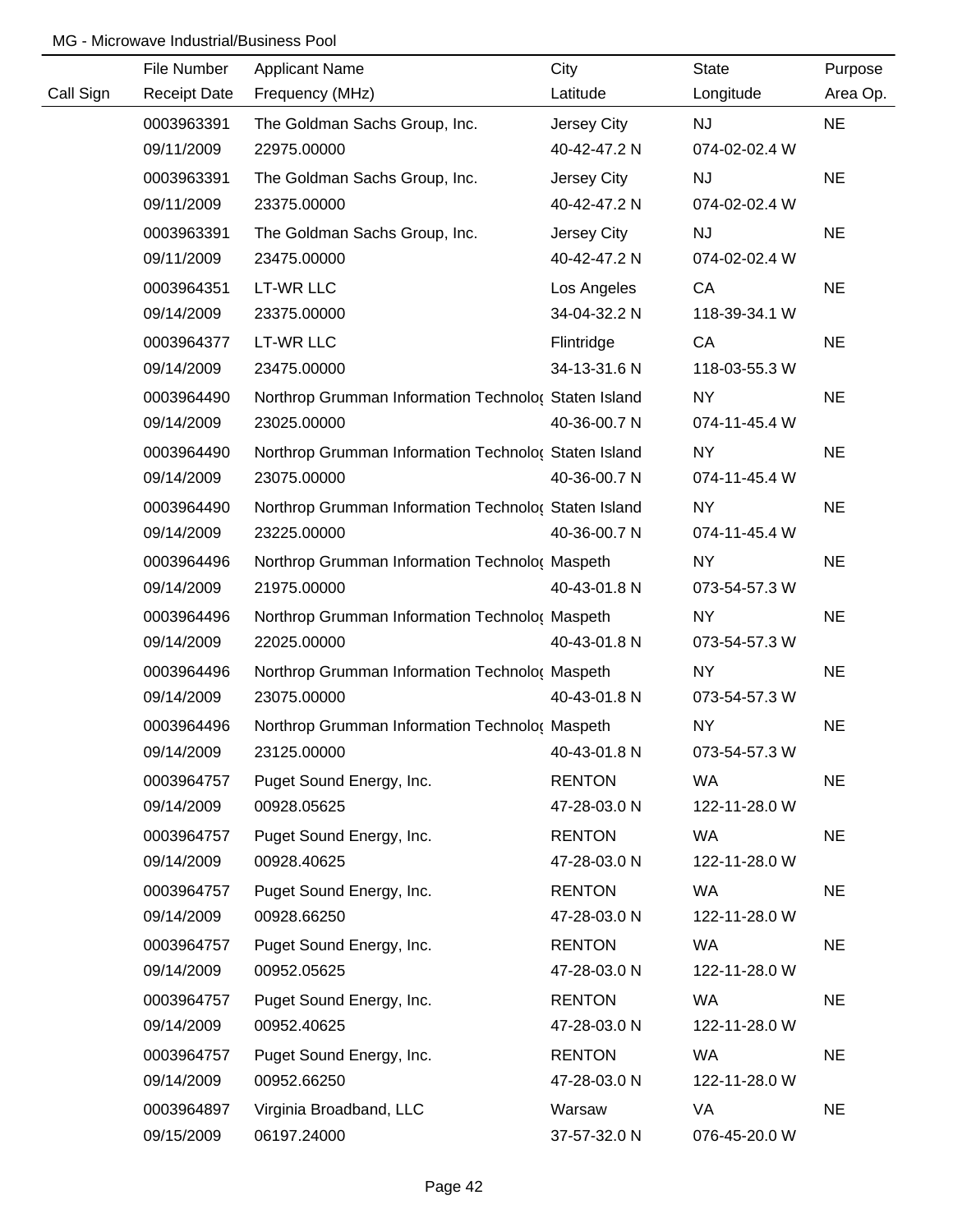MG - Microwave Industrial/Business Pool

| Call Sign | File Number / Receipt Date | Applicant Name / Frequency (MHz) | City / Latitude | State / Longitude | Purpose / Area Op. |
|---|---|---|---|---|---|
| | 0003963391 | The Goldman Sachs Group, Inc. | Jersey City | NJ | NE |
| | 09/11/2009 | 22975.00000 | 40-42-47.2 N | 074-02-02.4 W | |
| | 0003963391 | The Goldman Sachs Group, Inc. | Jersey City | NJ | NE |
| | 09/11/2009 | 23375.00000 | 40-42-47.2 N | 074-02-02.4 W | |
| | 0003963391 | The Goldman Sachs Group, Inc. | Jersey City | NJ | NE |
| | 09/11/2009 | 23475.00000 | 40-42-47.2 N | 074-02-02.4 W | |
| | 0003964351 | LT-WR LLC | Los Angeles | CA | NE |
| | 09/14/2009 | 23375.00000 | 34-04-32.2 N | 118-39-34.1 W | |
| | 0003964377 | LT-WR LLC | Flintridge | CA | NE |
| | 09/14/2009 | 23475.00000 | 34-13-31.6 N | 118-03-55.3 W | |
| | 0003964490 | Northrop Grumman Information Technolo( | Staten Island | NY | NE |
| | 09/14/2009 | 23025.00000 | 40-36-00.7 N | 074-11-45.4 W | |
| | 0003964490 | Northrop Grumman Information Technolo( | Staten Island | NY | NE |
| | 09/14/2009 | 23075.00000 | 40-36-00.7 N | 074-11-45.4 W | |
| | 0003964490 | Northrop Grumman Information Technolo( | Staten Island | NY | NE |
| | 09/14/2009 | 23225.00000 | 40-36-00.7 N | 074-11-45.4 W | |
| | 0003964496 | Northrop Grumman Information Technolo( | Maspeth | NY | NE |
| | 09/14/2009 | 21975.00000 | 40-43-01.8 N | 073-54-57.3 W | |
| | 0003964496 | Northrop Grumman Information Technolo( | Maspeth | NY | NE |
| | 09/14/2009 | 22025.00000 | 40-43-01.8 N | 073-54-57.3 W | |
| | 0003964496 | Northrop Grumman Information Technolo( | Maspeth | NY | NE |
| | 09/14/2009 | 23075.00000 | 40-43-01.8 N | 073-54-57.3 W | |
| | 0003964496 | Northrop Grumman Information Technolo( | Maspeth | NY | NE |
| | 09/14/2009 | 23125.00000 | 40-43-01.8 N | 073-54-57.3 W | |
| | 0003964757 | Puget Sound Energy, Inc. | RENTON | WA | NE |
| | 09/14/2009 | 00928.05625 | 47-28-03.0 N | 122-11-28.0 W | |
| | 0003964757 | Puget Sound Energy, Inc. | RENTON | WA | NE |
| | 09/14/2009 | 00928.40625 | 47-28-03.0 N | 122-11-28.0 W | |
| | 0003964757 | Puget Sound Energy, Inc. | RENTON | WA | NE |
| | 09/14/2009 | 00928.66250 | 47-28-03.0 N | 122-11-28.0 W | |
| | 0003964757 | Puget Sound Energy, Inc. | RENTON | WA | NE |
| | 09/14/2009 | 00952.05625 | 47-28-03.0 N | 122-11-28.0 W | |
| | 0003964757 | Puget Sound Energy, Inc. | RENTON | WA | NE |
| | 09/14/2009 | 00952.40625 | 47-28-03.0 N | 122-11-28.0 W | |
| | 0003964757 | Puget Sound Energy, Inc. | RENTON | WA | NE |
| | 09/14/2009 | 00952.66250 | 47-28-03.0 N | 122-11-28.0 W | |
| | 0003964897 | Virginia Broadband, LLC | Warsaw | VA | NE |
| | 09/15/2009 | 06197.24000 | 37-57-32.0 N | 076-45-20.0 W | |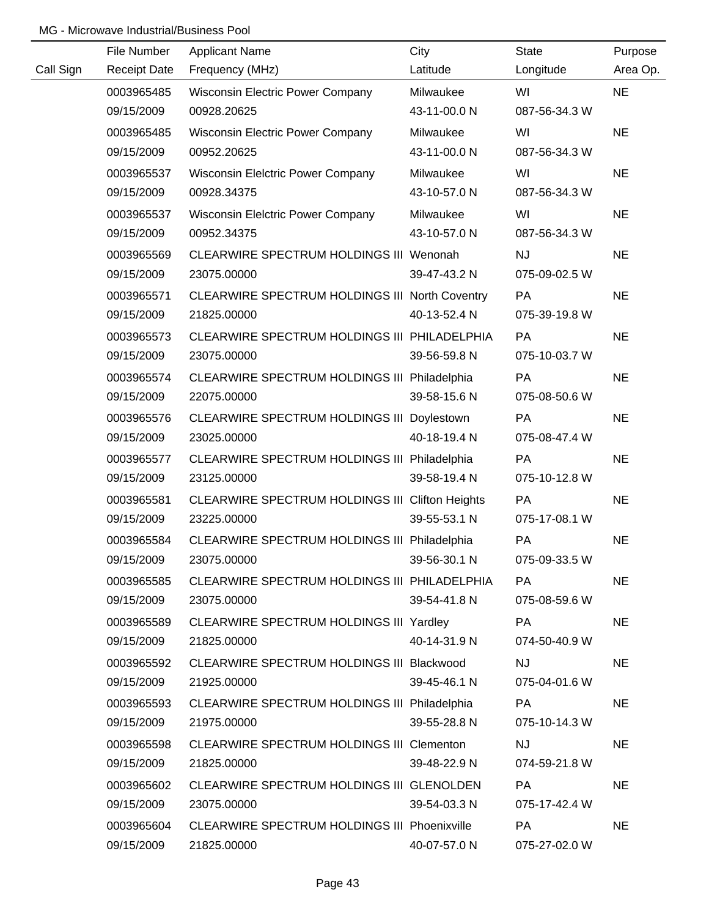MG - Microwave Industrial/Business Pool

| Call Sign | File Number<br>Receipt Date | Applicant Name<br>Frequency (MHz) | City<br>Latitude | State<br>Longitude | Purpose<br>Area Op. |
|---|---|---|---|---|---|
| | 0003965485<br>09/15/2009 | Wisconsin Electric Power Company<br>00928.20625 | Milwaukee<br>43-11-00.0 N | WI<br>087-56-34.3 W | NE |
| | 0003965485<br>09/15/2009 | Wisconsin Electric Power Company<br>00952.20625 | Milwaukee<br>43-11-00.0 N | WI<br>087-56-34.3 W | NE |
| | 0003965537<br>09/15/2009 | Wisconsin Elelctric Power Company<br>00928.34375 | Milwaukee<br>43-10-57.0 N | WI<br>087-56-34.3 W | NE |
| | 0003965537<br>09/15/2009 | Wisconsin Elelctric Power Company<br>00952.34375 | Milwaukee<br>43-10-57.0 N | WI<br>087-56-34.3 W | NE |
| | 0003965569<br>09/15/2009 | CLEARWIRE SPECTRUM HOLDINGS III<br>23075.00000 | Wenonah<br>39-47-43.2 N | NJ<br>075-09-02.5 W | NE |
| | 0003965571<br>09/15/2009 | CLEARWIRE SPECTRUM HOLDINGS III<br>21825.00000 | North Coventry<br>40-13-52.4 N | PA<br>075-39-19.8 W | NE |
| | 0003965573<br>09/15/2009 | CLEARWIRE SPECTRUM HOLDINGS III<br>23075.00000 | PHILADELPHIA<br>39-56-59.8 N | PA<br>075-10-03.7 W | NE |
| | 0003965574<br>09/15/2009 | CLEARWIRE SPECTRUM HOLDINGS III<br>22075.00000 | Philadelphia<br>39-58-15.6 N | PA<br>075-08-50.6 W | NE |
| | 0003965576<br>09/15/2009 | CLEARWIRE SPECTRUM HOLDINGS III<br>23025.00000 | Doylestown<br>40-18-19.4 N | PA<br>075-08-47.4 W | NE |
| | 0003965577<br>09/15/2009 | CLEARWIRE SPECTRUM HOLDINGS III<br>23125.00000 | Philadelphia<br>39-58-19.4 N | PA<br>075-10-12.8 W | NE |
| | 0003965581<br>09/15/2009 | CLEARWIRE SPECTRUM HOLDINGS III<br>23225.00000 | Clifton Heights<br>39-55-53.1 N | PA<br>075-17-08.1 W | NE |
| | 0003965584<br>09/15/2009 | CLEARWIRE SPECTRUM HOLDINGS III<br>23075.00000 | Philadelphia<br>39-56-30.1 N | PA<br>075-09-33.5 W | NE |
| | 0003965585<br>09/15/2009 | CLEARWIRE SPECTRUM HOLDINGS III<br>23075.00000 | PHILADELPHIA<br>39-54-41.8 N | PA<br>075-08-59.6 W | NE |
| | 0003965589<br>09/15/2009 | CLEARWIRE SPECTRUM HOLDINGS III<br>21825.00000 | Yardley<br>40-14-31.9 N | PA<br>074-50-40.9 W | NE |
| | 0003965592<br>09/15/2009 | CLEARWIRE SPECTRUM HOLDINGS III<br>21925.00000 | Blackwood<br>39-45-46.1 N | NJ<br>075-04-01.6 W | NE |
| | 0003965593<br>09/15/2009 | CLEARWIRE SPECTRUM HOLDINGS III<br>21975.00000 | Philadelphia<br>39-55-28.8 N | PA<br>075-10-14.3 W | NE |
| | 0003965598<br>09/15/2009 | CLEARWIRE SPECTRUM HOLDINGS III<br>21825.00000 | Clementon<br>39-48-22.9 N | NJ<br>074-59-21.8 W | NE |
| | 0003965602<br>09/15/2009 | CLEARWIRE SPECTRUM HOLDINGS III<br>23075.00000 | GLENOLDEN<br>39-54-03.3 N | PA<br>075-17-42.4 W | NE |
| | 0003965604<br>09/15/2009 | CLEARWIRE SPECTRUM HOLDINGS III<br>21825.00000 | Phoenixville<br>40-07-57.0 N | PA<br>075-27-02.0 W | NE |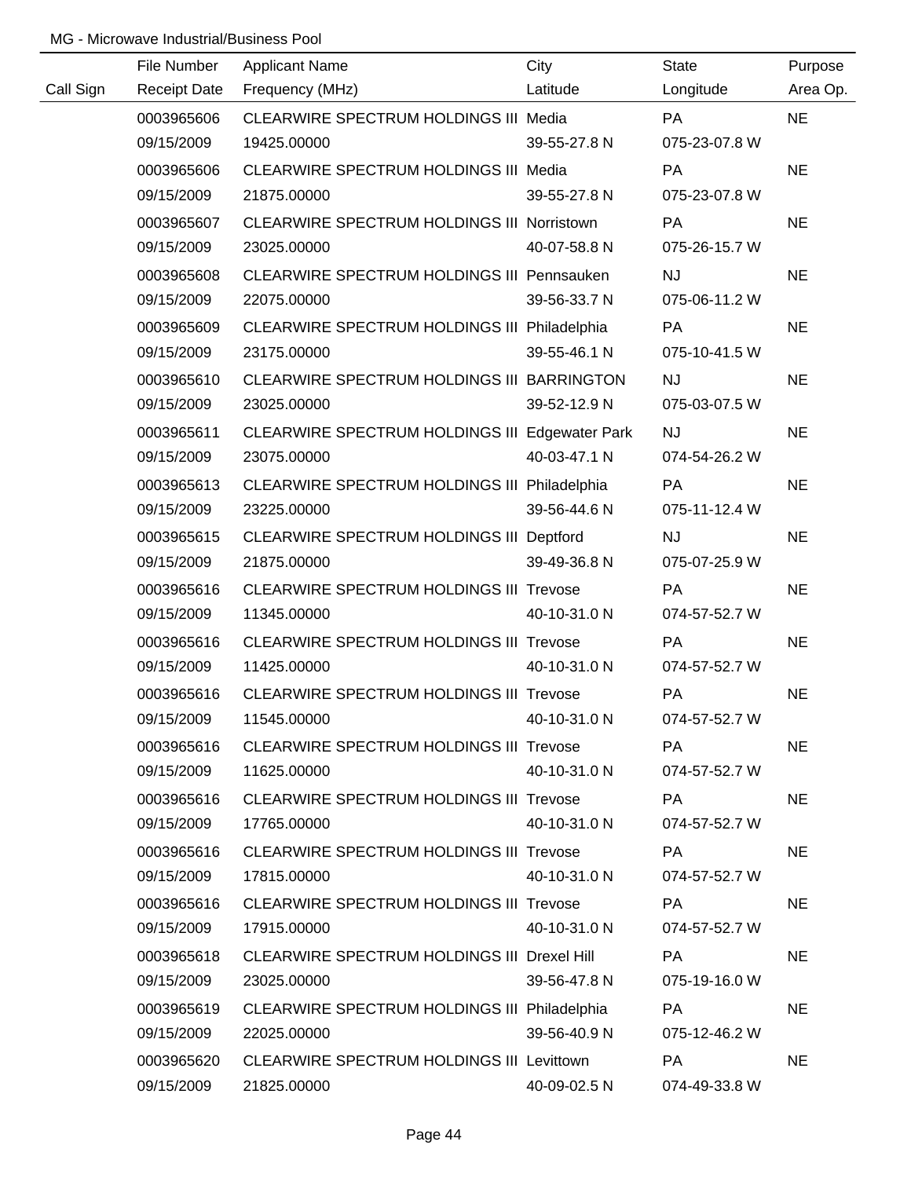MG - Microwave Industrial/Business Pool

| Call Sign | File Number / Receipt Date | Applicant Name / Frequency (MHz) | City / Latitude | State / Longitude | Purpose / Area Op. |
|---|---|---|---|---|---|
| | 0003965606 | CLEARWIRE SPECTRUM HOLDINGS III | Media | PA | NE |
| | 09/15/2009 | 19425.00000 | 39-55-27.8 N | 075-23-07.8 W | |
| | 0003965606 | CLEARWIRE SPECTRUM HOLDINGS III | Media | PA | NE |
| | 09/15/2009 | 21875.00000 | 39-55-27.8 N | 075-23-07.8 W | |
| | 0003965607 | CLEARWIRE SPECTRUM HOLDINGS III | Norristown | PA | NE |
| | 09/15/2009 | 23025.00000 | 40-07-58.8 N | 075-26-15.7 W | |
| | 0003965608 | CLEARWIRE SPECTRUM HOLDINGS III | Pennsauken | NJ | NE |
| | 09/15/2009 | 22075.00000 | 39-56-33.7 N | 075-06-11.2 W | |
| | 0003965609 | CLEARWIRE SPECTRUM HOLDINGS III | Philadelphia | PA | NE |
| | 09/15/2009 | 23175.00000 | 39-55-46.1 N | 075-10-41.5 W | |
| | 0003965610 | CLEARWIRE SPECTRUM HOLDINGS III | BARRINGTON | NJ | NE |
| | 09/15/2009 | 23025.00000 | 39-52-12.9 N | 075-03-07.5 W | |
| | 0003965611 | CLEARWIRE SPECTRUM HOLDINGS III | Edgewater Park | NJ | NE |
| | 09/15/2009 | 23075.00000 | 40-03-47.1 N | 074-54-26.2 W | |
| | 0003965613 | CLEARWIRE SPECTRUM HOLDINGS III | Philadelphia | PA | NE |
| | 09/15/2009 | 23225.00000 | 39-56-44.6 N | 075-11-12.4 W | |
| | 0003965615 | CLEARWIRE SPECTRUM HOLDINGS III | Deptford | NJ | NE |
| | 09/15/2009 | 21875.00000 | 39-49-36.8 N | 075-07-25.9 W | |
| | 0003965616 | CLEARWIRE SPECTRUM HOLDINGS III | Trevose | PA | NE |
| | 09/15/2009 | 11345.00000 | 40-10-31.0 N | 074-57-52.7 W | |
| | 0003965616 | CLEARWIRE SPECTRUM HOLDINGS III | Trevose | PA | NE |
| | 09/15/2009 | 11425.00000 | 40-10-31.0 N | 074-57-52.7 W | |
| | 0003965616 | CLEARWIRE SPECTRUM HOLDINGS III | Trevose | PA | NE |
| | 09/15/2009 | 11545.00000 | 40-10-31.0 N | 074-57-52.7 W | |
| | 0003965616 | CLEARWIRE SPECTRUM HOLDINGS III | Trevose | PA | NE |
| | 09/15/2009 | 11625.00000 | 40-10-31.0 N | 074-57-52.7 W | |
| | 0003965616 | CLEARWIRE SPECTRUM HOLDINGS III | Trevose | PA | NE |
| | 09/15/2009 | 17765.00000 | 40-10-31.0 N | 074-57-52.7 W | |
| | 0003965616 | CLEARWIRE SPECTRUM HOLDINGS III | Trevose | PA | NE |
| | 09/15/2009 | 17815.00000 | 40-10-31.0 N | 074-57-52.7 W | |
| | 0003965616 | CLEARWIRE SPECTRUM HOLDINGS III | Trevose | PA | NE |
| | 09/15/2009 | 17915.00000 | 40-10-31.0 N | 074-57-52.7 W | |
| | 0003965618 | CLEARWIRE SPECTRUM HOLDINGS III | Drexel Hill | PA | NE |
| | 09/15/2009 | 23025.00000 | 39-56-47.8 N | 075-19-16.0 W | |
| | 0003965619 | CLEARWIRE SPECTRUM HOLDINGS III | Philadelphia | PA | NE |
| | 09/15/2009 | 22025.00000 | 39-56-40.9 N | 075-12-46.2 W | |
| | 0003965620 | CLEARWIRE SPECTRUM HOLDINGS III | Levittown | PA | NE |
| | 09/15/2009 | 21825.00000 | 40-09-02.5 N | 074-49-33.8 W | |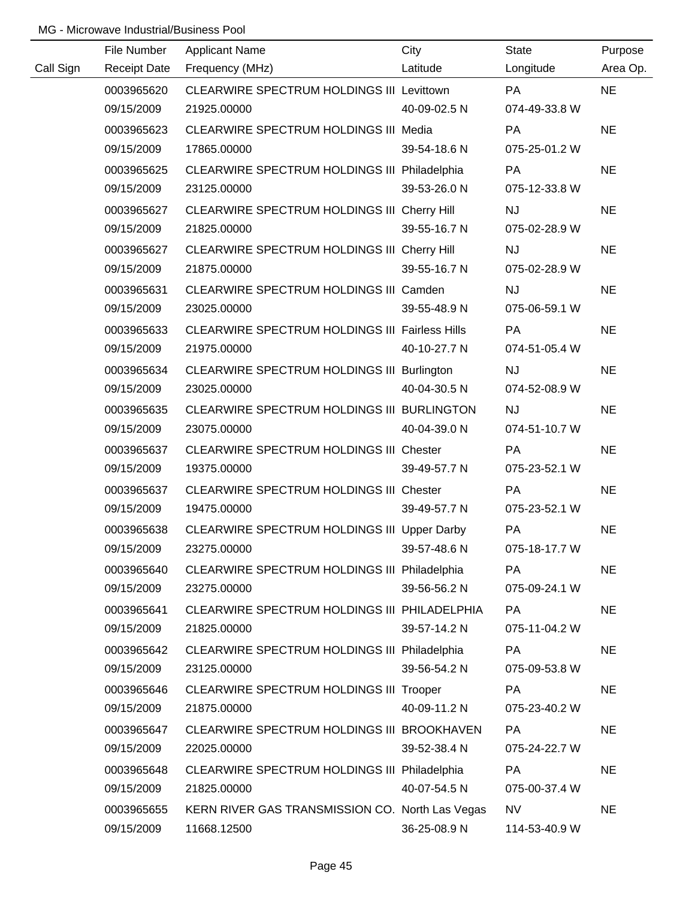MG - Microwave Industrial/Business Pool

| Call Sign | File Number<br>Receipt Date | Applicant Name<br>Frequency (MHz) | City<br>Latitude | State<br>Longitude | Purpose<br>Area Op. |
|---|---|---|---|---|---|
| | 0003965620<br>09/15/2009 | CLEARWIRE SPECTRUM HOLDINGS III<br>21925.00000 | Levittown<br>40-09-02.5 N | PA<br>074-49-33.8 W | NE |
| | 0003965623<br>09/15/2009 | CLEARWIRE SPECTRUM HOLDINGS III<br>17865.00000 | Media<br>39-54-18.6 N | PA<br>075-25-01.2 W | NE |
| | 0003965625<br>09/15/2009 | CLEARWIRE SPECTRUM HOLDINGS III<br>23125.00000 | Philadelphia<br>39-53-26.0 N | PA<br>075-12-33.8 W | NE |
| | 0003965627<br>09/15/2009 | CLEARWIRE SPECTRUM HOLDINGS III<br>21825.00000 | Cherry Hill<br>39-55-16.7 N | NJ<br>075-02-28.9 W | NE |
| | 0003965627<br>09/15/2009 | CLEARWIRE SPECTRUM HOLDINGS III<br>21875.00000 | Cherry Hill<br>39-55-16.7 N | NJ<br>075-02-28.9 W | NE |
| | 0003965631<br>09/15/2009 | CLEARWIRE SPECTRUM HOLDINGS III<br>23025.00000 | Camden<br>39-55-48.9 N | NJ<br>075-06-59.1 W | NE |
| | 0003965633<br>09/15/2009 | CLEARWIRE SPECTRUM HOLDINGS III<br>21975.00000 | Fairless Hills<br>40-10-27.7 N | PA<br>074-51-05.4 W | NE |
| | 0003965634<br>09/15/2009 | CLEARWIRE SPECTRUM HOLDINGS III<br>23025.00000 | Burlington<br>40-04-30.5 N | NJ<br>074-52-08.9 W | NE |
| | 0003965635<br>09/15/2009 | CLEARWIRE SPECTRUM HOLDINGS III<br>23075.00000 | BURLINGTON<br>40-04-39.0 N | NJ<br>074-51-10.7 W | NE |
| | 0003965637<br>09/15/2009 | CLEARWIRE SPECTRUM HOLDINGS III<br>19375.00000 | Chester<br>39-49-57.7 N | PA<br>075-23-52.1 W | NE |
| | 0003965637<br>09/15/2009 | CLEARWIRE SPECTRUM HOLDINGS III<br>19475.00000 | Chester<br>39-49-57.7 N | PA<br>075-23-52.1 W | NE |
| | 0003965638<br>09/15/2009 | CLEARWIRE SPECTRUM HOLDINGS III<br>23275.00000 | Upper Darby<br>39-57-48.6 N | PA<br>075-18-17.7 W | NE |
| | 0003965640<br>09/15/2009 | CLEARWIRE SPECTRUM HOLDINGS III<br>23275.00000 | Philadelphia<br>39-56-56.2 N | PA<br>075-09-24.1 W | NE |
| | 0003965641<br>09/15/2009 | CLEARWIRE SPECTRUM HOLDINGS III<br>21825.00000 | PHILADELPHIA<br>39-57-14.2 N | PA<br>075-11-04.2 W | NE |
| | 0003965642<br>09/15/2009 | CLEARWIRE SPECTRUM HOLDINGS III<br>23125.00000 | Philadelphia<br>39-56-54.2 N | PA<br>075-09-53.8 W | NE |
| | 0003965646<br>09/15/2009 | CLEARWIRE SPECTRUM HOLDINGS III<br>21875.00000 | Trooper<br>40-09-11.2 N | PA<br>075-23-40.2 W | NE |
| | 0003965647<br>09/15/2009 | CLEARWIRE SPECTRUM HOLDINGS III<br>22025.00000 | BROOKHAVEN<br>39-52-38.4 N | PA<br>075-24-22.7 W | NE |
| | 0003965648<br>09/15/2009 | CLEARWIRE SPECTRUM HOLDINGS III<br>21825.00000 | Philadelphia<br>40-07-54.5 N | PA<br>075-00-37.4 W | NE |
| | 0003965655<br>09/15/2009 | KERN RIVER GAS TRANSMISSION CO.<br>11668.12500 | North Las Vegas<br>36-25-08.9 N | NV<br>114-53-40.9 W | NE |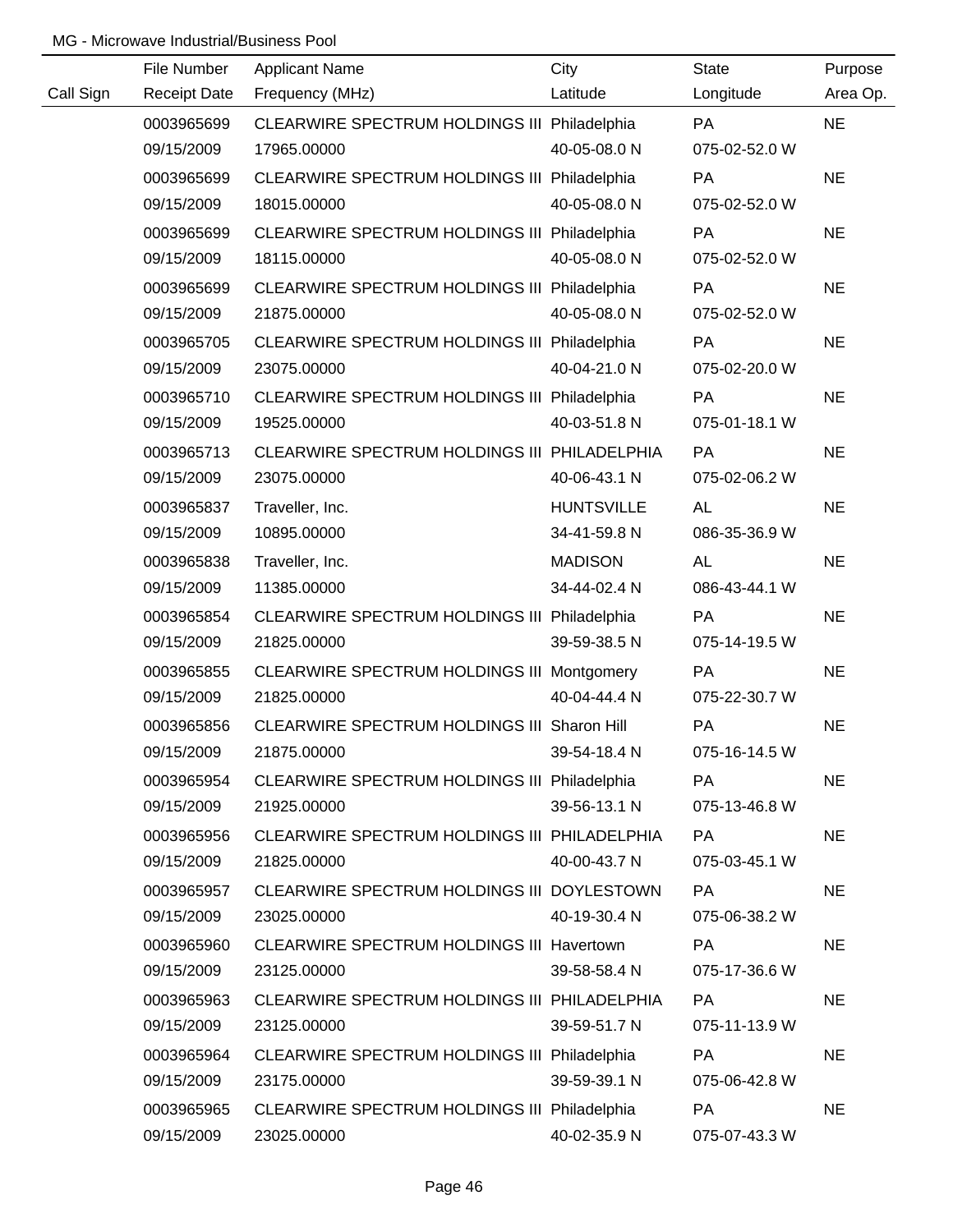MG - Microwave Industrial/Business Pool

| Call Sign | File Number<br>Receipt Date | Applicant Name<br>Frequency (MHz) | City<br>Latitude | State<br>Longitude | Purpose<br>Area Op. |
|---|---|---|---|---|---|
| | 0003965699<br>09/15/2009 | CLEARWIRE SPECTRUM HOLDINGS III<br>17965.00000 | Philadelphia<br>40-05-08.0 N | PA<br>075-02-52.0 W | NE |
| | 0003965699<br>09/15/2009 | CLEARWIRE SPECTRUM HOLDINGS III<br>18015.00000 | Philadelphia<br>40-05-08.0 N | PA<br>075-02-52.0 W | NE |
| | 0003965699<br>09/15/2009 | CLEARWIRE SPECTRUM HOLDINGS III<br>18115.00000 | Philadelphia<br>40-05-08.0 N | PA<br>075-02-52.0 W | NE |
| | 0003965699<br>09/15/2009 | CLEARWIRE SPECTRUM HOLDINGS III<br>21875.00000 | Philadelphia<br>40-05-08.0 N | PA<br>075-02-52.0 W | NE |
| | 0003965705<br>09/15/2009 | CLEARWIRE SPECTRUM HOLDINGS III<br>23075.00000 | Philadelphia<br>40-04-21.0 N | PA<br>075-02-20.0 W | NE |
| | 0003965710<br>09/15/2009 | CLEARWIRE SPECTRUM HOLDINGS III<br>19525.00000 | Philadelphia<br>40-03-51.8 N | PA<br>075-01-18.1 W | NE |
| | 0003965713<br>09/15/2009 | CLEARWIRE SPECTRUM HOLDINGS III<br>23075.00000 | PHILADELPHIA<br>40-06-43.1 N | PA<br>075-02-06.2 W | NE |
| | 0003965837<br>09/15/2009 | Traveller, Inc.<br>10895.00000 | HUNTSVILLE<br>34-41-59.8 N | AL<br>086-35-36.9 W | NE |
| | 0003965838<br>09/15/2009 | Traveller, Inc.<br>11385.00000 | MADISON<br>34-44-02.4 N | AL<br>086-43-44.1 W | NE |
| | 0003965854<br>09/15/2009 | CLEARWIRE SPECTRUM HOLDINGS III<br>21825.00000 | Philadelphia<br>39-59-38.5 N | PA<br>075-14-19.5 W | NE |
| | 0003965855<br>09/15/2009 | CLEARWIRE SPECTRUM HOLDINGS III<br>21825.00000 | Montgomery<br>40-04-44.4 N | PA<br>075-22-30.7 W | NE |
| | 0003965856<br>09/15/2009 | CLEARWIRE SPECTRUM HOLDINGS III<br>21875.00000 | Sharon Hill<br>39-54-18.4 N | PA<br>075-16-14.5 W | NE |
| | 0003965954<br>09/15/2009 | CLEARWIRE SPECTRUM HOLDINGS III<br>21925.00000 | Philadelphia<br>39-56-13.1 N | PA<br>075-13-46.8 W | NE |
| | 0003965956<br>09/15/2009 | CLEARWIRE SPECTRUM HOLDINGS III<br>21825.00000 | PHILADELPHIA<br>40-00-43.7 N | PA<br>075-03-45.1 W | NE |
| | 0003965957<br>09/15/2009 | CLEARWIRE SPECTRUM HOLDINGS III<br>23025.00000 | DOYLESTOWN<br>40-19-30.4 N | PA<br>075-06-38.2 W | NE |
| | 0003965960<br>09/15/2009 | CLEARWIRE SPECTRUM HOLDINGS III<br>23125.00000 | Havertown<br>39-58-58.4 N | PA<br>075-17-36.6 W | NE |
| | 0003965963<br>09/15/2009 | CLEARWIRE SPECTRUM HOLDINGS III<br>23125.00000 | PHILADELPHIA<br>39-59-51.7 N | PA<br>075-11-13.9 W | NE |
| | 0003965964<br>09/15/2009 | CLEARWIRE SPECTRUM HOLDINGS III<br>23175.00000 | Philadelphia<br>39-59-39.1 N | PA<br>075-06-42.8 W | NE |
| | 0003965965<br>09/15/2009 | CLEARWIRE SPECTRUM HOLDINGS III<br>23025.00000 | Philadelphia<br>40-02-35.9 N | PA<br>075-07-43.3 W | NE |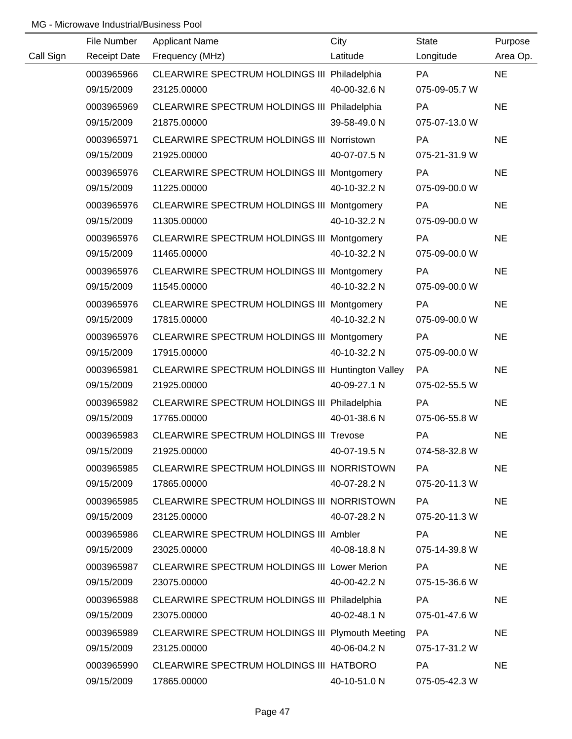MG - Microwave Industrial/Business Pool

| Call Sign | File Number<br>Receipt Date | Applicant Name<br>Frequency (MHz) | City<br>Latitude | State<br>Longitude | Purpose<br>Area Op. |
|---|---|---|---|---|---|
| | 0003965966<br>09/15/2009 | CLEARWIRE SPECTRUM HOLDINGS III<br>23125.00000 | Philadelphia<br>40-00-32.6 N | PA<br>075-09-05.7 W | NE |
| | 0003965969<br>09/15/2009 | CLEARWIRE SPECTRUM HOLDINGS III<br>21875.00000 | Philadelphia<br>39-58-49.0 N | PA<br>075-07-13.0 W | NE |
| | 0003965971<br>09/15/2009 | CLEARWIRE SPECTRUM HOLDINGS III<br>21925.00000 | Norristown<br>40-07-07.5 N | PA<br>075-21-31.9 W | NE |
| | 0003965976<br>09/15/2009 | CLEARWIRE SPECTRUM HOLDINGS III<br>11225.00000 | Montgomery<br>40-10-32.2 N | PA<br>075-09-00.0 W | NE |
| | 0003965976<br>09/15/2009 | CLEARWIRE SPECTRUM HOLDINGS III<br>11305.00000 | Montgomery<br>40-10-32.2 N | PA<br>075-09-00.0 W | NE |
| | 0003965976<br>09/15/2009 | CLEARWIRE SPECTRUM HOLDINGS III<br>11465.00000 | Montgomery<br>40-10-32.2 N | PA<br>075-09-00.0 W | NE |
| | 0003965976<br>09/15/2009 | CLEARWIRE SPECTRUM HOLDINGS III<br>11545.00000 | Montgomery<br>40-10-32.2 N | PA<br>075-09-00.0 W | NE |
| | 0003965976<br>09/15/2009 | CLEARWIRE SPECTRUM HOLDINGS III<br>17815.00000 | Montgomery<br>40-10-32.2 N | PA<br>075-09-00.0 W | NE |
| | 0003965976<br>09/15/2009 | CLEARWIRE SPECTRUM HOLDINGS III<br>17915.00000 | Montgomery<br>40-10-32.2 N | PA<br>075-09-00.0 W | NE |
| | 0003965981<br>09/15/2009 | CLEARWIRE SPECTRUM HOLDINGS III<br>21925.00000 | Huntington Valley<br>40-09-27.1 N | PA<br>075-02-55.5 W | NE |
| | 0003965982<br>09/15/2009 | CLEARWIRE SPECTRUM HOLDINGS III<br>17765.00000 | Philadelphia<br>40-01-38.6 N | PA<br>075-06-55.8 W | NE |
| | 0003965983<br>09/15/2009 | CLEARWIRE SPECTRUM HOLDINGS III<br>21925.00000 | Trevose<br>40-07-19.5 N | PA<br>074-58-32.8 W | NE |
| | 0003965985<br>09/15/2009 | CLEARWIRE SPECTRUM HOLDINGS III<br>17865.00000 | NORRISTOWN<br>40-07-28.2 N | PA<br>075-20-11.3 W | NE |
| | 0003965985<br>09/15/2009 | CLEARWIRE SPECTRUM HOLDINGS III<br>23125.00000 | NORRISTOWN<br>40-07-28.2 N | PA<br>075-20-11.3 W | NE |
| | 0003965986<br>09/15/2009 | CLEARWIRE SPECTRUM HOLDINGS III<br>23025.00000 | Ambler<br>40-08-18.8 N | PA<br>075-14-39.8 W | NE |
| | 0003965987<br>09/15/2009 | CLEARWIRE SPECTRUM HOLDINGS III<br>23075.00000 | Lower Merion<br>40-00-42.2 N | PA<br>075-15-36.6 W | NE |
| | 0003965988<br>09/15/2009 | CLEARWIRE SPECTRUM HOLDINGS III<br>23075.00000 | Philadelphia<br>40-02-48.1 N | PA<br>075-01-47.6 W | NE |
| | 0003965989<br>09/15/2009 | CLEARWIRE SPECTRUM HOLDINGS III<br>23125.00000 | Plymouth Meeting<br>40-06-04.2 N | PA<br>075-17-31.2 W | NE |
| | 0003965990<br>09/15/2009 | CLEARWIRE SPECTRUM HOLDINGS III<br>17865.00000 | HATBORO<br>40-10-51.0 N | PA<br>075-05-42.3 W | NE |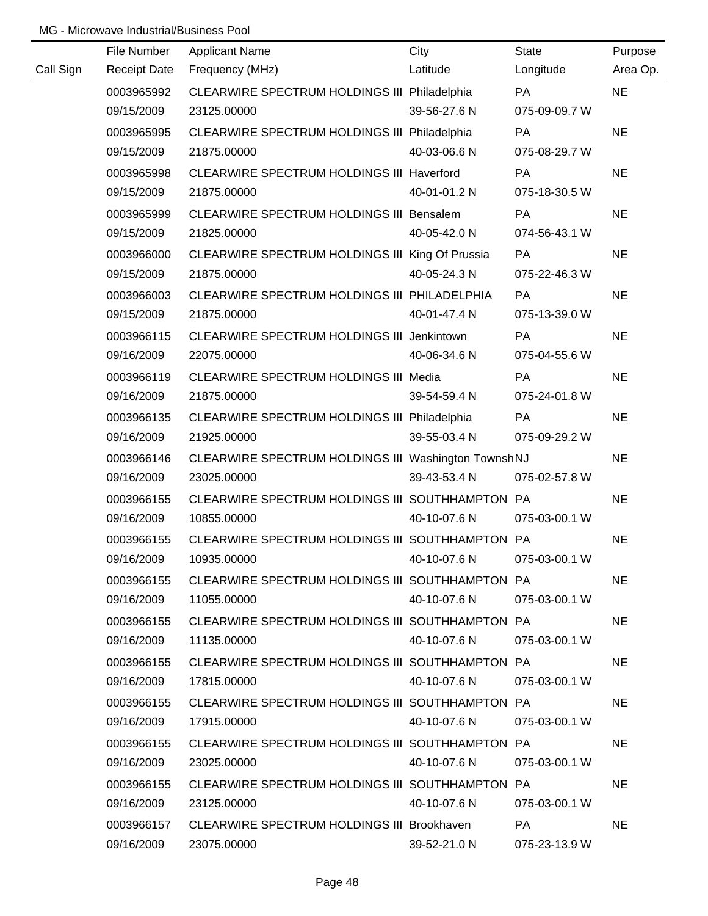MG - Microwave Industrial/Business Pool

| Call Sign | File Number<br>Receipt Date | Applicant Name<br>Frequency (MHz) | City<br>Latitude | State<br>Longitude | Purpose<br>Area Op. |
|---|---|---|---|---|---|
| | 0003965992<br>09/15/2009 | CLEARWIRE SPECTRUM HOLDINGS III<br>23125.00000 | Philadelphia<br>39-56-27.6 N | PA<br>075-09-09.7 W | NE |
| | 0003965995<br>09/15/2009 | CLEARWIRE SPECTRUM HOLDINGS III<br>21875.00000 | Philadelphia<br>40-03-06.6 N | PA<br>075-08-29.7 W | NE |
| | 0003965998<br>09/15/2009 | CLEARWIRE SPECTRUM HOLDINGS III<br>21875.00000 | Haverford<br>40-01-01.2 N | PA<br>075-18-30.5 W | NE |
| | 0003965999<br>09/15/2009 | CLEARWIRE SPECTRUM HOLDINGS III<br>21825.00000 | Bensalem<br>40-05-42.0 N | PA<br>074-56-43.1 W | NE |
| | 0003966000<br>09/15/2009 | CLEARWIRE SPECTRUM HOLDINGS III<br>21875.00000 | King Of Prussia<br>40-05-24.3 N | PA<br>075-22-46.3 W | NE |
| | 0003966003<br>09/15/2009 | CLEARWIRE SPECTRUM HOLDINGS III<br>21875.00000 | PHILADELPHIA<br>40-01-47.4 N | PA<br>075-13-39.0 W | NE |
| | 0003966115<br>09/16/2009 | CLEARWIRE SPECTRUM HOLDINGS III<br>22075.00000 | Jenkintown<br>40-06-34.6 N | PA<br>075-04-55.6 W | NE |
| | 0003966119<br>09/16/2009 | CLEARWIRE SPECTRUM HOLDINGS III<br>21875.00000 | Media<br>39-54-59.4 N | PA<br>075-24-01.8 W | NE |
| | 0003966135<br>09/16/2009 | CLEARWIRE SPECTRUM HOLDINGS III<br>21925.00000 | Philadelphia<br>39-55-03.4 N | PA<br>075-09-29.2 W | NE |
| | 0003966146<br>09/16/2009 | CLEARWIRE SPECTRUM HOLDINGS III<br>23025.00000 | Washington Townsh<br>39-43-53.4 N | NJ<br>075-02-57.8 W | NE |
| | 0003966155<br>09/16/2009 | CLEARWIRE SPECTRUM HOLDINGS III<br>10855.00000 | SOUTHHAMPTON<br>40-10-07.6 N | PA<br>075-03-00.1 W | NE |
| | 0003966155<br>09/16/2009 | CLEARWIRE SPECTRUM HOLDINGS III<br>10935.00000 | SOUTHHAMPTON<br>40-10-07.6 N | PA<br>075-03-00.1 W | NE |
| | 0003966155<br>09/16/2009 | CLEARWIRE SPECTRUM HOLDINGS III<br>11055.00000 | SOUTHHAMPTON<br>40-10-07.6 N | PA<br>075-03-00.1 W | NE |
| | 0003966155<br>09/16/2009 | CLEARWIRE SPECTRUM HOLDINGS III<br>11135.00000 | SOUTHHAMPTON<br>40-10-07.6 N | PA<br>075-03-00.1 W | NE |
| | 0003966155<br>09/16/2009 | CLEARWIRE SPECTRUM HOLDINGS III<br>17815.00000 | SOUTHHAMPTON<br>40-10-07.6 N | PA<br>075-03-00.1 W | NE |
| | 0003966155<br>09/16/2009 | CLEARWIRE SPECTRUM HOLDINGS III<br>17915.00000 | SOUTHHAMPTON<br>40-10-07.6 N | PA<br>075-03-00.1 W | NE |
| | 0003966155<br>09/16/2009 | CLEARWIRE SPECTRUM HOLDINGS III<br>23025.00000 | SOUTHHAMPTON<br>40-10-07.6 N | PA<br>075-03-00.1 W | NE |
| | 0003966155<br>09/16/2009 | CLEARWIRE SPECTRUM HOLDINGS III<br>23125.00000 | SOUTHHAMPTON<br>40-10-07.6 N | PA<br>075-03-00.1 W | NE |
| | 0003966157<br>09/16/2009 | CLEARWIRE SPECTRUM HOLDINGS III<br>23075.00000 | Brookhaven<br>39-52-21.0 N | PA<br>075-23-13.9 W | NE |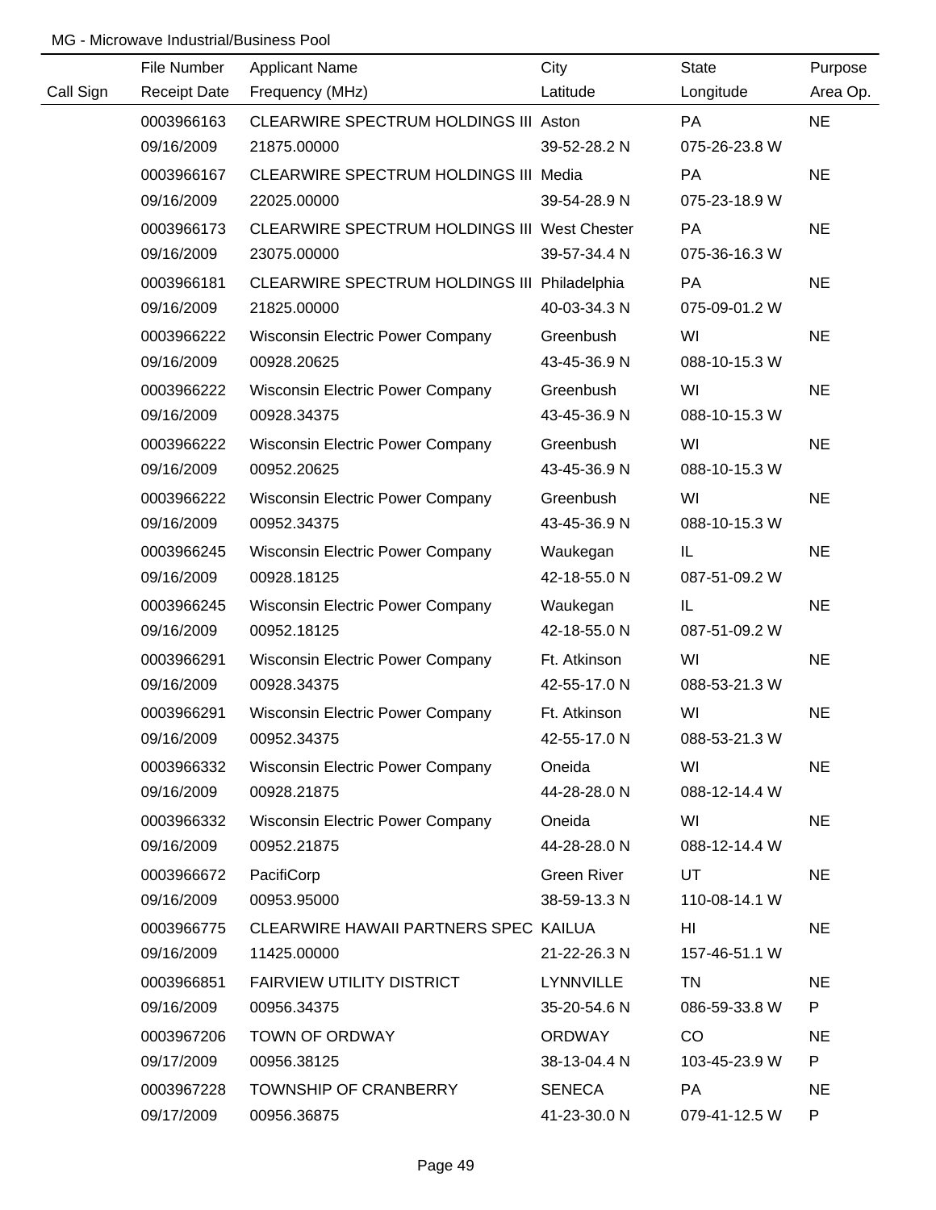MG - Microwave Industrial/Business Pool

| Call Sign | File Number<br>Receipt Date | Applicant Name<br>Frequency (MHz) | City<br>Latitude | State<br>Longitude | Purpose<br>Area Op. |
|---|---|---|---|---|---|
| | 0003966163<br>09/16/2009 | CLEARWIRE SPECTRUM HOLDINGS III<br>21875.00000 | Aston<br>39-52-28.2 N | PA<br>075-26-23.8 W | NE |
| | 0003966167<br>09/16/2009 | CLEARWIRE SPECTRUM HOLDINGS III<br>22025.00000 | Media<br>39-54-28.9 N | PA<br>075-23-18.9 W | NE |
| | 0003966173<br>09/16/2009 | CLEARWIRE SPECTRUM HOLDINGS III<br>23075.00000 | West Chester<br>39-57-34.4 N | PA<br>075-36-16.3 W | NE |
| | 0003966181<br>09/16/2009 | CLEARWIRE SPECTRUM HOLDINGS III<br>21825.00000 | Philadelphia<br>40-03-34.3 N | PA<br>075-09-01.2 W | NE |
| | 0003966222<br>09/16/2009 | Wisconsin Electric Power Company<br>00928.20625 | Greenbush<br>43-45-36.9 N | WI<br>088-10-15.3 W | NE |
| | 0003966222<br>09/16/2009 | Wisconsin Electric Power Company<br>00928.34375 | Greenbush<br>43-45-36.9 N | WI<br>088-10-15.3 W | NE |
| | 0003966222<br>09/16/2009 | Wisconsin Electric Power Company<br>00952.20625 | Greenbush<br>43-45-36.9 N | WI<br>088-10-15.3 W | NE |
| | 0003966222<br>09/16/2009 | Wisconsin Electric Power Company<br>00952.34375 | Greenbush<br>43-45-36.9 N | WI<br>088-10-15.3 W | NE |
| | 0003966245<br>09/16/2009 | Wisconsin Electric Power Company<br>00928.18125 | Waukegan<br>42-18-55.0 N | IL<br>087-51-09.2 W | NE |
| | 0003966245<br>09/16/2009 | Wisconsin Electric Power Company<br>00952.18125 | Waukegan<br>42-18-55.0 N | IL<br>087-51-09.2 W | NE |
| | 0003966291<br>09/16/2009 | Wisconsin Electric Power Company<br>00928.34375 | Ft. Atkinson<br>42-55-17.0 N | WI<br>088-53-21.3 W | NE |
| | 0003966291<br>09/16/2009 | Wisconsin Electric Power Company<br>00952.34375 | Ft. Atkinson<br>42-55-17.0 N | WI<br>088-53-21.3 W | NE |
| | 0003966332<br>09/16/2009 | Wisconsin Electric Power Company<br>00928.21875 | Oneida<br>44-28-28.0 N | WI<br>088-12-14.4 W | NE |
| | 0003966332<br>09/16/2009 | Wisconsin Electric Power Company<br>00952.21875 | Oneida<br>44-28-28.0 N | WI<br>088-12-14.4 W | NE |
| | 0003966672<br>09/16/2009 | PacifiCorp<br>00953.95000 | Green River<br>38-59-13.3 N | UT<br>110-08-14.1 W | NE |
| | 0003966775<br>09/16/2009 | CLEARWIRE HAWAII PARTNERS SPEC<br>11425.00000 | KAILUA<br>21-22-26.3 N | HI<br>157-46-51.1 W | NE |
| | 0003966851<br>09/16/2009 | FAIRVIEW UTILITY DISTRICT<br>00956.34375 | LYNNVILLE<br>35-20-54.6 N | TN<br>086-59-33.8 W | NE<br>P |
| | 0003967206<br>09/17/2009 | TOWN OF ORDWAY<br>00956.38125 | ORDWAY<br>38-13-04.4 N | CO<br>103-45-23.9 W | NE<br>P |
| | 0003967228<br>09/17/2009 | TOWNSHIP OF CRANBERRY<br>00956.36875 | SENECA<br>41-23-30.0 N | PA<br>079-41-12.5 W | NE<br>P |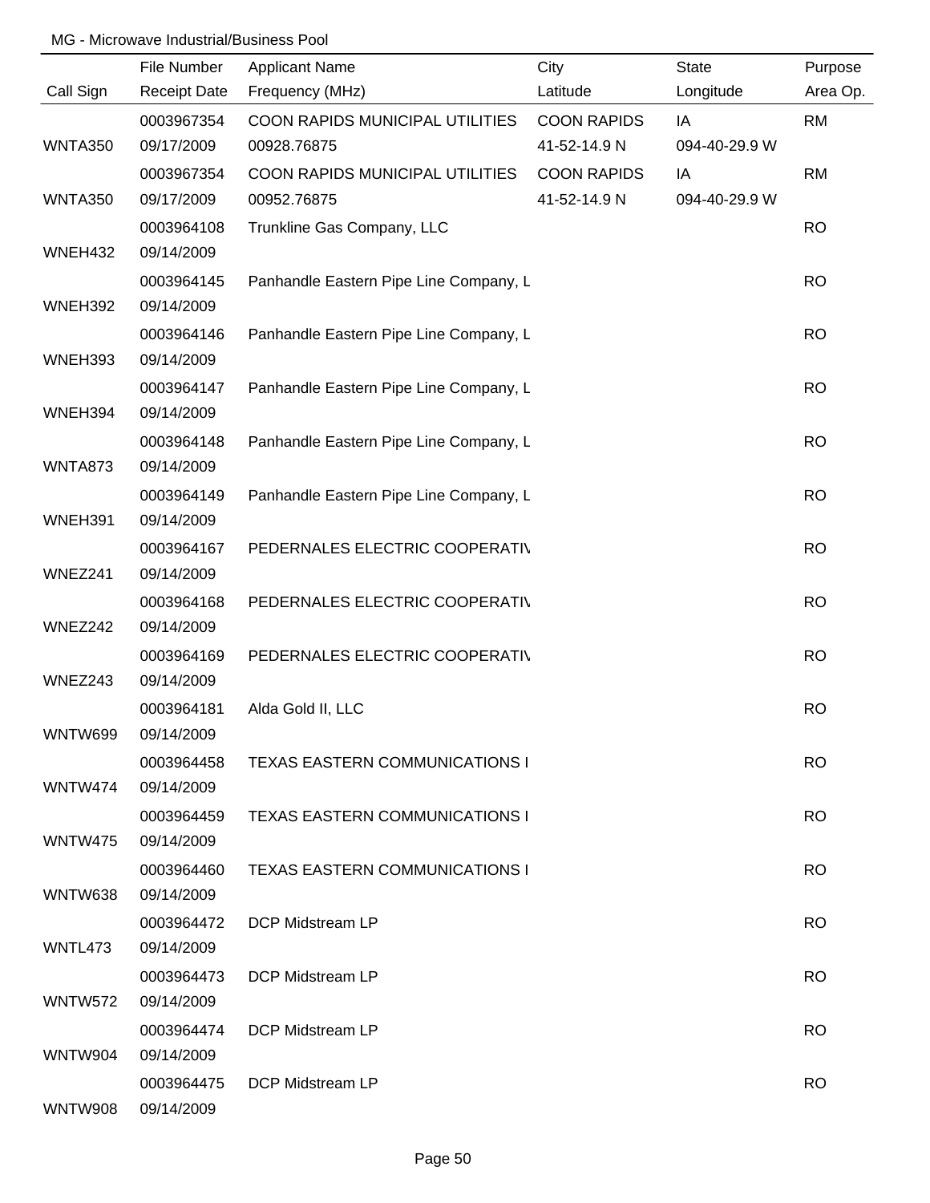MG - Microwave Industrial/Business Pool

| Call Sign | File Number<br>Receipt Date | Applicant Name<br>Frequency (MHz) | City<br>Latitude | State<br>Longitude | Purpose<br>Area Op. |
|---|---|---|---|---|---|
| WNTA350 | 0003967354<br>09/17/2009 | COON RAPIDS MUNICIPAL UTILITIES<br>00928.76875 | COON RAPIDS<br>41-52-14.9 N | IA<br>094-40-29.9 W | RM |
| WNTA350 | 0003967354<br>09/17/2009 | COON RAPIDS MUNICIPAL UTILITIES<br>00952.76875 | COON RAPIDS<br>41-52-14.9 N | IA<br>094-40-29.9 W | RM |
| WNEH432 | 0003964108<br>09/14/2009 | Trunkline Gas Company, LLC | | | RO |
| WNEH392 | 0003964145<br>09/14/2009 | Panhandle Eastern Pipe Line Company, L | | | RO |
| WNEH393 | 0003964146<br>09/14/2009 | Panhandle Eastern Pipe Line Company, L | | | RO |
| WNEH394 | 0003964147<br>09/14/2009 | Panhandle Eastern Pipe Line Company, L | | | RO |
| WNTA873 | 0003964148<br>09/14/2009 | Panhandle Eastern Pipe Line Company, L | | | RO |
| WNEH391 | 0003964149<br>09/14/2009 | Panhandle Eastern Pipe Line Company, L | | | RO |
| WNEZ241 | 0003964167<br>09/14/2009 | PEDERNALES ELECTRIC COOPERATIV | | | RO |
| WNEZ242 | 0003964168<br>09/14/2009 | PEDERNALES ELECTRIC COOPERATIV | | | RO |
| WNEZ243 | 0003964169<br>09/14/2009 | PEDERNALES ELECTRIC COOPERATIV | | | RO |
| WNTW699 | 0003964181<br>09/14/2009 | Alda Gold II, LLC | | | RO |
| WNTW474 | 0003964458<br>09/14/2009 | TEXAS EASTERN COMMUNICATIONS I | | | RO |
| WNTW475 | 0003964459<br>09/14/2009 | TEXAS EASTERN COMMUNICATIONS I | | | RO |
| WNTW638 | 0003964460<br>09/14/2009 | TEXAS EASTERN COMMUNICATIONS I | | | RO |
| WNTL473 | 0003964472<br>09/14/2009 | DCP Midstream LP | | | RO |
| WNTW572 | 0003964473<br>09/14/2009 | DCP Midstream LP | | | RO |
| WNTW904 | 0003964474<br>09/14/2009 | DCP Midstream LP | | | RO |
| WNTW908 | 0003964475<br>09/14/2009 | DCP Midstream LP | | | RO |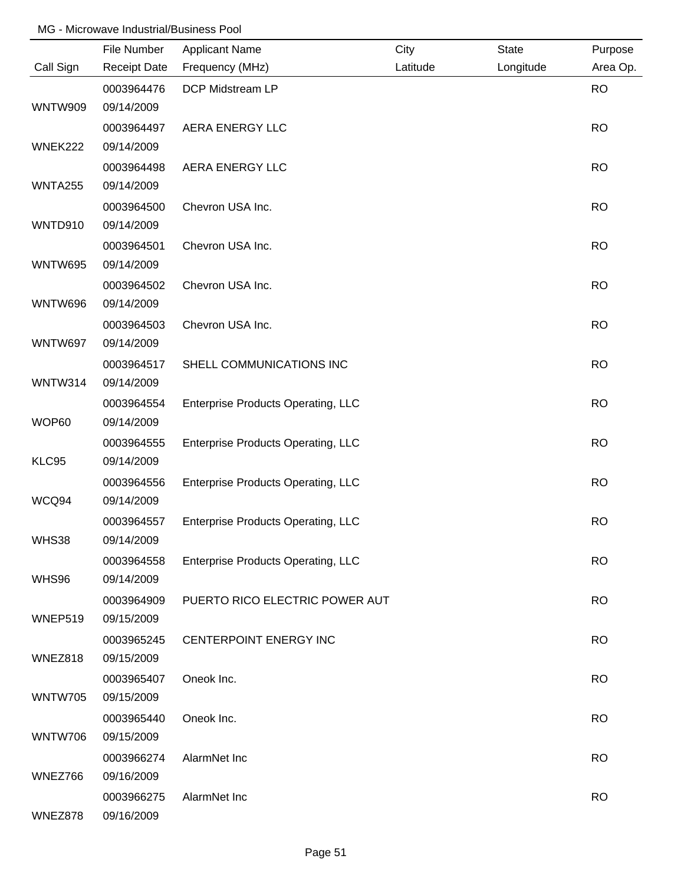MG - Microwave Industrial/Business Pool

| Call Sign | File Number / Receipt Date | Applicant Name / Frequency (MHz) | City / Latitude | State / Longitude | Purpose / Area Op. |
|---|---|---|---|---|---|
| WNTW909 | 0003964476<br>09/14/2009 | DCP Midstream LP | | | RO |
| WNEK222 | 0003964497<br>09/14/2009 | AERA ENERGY LLC | | | RO |
| WNTA255 | 0003964498<br>09/14/2009 | AERA ENERGY LLC | | | RO |
| WNTD910 | 0003964500<br>09/14/2009 | Chevron USA Inc. | | | RO |
| WNTW695 | 0003964501<br>09/14/2009 | Chevron USA Inc. | | | RO |
| WNTW696 | 0003964502<br>09/14/2009 | Chevron USA Inc. | | | RO |
| WNTW697 | 0003964503<br>09/14/2009 | Chevron USA Inc. | | | RO |
| WNTW314 | 0003964517<br>09/14/2009 | SHELL COMMUNICATIONS INC | | | RO |
| WOP60 | 0003964554<br>09/14/2009 | Enterprise Products Operating, LLC | | | RO |
| KLC95 | 0003964555<br>09/14/2009 | Enterprise Products Operating, LLC | | | RO |
| WCQ94 | 0003964556<br>09/14/2009 | Enterprise Products Operating, LLC | | | RO |
| WHS38 | 0003964557<br>09/14/2009 | Enterprise Products Operating, LLC | | | RO |
| WHS96 | 0003964558<br>09/14/2009 | Enterprise Products Operating, LLC | | | RO |
| WNEP519 | 0003964909<br>09/15/2009 | PUERTO RICO ELECTRIC POWER AUT | | | RO |
| WNEZ818 | 0003965245<br>09/15/2009 | CENTERPOINT ENERGY INC | | | RO |
| WNTW705 | 0003965407<br>09/15/2009 | Oneok Inc. | | | RO |
| WNTW706 | 0003965440<br>09/15/2009 | Oneok Inc. | | | RO |
| WNEZ766 | 0003966274<br>09/16/2009 | AlarmNet Inc | | | RO |
| WNEZ878 | 0003966275<br>09/16/2009 | AlarmNet Inc | | | RO |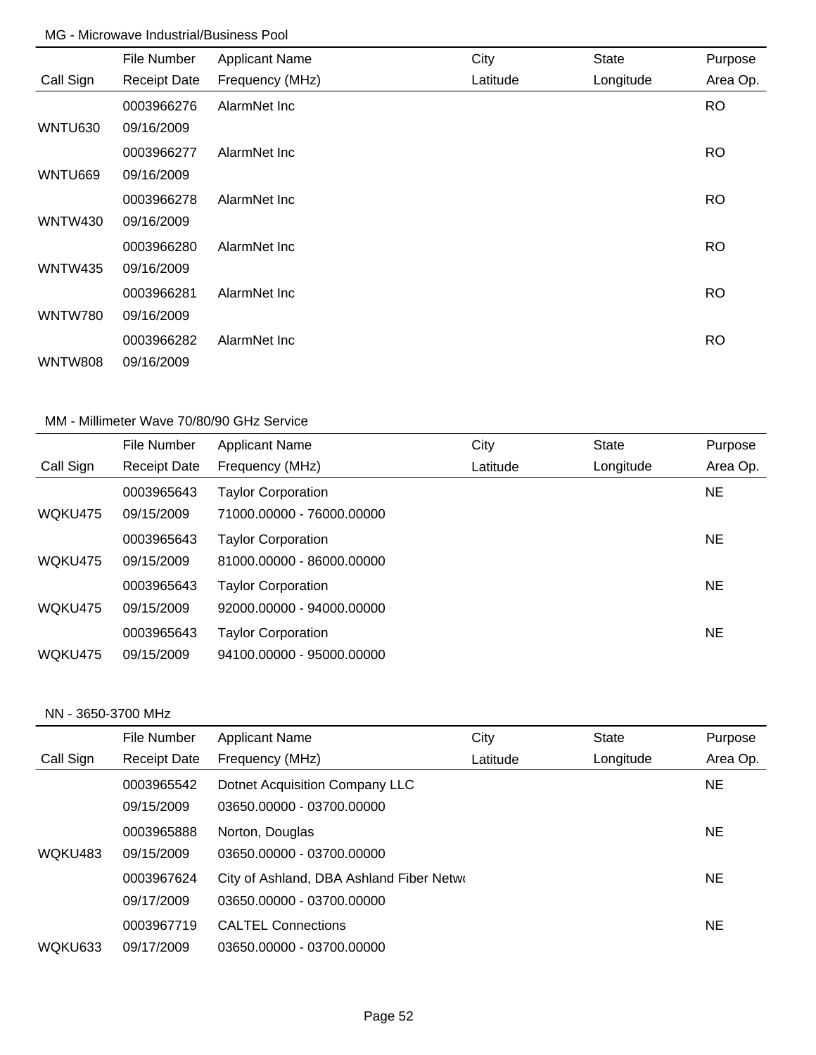### MG - Microwave Industrial/Business Pool

| Call Sign | File Number / Receipt Date | Applicant Name / Frequency (MHz) | City / Latitude | State / Longitude | Purpose / Area Op. |
|---|---|---|---|---|---|
| WNTU630 | 0003966276 / 09/16/2009 | AlarmNet Inc | | | RO |
| WNTU669 | 0003966277 / 09/16/2009 | AlarmNet Inc | | | RO |
| WNTW430 | 0003966278 / 09/16/2009 | AlarmNet Inc | | | RO |
| WNTW435 | 0003966280 / 09/16/2009 | AlarmNet Inc | | | RO |
| WNTW780 | 0003966281 / 09/16/2009 | AlarmNet Inc | | | RO |
| WNTW808 | 0003966282 / 09/16/2009 | AlarmNet Inc | | | RO |

### MM - Millimeter Wave 70/80/90 GHz Service

| Call Sign | File Number / Receipt Date | Applicant Name / Frequency (MHz) | City / Latitude | State / Longitude | Purpose / Area Op. |
|---|---|---|---|---|---|
| WQKU475 | 0003965643 / 09/15/2009 | Taylor Corporation / 71000.00000 - 76000.00000 | | | NE |
| WQKU475 | 0003965643 / 09/15/2009 | Taylor Corporation / 81000.00000 - 86000.00000 | | | NE |
| WQKU475 | 0003965643 / 09/15/2009 | Taylor Corporation / 92000.00000 - 94000.00000 | | | NE |
| WQKU475 | 0003965643 / 09/15/2009 | Taylor Corporation / 94100.00000 - 95000.00000 | | | NE |

### NN - 3650-3700 MHz

| Call Sign | File Number / Receipt Date | Applicant Name / Frequency (MHz) | City / Latitude | State / Longitude | Purpose / Area Op. |
|---|---|---|---|---|---|
| | 0003965542 / 09/15/2009 | Dotnet Acquisition Company LLC / 03650.00000 - 03700.00000 | | | NE |
| WQKU483 | 0003965888 / 09/15/2009 | Norton, Douglas / 03650.00000 - 03700.00000 | | | NE |
| | 0003967624 / 09/17/2009 | City of Ashland, DBA Ashland Fiber Netw / 03650.00000 - 03700.00000 | | | NE |
| WQKU633 | 0003967719 / 09/17/2009 | CALTEL Connections / 03650.00000 - 03700.00000 | | | NE |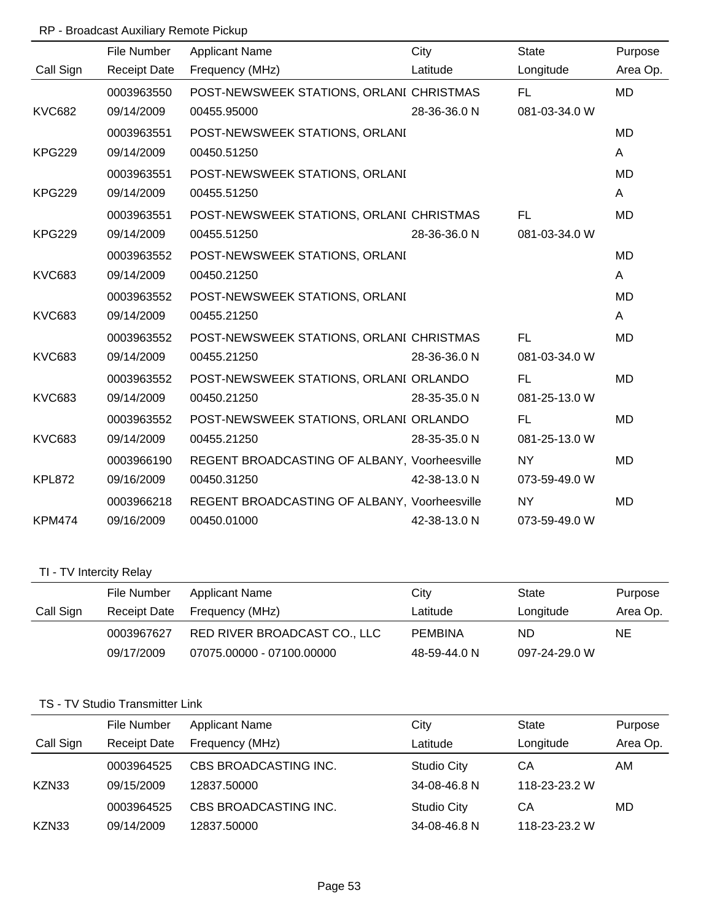RP - Broadcast Auxiliary Remote Pickup

| Call Sign | File Number / Receipt Date | Applicant Name / Frequency (MHz) | City / Latitude | State / Longitude | Purpose / Area Op. |
|---|---|---|---|---|---|
| | 0003963550 | POST-NEWSWEEK STATIONS, ORLANI | CHRISTMAS | FL | MD |
| KVC682 | 09/14/2009 | 00455.95000 | 28-36-36.0 N | 081-03-34.0 W | |
| | 0003963551 | POST-NEWSWEEK STATIONS, ORLANI | | | MD |
| KPG229 | 09/14/2009 | 00450.51250 | | | A |
| | 0003963551 | POST-NEWSWEEK STATIONS, ORLANI | | | MD |
| KPG229 | 09/14/2009 | 00455.51250 | | | A |
| | 0003963551 | POST-NEWSWEEK STATIONS, ORLANI | CHRISTMAS | FL | MD |
| KPG229 | 09/14/2009 | 00455.51250 | 28-36-36.0 N | 081-03-34.0 W | |
| | 0003963552 | POST-NEWSWEEK STATIONS, ORLANI | | | MD |
| KVC683 | 09/14/2009 | 00450.21250 | | | A |
| | 0003963552 | POST-NEWSWEEK STATIONS, ORLANI | | | MD |
| KVC683 | 09/14/2009 | 00455.21250 | | | A |
| | 0003963552 | POST-NEWSWEEK STATIONS, ORLANI | CHRISTMAS | FL | MD |
| KVC683 | 09/14/2009 | 00455.21250 | 28-36-36.0 N | 081-03-34.0 W | |
| | 0003963552 | POST-NEWSWEEK STATIONS, ORLANI | ORLANDO | FL | MD |
| KVC683 | 09/14/2009 | 00450.21250 | 28-35-35.0 N | 081-25-13.0 W | |
| | 0003963552 | POST-NEWSWEEK STATIONS, ORLANI | ORLANDO | FL | MD |
| KVC683 | 09/14/2009 | 00455.21250 | 28-35-35.0 N | 081-25-13.0 W | |
| | 0003966190 | REGENT BROADCASTING OF ALBANY, | Voorheesville | NY | MD |
| KPL872 | 09/16/2009 | 00450.31250 | 42-38-13.0 N | 073-59-49.0 W | |
| | 0003966218 | REGENT BROADCASTING OF ALBANY, | Voorheesville | NY | MD |
| KPM474 | 09/16/2009 | 00450.01000 | 42-38-13.0 N | 073-59-49.0 W | |

TI - TV Intercity Relay

| Call Sign | File Number / Receipt Date | Applicant Name / Frequency (MHz) | City / Latitude | State / Longitude | Purpose / Area Op. |
|---|---|---|---|---|---|
| | 0003967627 | RED RIVER BROADCAST CO., LLC | PEMBINA | ND | NE |
| | 09/17/2009 | 07075.00000 - 07100.00000 | 48-59-44.0 N | 097-24-29.0 W | |

TS - TV Studio Transmitter Link

| Call Sign | File Number / Receipt Date | Applicant Name / Frequency (MHz) | City / Latitude | State / Longitude | Purpose / Area Op. |
|---|---|---|---|---|---|
| | 0003964525 | CBS BROADCASTING INC. | Studio City | CA | AM |
| KZN33 | 09/15/2009 | 12837.50000 | 34-08-46.8 N | 118-23-23.2 W | |
| | 0003964525 | CBS BROADCASTING INC. | Studio City | CA | MD |
| KZN33 | 09/14/2009 | 12837.50000 | 34-08-46.8 N | 118-23-23.2 W | |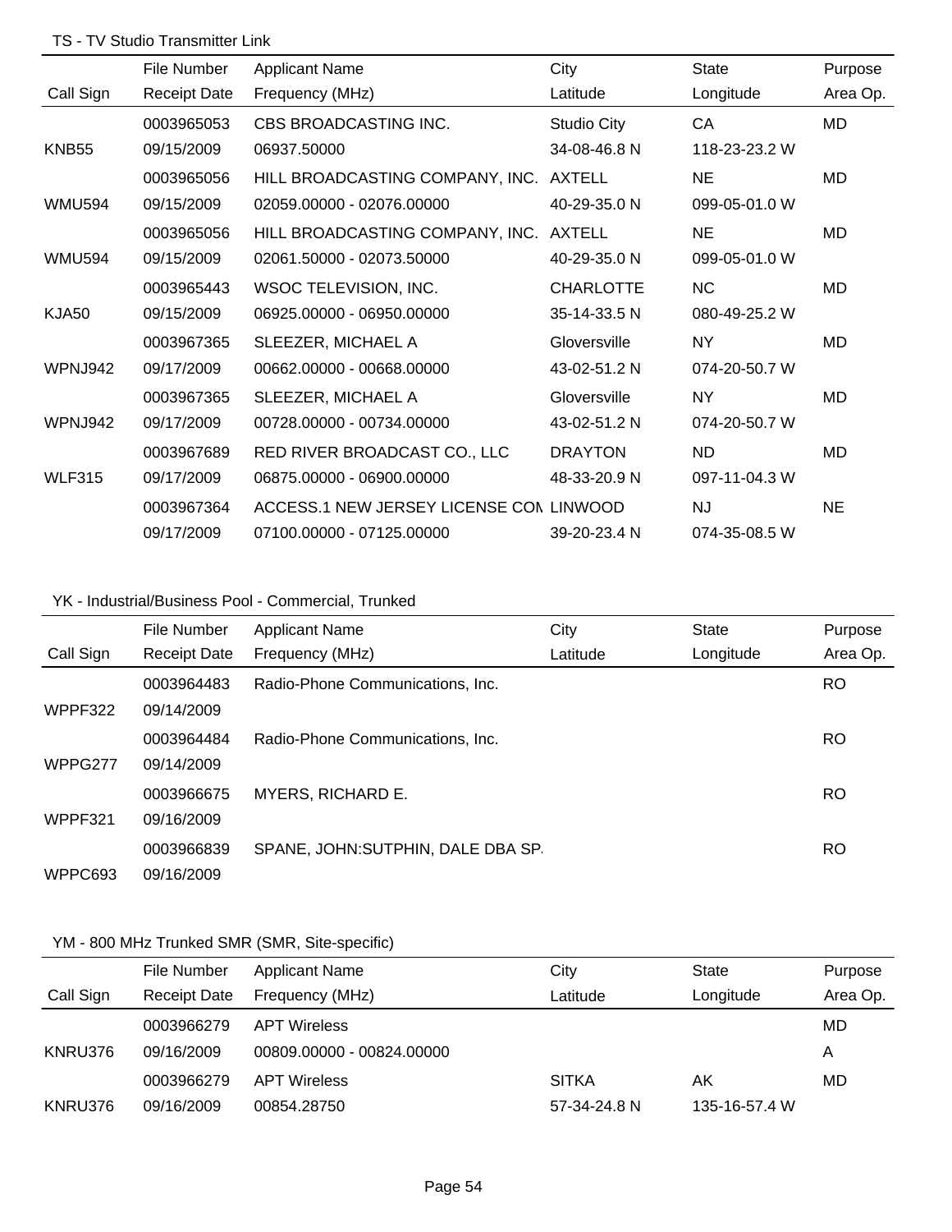### TS - TV Studio Transmitter Link

| Call Sign | File Number / Receipt Date | Applicant Name / Frequency (MHz) | City / Latitude | State / Longitude | Purpose / Area Op. |
|---|---|---|---|---|---|
| | 0003965053 | CBS BROADCASTING INC. | Studio City | CA | MD |
| KNB55 | 09/15/2009 | 06937.50000 | 34-08-46.8 N | 118-23-23.2 W | |
| | 0003965056 | HILL BROADCASTING COMPANY, INC. | AXTELL | NE | MD |
| WMU594 | 09/15/2009 | 02059.00000 - 02076.00000 | 40-29-35.0 N | 099-05-01.0 W | |
| | 0003965056 | HILL BROADCASTING COMPANY, INC. | AXTELL | NE | MD |
| WMU594 | 09/15/2009 | 02061.50000 - 02073.50000 | 40-29-35.0 N | 099-05-01.0 W | |
| | 0003965443 | WSOC TELEVISION, INC. | CHARLOTTE | NC | MD |
| KJA50 | 09/15/2009 | 06925.00000 - 06950.00000 | 35-14-33.5 N | 080-49-25.2 W | |
| | 0003967365 | SLEEZER, MICHAEL A | Gloversville | NY | MD |
| WPNJ942 | 09/17/2009 | 00662.00000 - 00668.00000 | 43-02-51.2 N | 074-20-50.7 W | |
| | 0003967365 | SLEEZER, MICHAEL A | Gloversville | NY | MD |
| WPNJ942 | 09/17/2009 | 00728.00000 - 00734.00000 | 43-02-51.2 N | 074-20-50.7 W | |
| | 0003967689 | RED RIVER BROADCAST CO., LLC | DRAYTON | ND | MD |
| WLF315 | 09/17/2009 | 06875.00000 - 06900.00000 | 48-33-20.9 N | 097-11-04.3 W | |
| | 0003967364 | ACCESS.1 NEW JERSEY LICENSE COM | LINWOOD | NJ | NE |
| | 09/17/2009 | 07100.00000 - 07125.00000 | 39-20-23.4 N | 074-35-08.5 W | |

### YK - Industrial/Business Pool - Commercial, Trunked

| Call Sign | File Number / Receipt Date | Applicant Name / Frequency (MHz) | City / Latitude | State / Longitude | Purpose / Area Op. |
|---|---|---|---|---|---|
| | 0003964483 | Radio-Phone Communications, Inc. | | | RO |
| WPPF322 | 09/14/2009 | | | | |
| | 0003964484 | Radio-Phone Communications, Inc. | | | RO |
| WPPG277 | 09/14/2009 | | | | |
| | 0003966675 | MYERS, RICHARD E. | | | RO |
| WPPF321 | 09/16/2009 | | | | |
| | 0003966839 | SPANE, JOHN:SUTPHIN, DALE DBA SP. | | | RO |
| WPPC693 | 09/16/2009 | | | | |

### YM - 800 MHz Trunked SMR (SMR, Site-specific)

| Call Sign | File Number / Receipt Date | Applicant Name / Frequency (MHz) | City / Latitude | State / Longitude | Purpose / Area Op. |
|---|---|---|---|---|---|
| | 0003966279 | APT Wireless | | | MD |
| KNRU376 | 09/16/2009 | 00809.00000 - 00824.00000 | | | A |
| | 0003966279 | APT Wireless | SITKA | AK | MD |
| KNRU376 | 09/16/2009 | 00854.28750 | 57-34-24.8 N | 135-16-57.4 W | |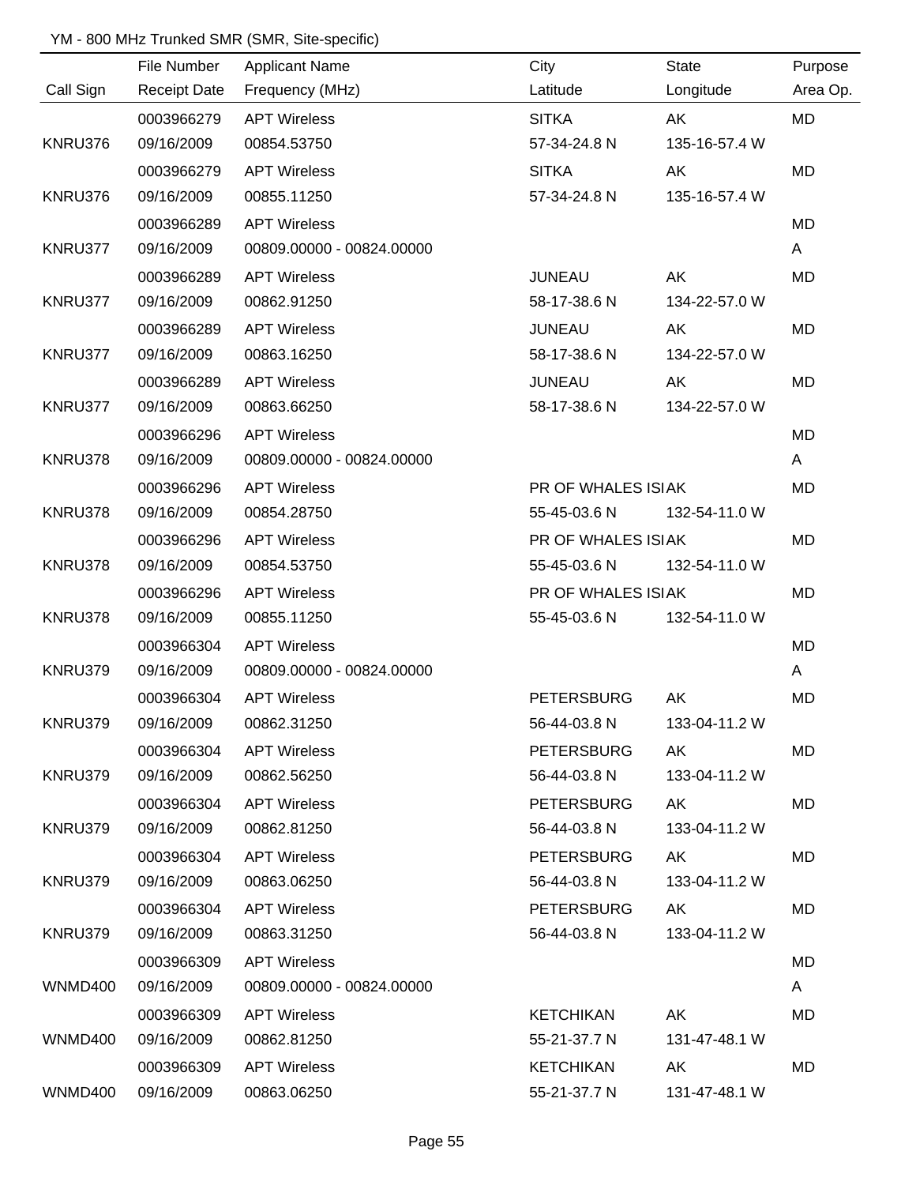YM - 800 MHz Trunked SMR (SMR, Site-specific)

| Call Sign | File Number<br>Receipt Date | Applicant Name<br>Frequency (MHz) | City<br>Latitude | State<br>Longitude | Purpose<br>Area Op. |
|---|---|---|---|---|---|
| KNRU376 | 0003966279<br>09/16/2009 | APT Wireless<br>00854.53750 | SITKA<br>57-34-24.8 N | AK<br>135-16-57.4 W | MD |
| KNRU376 | 0003966279<br>09/16/2009 | APT Wireless<br>00855.11250 | SITKA<br>57-34-24.8 N | AK<br>135-16-57.4 W | MD |
| KNRU377 | 0003966289<br>09/16/2009 | APT Wireless<br>00809.00000 - 00824.00000 | | | MD<br>A |
| KNRU377 | 0003966289<br>09/16/2009 | APT Wireless<br>00862.91250 | JUNEAU<br>58-17-38.6 N | AK<br>134-22-57.0 W | MD |
| KNRU377 | 0003966289<br>09/16/2009 | APT Wireless<br>00863.16250 | JUNEAU<br>58-17-38.6 N | AK<br>134-22-57.0 W | MD |
| KNRU377 | 0003966289<br>09/16/2009 | APT Wireless<br>00863.66250 | JUNEAU<br>58-17-38.6 N | AK<br>134-22-57.0 W | MD |
| KNRU378 | 0003966296<br>09/16/2009 | APT Wireless<br>00809.00000 - 00824.00000 | | | MD<br>A |
| KNRU378 | 0003966296<br>09/16/2009 | APT Wireless<br>00854.28750 | PR OF WHALES ISI<br>55-45-03.6 N | AK<br>132-54-11.0 W | MD |
| KNRU378 | 0003966296<br>09/16/2009 | APT Wireless<br>00854.53750 | PR OF WHALES ISI<br>55-45-03.6 N | AK<br>132-54-11.0 W | MD |
| KNRU378 | 0003966296<br>09/16/2009 | APT Wireless<br>00855.11250 | PR OF WHALES ISI<br>55-45-03.6 N | AK<br>132-54-11.0 W | MD |
| KNRU379 | 0003966304<br>09/16/2009 | APT Wireless<br>00809.00000 - 00824.00000 | | | MD<br>A |
| KNRU379 | 0003966304<br>09/16/2009 | APT Wireless<br>00862.31250 | PETERSBURG<br>56-44-03.8 N | AK<br>133-04-11.2 W | MD |
| KNRU379 | 0003966304<br>09/16/2009 | APT Wireless<br>00862.56250 | PETERSBURG<br>56-44-03.8 N | AK<br>133-04-11.2 W | MD |
| KNRU379 | 0003966304<br>09/16/2009 | APT Wireless<br>00862.81250 | PETERSBURG<br>56-44-03.8 N | AK<br>133-04-11.2 W | MD |
| KNRU379 | 0003966304<br>09/16/2009 | APT Wireless<br>00863.06250 | PETERSBURG<br>56-44-03.8 N | AK<br>133-04-11.2 W | MD |
| KNRU379 | 0003966304<br>09/16/2009 | APT Wireless<br>00863.31250 | PETERSBURG<br>56-44-03.8 N | AK<br>133-04-11.2 W | MD |
| WNMD400 | 0003966309<br>09/16/2009 | APT Wireless<br>00809.00000 - 00824.00000 | | | MD<br>A |
| WNMD400 | 0003966309<br>09/16/2009 | APT Wireless<br>00862.81250 | KETCHIKAN<br>55-21-37.7 N | AK<br>131-47-48.1 W | MD |
| WNMD400 | 0003966309<br>09/16/2009 | APT Wireless<br>00863.06250 | KETCHIKAN<br>55-21-37.7 N | AK<br>131-47-48.1 W | MD |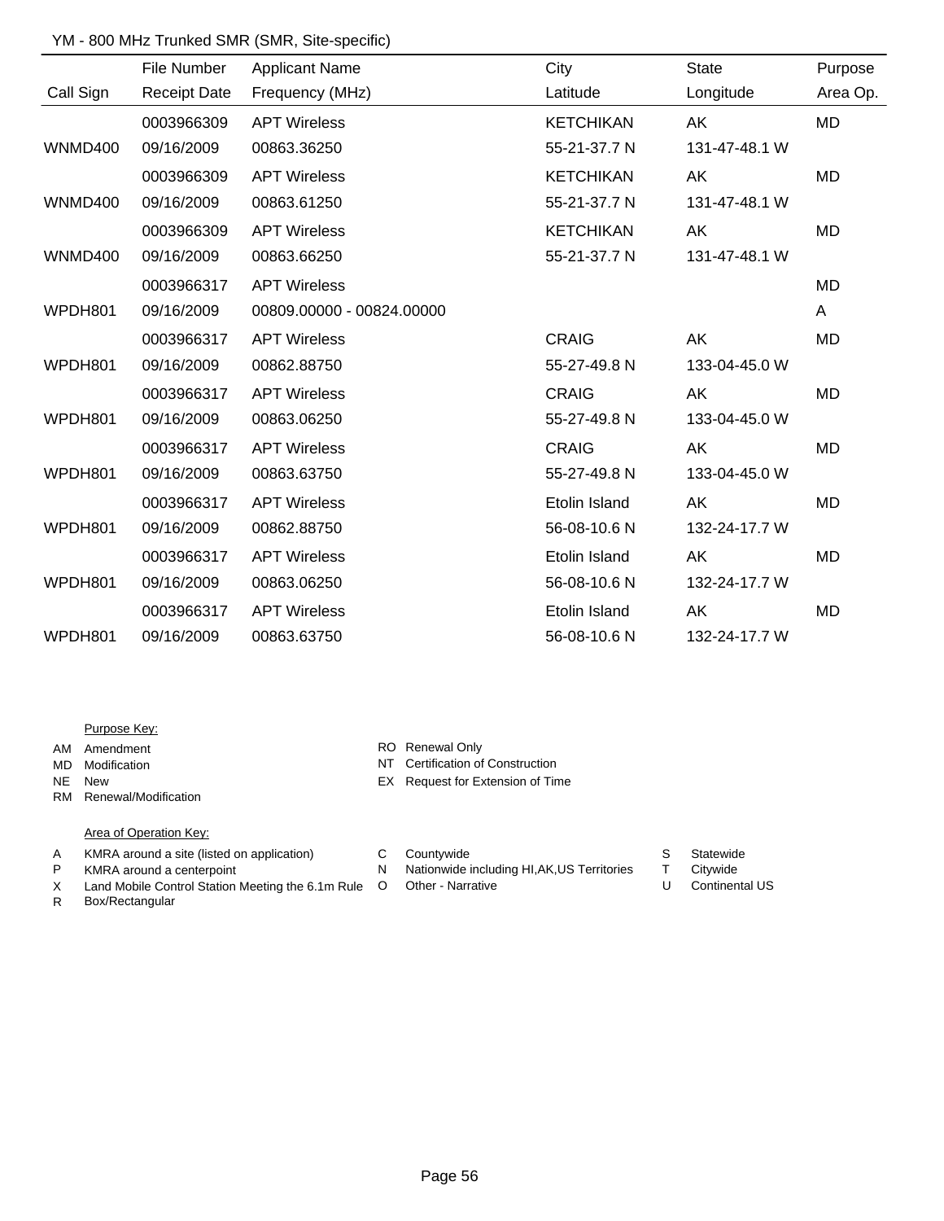YM - 800 MHz Trunked SMR (SMR, Site-specific)

| Call Sign | File Number / Receipt Date | Applicant Name / Frequency (MHz) | City / Latitude | State / Longitude | Purpose / Area Op. |
|---|---|---|---|---|---|
| | 0003966309 | APT Wireless | KETCHIKAN | AK | MD |
| WNMD400 | 09/16/2009 | 00863.36250 | 55-21-37.7 N | 131-47-48.1 W | |
| | 0003966309 | APT Wireless | KETCHIKAN | AK | MD |
| WNMD400 | 09/16/2009 | 00863.61250 | 55-21-37.7 N | 131-47-48.1 W | |
| | 0003966309 | APT Wireless | KETCHIKAN | AK | MD |
| WNMD400 | 09/16/2009 | 00863.66250 | 55-21-37.7 N | 131-47-48.1 W | |
| | 0003966317 | APT Wireless | | | MD |
| WPDH801 | 09/16/2009 | 00809.00000 - 00824.00000 | | | A |
| | 0003966317 | APT Wireless | CRAIG | AK | MD |
| WPDH801 | 09/16/2009 | 00862.88750 | 55-27-49.8 N | 133-04-45.0 W | |
| | 0003966317 | APT Wireless | CRAIG | AK | MD |
| WPDH801 | 09/16/2009 | 00863.06250 | 55-27-49.8 N | 133-04-45.0 W | |
| | 0003966317 | APT Wireless | CRAIG | AK | MD |
| WPDH801 | 09/16/2009 | 00863.63750 | 55-27-49.8 N | 133-04-45.0 W | |
| | 0003966317 | APT Wireless | Etolin Island | AK | MD |
| WPDH801 | 09/16/2009 | 00862.88750 | 56-08-10.6 N | 132-24-17.7 W | |
| | 0003966317 | APT Wireless | Etolin Island | AK | MD |
| WPDH801 | 09/16/2009 | 00863.06250 | 56-08-10.6 N | 132-24-17.7 W | |
| | 0003966317 | APT Wireless | Etolin Island | AK | MD |
| WPDH801 | 09/16/2009 | 00863.63750 | 56-08-10.6 N | 132-24-17.7 W | |

Purpose Key:

- AM Amendment
- MD Modification
- NE New
- RM Renewal/Modification
- RO Renewal Only
- NT Certification of Construction
- EX Request for Extension of Time

Area of Operation Key:

- A KMRA around a site (listed on application)
- P KMRA around a centerpoint
- X Land Mobile Control Station Meeting the 6.1m Rule
- R Box/Rectangular
- C Countywide
- N Nationwide including HI,AK,US Territories
- O Other - Narrative
- S Statewide
- T Citywide
- U Continental US